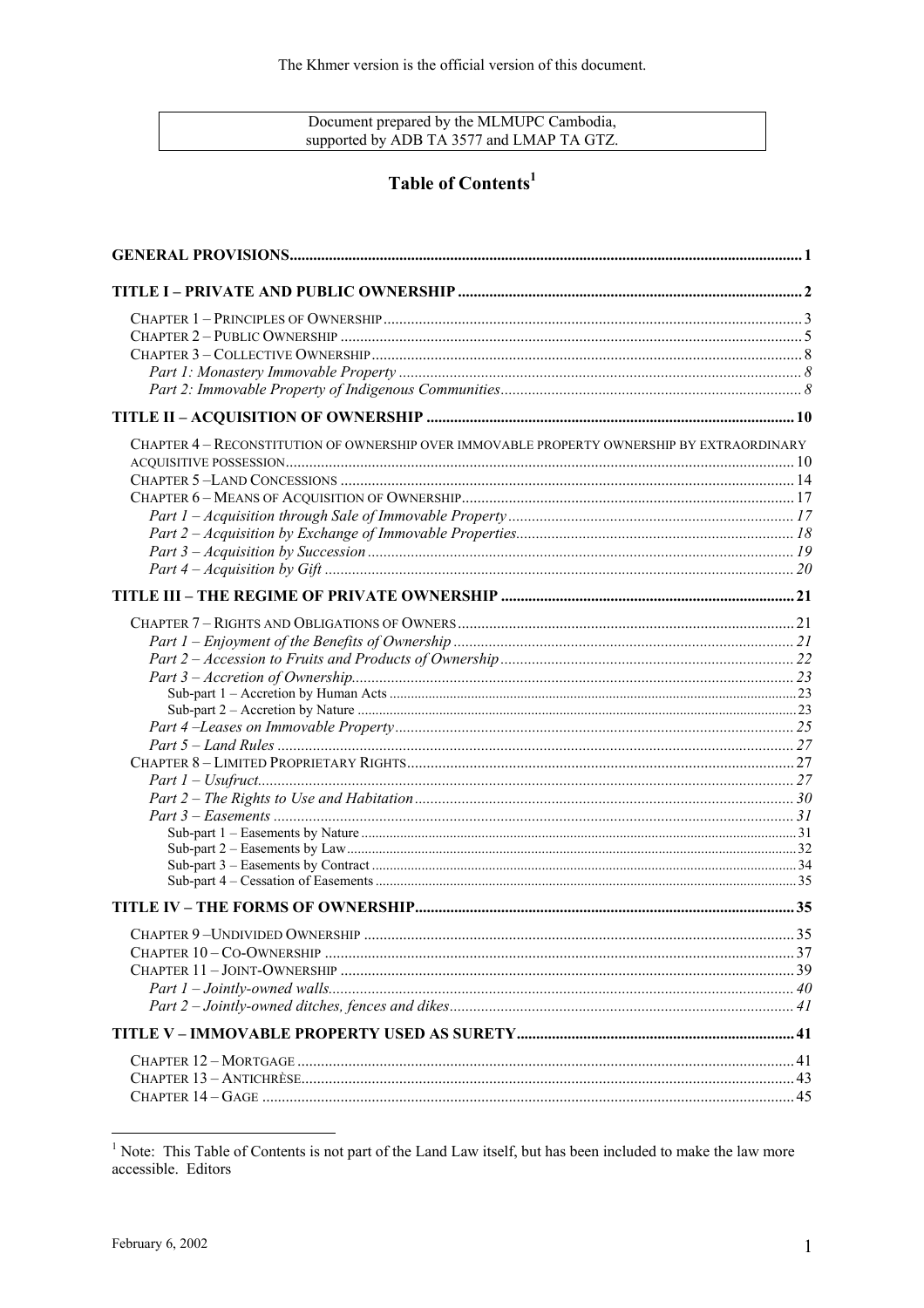The Khmer version is the official version of this document.

Document prepared by the MLMUPC Cambodia, supported by ADB TA 3577 and LMAP TA GTZ.

# Table of Contents[1]

**GENERAL PROVISIONS** ..... 1

**TITLE I – PRIVATE AND PUBLIC OWNERSHIP** ..... 2

- CHAPTER 1 – PRINCIPLES OF OWNERSHIP ..... 3
- CHAPTER 2 – PUBLIC OWNERSHIP ..... 5
- CHAPTER 3 – COLLECTIVE OWNERSHIP ..... 8
  - *Part 1: Monastery Immovable Property* ..... 8
  - *Part 2: Immovable Property of Indigenous Communities* ..... 8

**TITLE II – ACQUISITION OF OWNERSHIP** ..... 10

- CHAPTER 4 – RECONSTITUTION OF OWNERSHIP OVER IMMOVABLE PROPERTY OWNERSHIP BY EXTRAORDINARY ACQUISITIVE POSSESSION ..... 10
- CHAPTER 5 –LAND CONCESSIONS ..... 14
- CHAPTER 6 – MEANS OF ACQUISITION OF OWNERSHIP ..... 17
  - *Part 1 – Acquisition through Sale of Immovable Property* ..... 17
  - *Part 2 – Acquisition by Exchange of Immovable Properties* ..... 18
  - *Part 3 – Acquisition by Succession* ..... 19
  - *Part 4 – Acquisition by Gift* ..... 20

**TITLE III – THE REGIME OF PRIVATE OWNERSHIP** ..... 21

- CHAPTER 7 – RIGHTS AND OBLIGATIONS OF OWNERS ..... 21
  - *Part 1 – Enjoyment of the Benefits of Ownership* ..... 21
  - *Part 2 – Accession to Fruits and Products of Ownership* ..... 22
  - *Part 3 – Accretion of Ownership* ..... 23
    - Sub-part 1 – Accretion by Human Acts ..... 23
    - Sub-part 2 – Accretion by Nature ..... 23
  - *Part 4 –Leases on Immovable Property* ..... 25
  - *Part 5 – Land Rules* ..... 27
- CHAPTER 8 – LIMITED PROPRIETARY RIGHTS ..... 27
  - *Part 1 – Usufruct* ..... 27
  - *Part 2 – The Rights to Use and Habitation* ..... 30
  - *Part 3 – Easements* ..... 31
    - Sub-part 1 – Easements by Nature ..... 31
    - Sub-part 2 – Easements by Law ..... 32
    - Sub-part 3 – Easements by Contract ..... 34
    - Sub-part 4 – Cessation of Easements ..... 35

**TITLE IV – THE FORMS OF OWNERSHIP** ..... 35

- CHAPTER 9 –UNDIVIDED OWNERSHIP ..... 35
- CHAPTER 10 – CO-OWNERSHIP ..... 37
- CHAPTER 11 – JOINT-OWNERSHIP ..... 39
  - *Part 1 – Jointly-owned walls* ..... 40
  - *Part 2 – Jointly-owned ditches, fences and dikes* ..... 41

**TITLE V – IMMOVABLE PROPERTY USED AS SURETY** ..... 41

- CHAPTER 12 – MORTGAGE ..... 41
- CHAPTER 13 – ANTICHRÈSE ..... 43
- CHAPTER 14 – GAGE ..... 45

---

[1] Note: This Table of Contents is not part of the Land Law itself, but has been included to make the law more accessible. Editors

February 6, 2002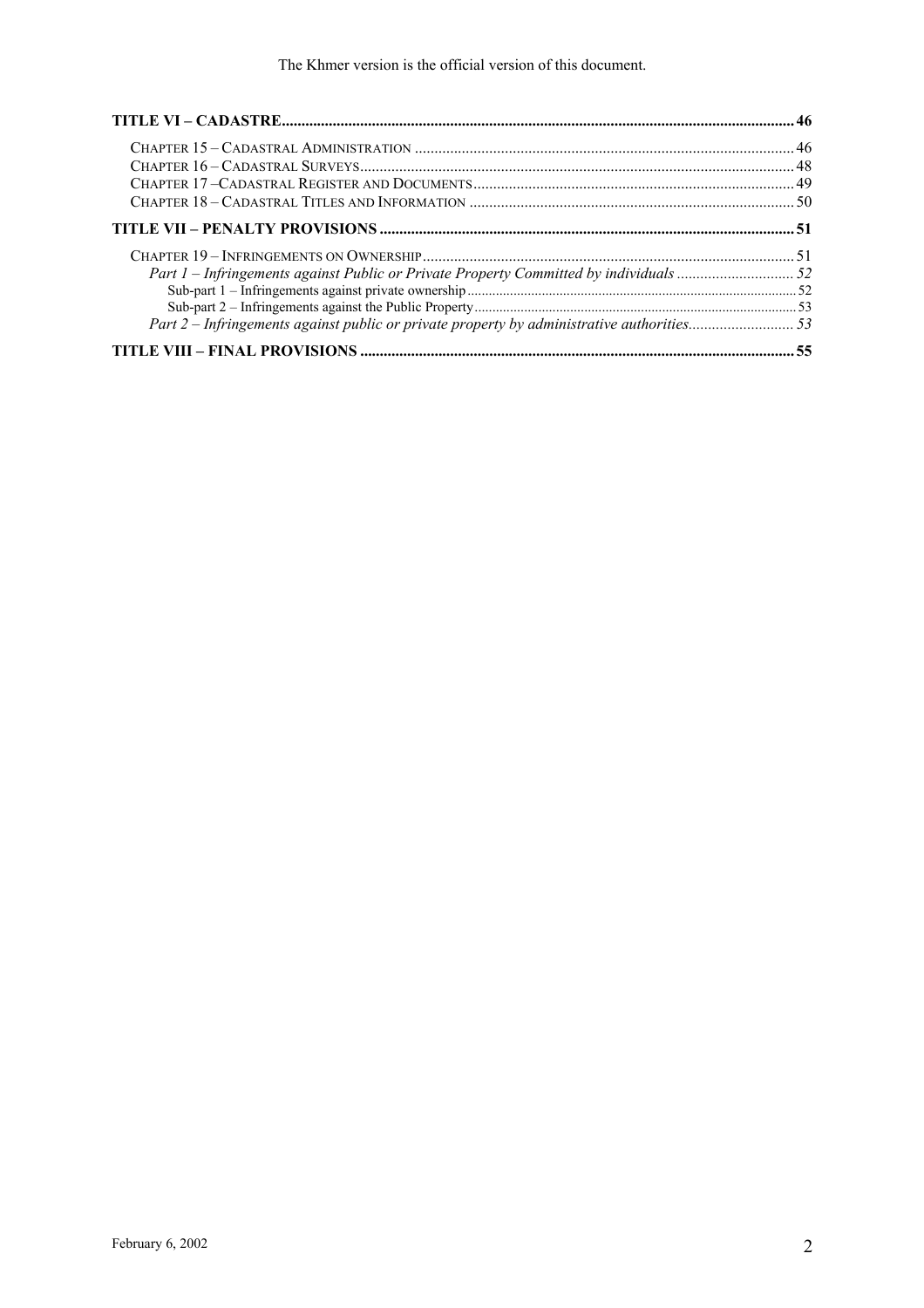The Khmer version is the official version of this document.

**TITLE VI – CADASTRE** .................................................................................................................................. **46**

CHAPTER 15 – CADASTRAL ADMINISTRATION ............................................................................................... 46
CHAPTER 16 – CADASTRAL SURVEYS .............................................................................................................. 48
CHAPTER 17 – CADASTRAL REGISTER AND DOCUMENTS ................................................................................ 49
CHAPTER 18 – CADASTRAL TITLES AND INFORMATION .................................................................................. 50

**TITLE VII – PENALTY PROVISIONS** ......................................................................................................... **51**

CHAPTER 19 – INFRINGEMENTS ON OWNERSHIP ............................................................................................. 51
*Part 1 – Infringements against Public or Private Property Committed by individuals* .............................. 52
Sub-part 1 – Infringements against private ownership .................................................................................. 52
Sub-part 2 – Infringements against the Public Property ................................................................................ 53
*Part 2 – Infringements against public or private property by administrative authorities* ........................... 53

**TITLE VIII – FINAL PROVISIONS** ............................................................................................................. **55**

February 6, 2002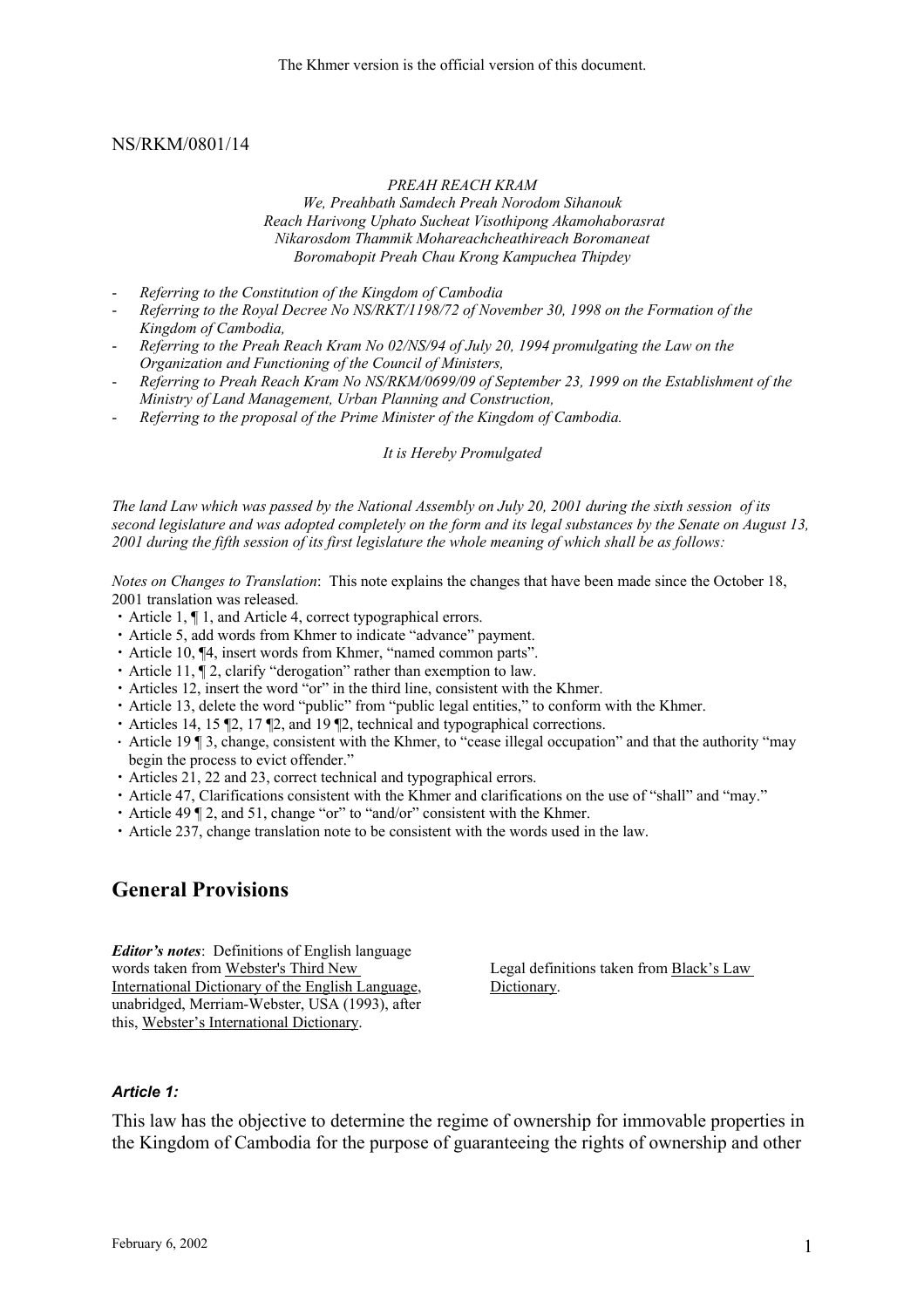The Khmer version is the official version of this document.

NS/RKM/0801/14

*PREAH REACH KRAM*
*We, Preahbath Samdech Preah Norodom Sihanouk*
*Reach Harivong Uphato Sucheat Visothipong Akamohaborasrat*
*Nikarosdom Thammik Mohareachcheathireach Boromaneat*
*Boromabopit Preah Chau Krong Kampuchea Thipdey*

- *Referring to the Constitution of the Kingdom of Cambodia*
- *Referring to the Royal Decree No NS/RKT/1198/72 of November 30, 1998 on the Formation of the Kingdom of Cambodia,*
- *Referring to the Preah Reach Kram No 02/NS/94 of July 20, 1994 promulgating the Law on the Organization and Functioning of the Council of Ministers,*
- *Referring to Preah Reach Kram No NS/RKM/0699/09 of September 23, 1999 on the Establishment of the Ministry of Land Management, Urban Planning and Construction,*
- *Referring to the proposal of the Prime Minister of the Kingdom of Cambodia.*

*It is Hereby Promulgated*

*The land Law which was passed by the National Assembly on July 20, 2001 during the sixth session of its second legislature and was adopted completely on the form and its legal substances by the Senate on August 13, 2001 during the fifth session of its first legislature the whole meaning of which shall be as follows:*

*Notes on Changes to Translation*: This note explains the changes that have been made since the October 18, 2001 translation was released.

- Article 1, ¶ 1, and Article 4, correct typographical errors.
- Article 5, add words from Khmer to indicate "advance" payment.
- Article 10, ¶4, insert words from Khmer, "named common parts".
- Article 11, ¶ 2, clarify "derogation" rather than exemption to law.
- Articles 12, insert the word "or" in the third line, consistent with the Khmer.
- Article 13, delete the word "public" from "public legal entities," to conform with the Khmer.
- Articles 14, 15 ¶2, 17 ¶2, and 19 ¶2, technical and typographical corrections.
- Article 19 ¶ 3, change, consistent with the Khmer, to "cease illegal occupation" and that the authority "may begin the process to evict offender."
- Articles 21, 22 and 23, correct technical and typographical errors.
- Article 47, Clarifications consistent with the Khmer and clarifications on the use of "shall" and "may."
- Article 49 ¶ 2, and 51, change "or" to "and/or" consistent with the Khmer.
- Article 237, change translation note to be consistent with the words used in the law.

## General Provisions

***Editor's notes***: Definitions of English language words taken from Webster's Third New International Dictionary of the English Language, unabridged, Merriam-Webster, USA (1993), after this, Webster's International Dictionary.

Legal definitions taken from Black's Law Dictionary.

#### *Article 1:*

This law has the objective to determine the regime of ownership for immovable properties in the Kingdom of Cambodia for the purpose of guaranteeing the rights of ownership and other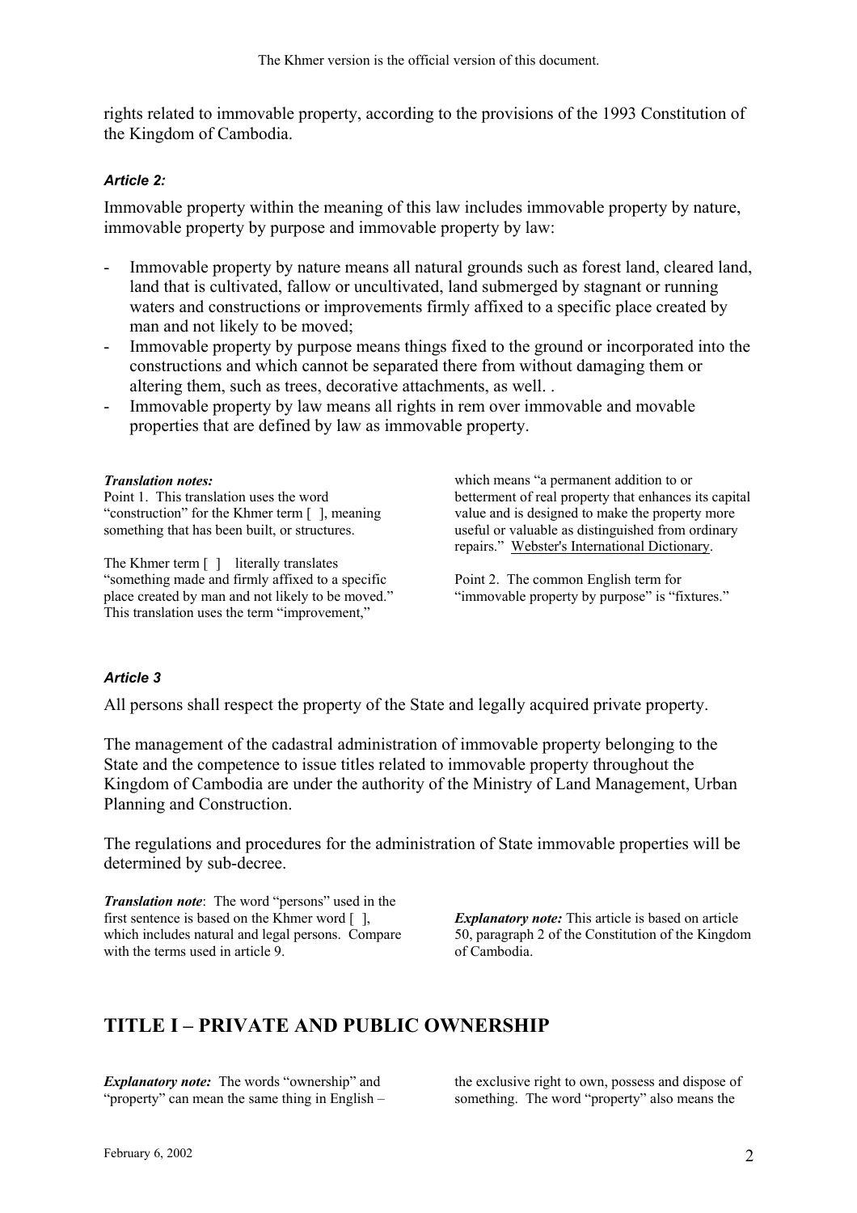rights related to immovable property, according to the provisions of the 1993 Constitution of the Kingdom of Cambodia.

### *Article 2:*

Immovable property within the meaning of this law includes immovable property by nature, immovable property by purpose and immovable property by law:

- Immovable property by nature means all natural grounds such as forest land, cleared land, land that is cultivated, fallow or uncultivated, land submerged by stagnant or running waters and constructions or improvements firmly affixed to a specific place created by man and not likely to be moved;
- Immovable property by purpose means things fixed to the ground or incorporated into the constructions and which cannot be separated there from without damaging them or altering them, such as trees, decorative attachments, as well. .
- Immovable property by law means all rights in rem over immovable and movable properties that are defined by law as immovable property.

***Translation notes:***
Point 1. This translation uses the word "construction" for the Khmer term [ ], meaning something that has been built, or structures.

The Khmer term [ ] literally translates "something made and firmly affixed to a specific place created by man and not likely to be moved." This translation uses the term "improvement," which means "a permanent addition to or betterment of real property that enhances its capital value and is designed to make the property more useful or valuable as distinguished from ordinary repairs." Webster's International Dictionary.

Point 2. The common English term for "immovable property by purpose" is "fixtures."

### *Article 3*

All persons shall respect the property of the State and legally acquired private property.

The management of the cadastral administration of immovable property belonging to the State and the competence to issue titles related to immovable property throughout the Kingdom of Cambodia are under the authority of the Ministry of Land Management, Urban Planning and Construction.

The regulations and procedures for the administration of State immovable properties will be determined by sub-decree.

***Translation note***: The word "persons" used in the first sentence is based on the Khmer word [ ], which includes natural and legal persons. Compare with the terms used in article 9.

***Explanatory note:*** This article is based on article 50, paragraph 2 of the Constitution of the Kingdom of Cambodia.

## TITLE I – PRIVATE AND PUBLIC OWNERSHIP

***Explanatory note:*** The words "ownership" and "property" can mean the same thing in English – the exclusive right to own, possess and dispose of something. The word "property" also means the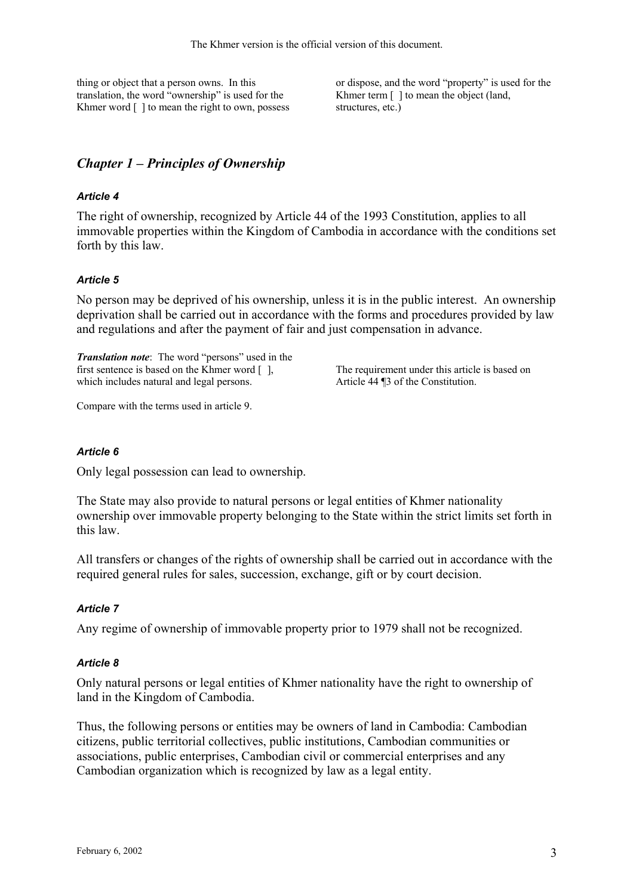thing or object that a person owns. In this translation, the word "ownership" is used for the Khmer word [ ] to mean the right to own, possess or dispose, and the word "property" is used for the Khmer term [ ] to mean the object (land, structures, etc.)

## *Chapter 1 – Principles of Ownership*

### *Article 4*

The right of ownership, recognized by Article 44 of the 1993 Constitution, applies to all immovable properties within the Kingdom of Cambodia in accordance with the conditions set forth by this law.

### *Article 5*

No person may be deprived of his ownership, unless it is in the public interest. An ownership deprivation shall be carried out in accordance with the forms and procedures provided by law and regulations and after the payment of fair and just compensation in advance.

***Translation note***: The word "persons" used in the first sentence is based on the Khmer word [ ], which includes natural and legal persons.

Compare with the terms used in article 9.

The requirement under this article is based on Article 44 ¶3 of the Constitution.

### *Article 6*

Only legal possession can lead to ownership.

The State may also provide to natural persons or legal entities of Khmer nationality ownership over immovable property belonging to the State within the strict limits set forth in this law.

All transfers or changes of the rights of ownership shall be carried out in accordance with the required general rules for sales, succession, exchange, gift or by court decision.

### *Article 7*

Any regime of ownership of immovable property prior to 1979 shall not be recognized.

### *Article 8*

Only natural persons or legal entities of Khmer nationality have the right to ownership of land in the Kingdom of Cambodia.

Thus, the following persons or entities may be owners of land in Cambodia: Cambodian citizens, public territorial collectives, public institutions, Cambodian communities or associations, public enterprises, Cambodian civil or commercial enterprises and any Cambodian organization which is recognized by law as a legal entity.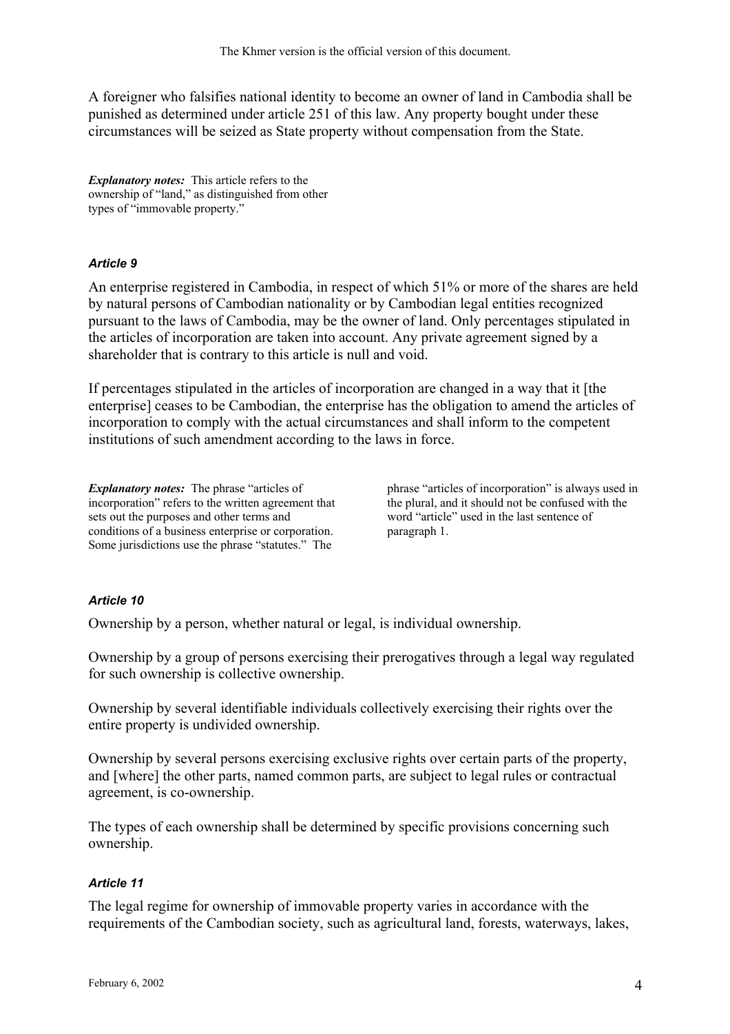A foreigner who falsifies national identity to become an owner of land in Cambodia shall be punished as determined under article 251 of this law. Any property bought under these circumstances will be seized as State property without compensation from the State.

***Explanatory notes:*** This article refers to the ownership of "land," as distinguished from other types of "immovable property."

#### *Article 9*

An enterprise registered in Cambodia, in respect of which 51% or more of the shares are held by natural persons of Cambodian nationality or by Cambodian legal entities recognized pursuant to the laws of Cambodia, may be the owner of land. Only percentages stipulated in the articles of incorporation are taken into account. Any private agreement signed by a shareholder that is contrary to this article is null and void.

If percentages stipulated in the articles of incorporation are changed in a way that it [the enterprise] ceases to be Cambodian, the enterprise has the obligation to amend the articles of incorporation to comply with the actual circumstances and shall inform to the competent institutions of such amendment according to the laws in force.

***Explanatory notes:*** The phrase "articles of incorporation" refers to the written agreement that sets out the purposes and other terms and conditions of a business enterprise or corporation. Some jurisdictions use the phrase "statutes." The phrase "articles of incorporation" is always used in the plural, and it should not be confused with the word "article" used in the last sentence of paragraph 1.

#### *Article 10*

Ownership by a person, whether natural or legal, is individual ownership.

Ownership by a group of persons exercising their prerogatives through a legal way regulated for such ownership is collective ownership.

Ownership by several identifiable individuals collectively exercising their rights over the entire property is undivided ownership.

Ownership by several persons exercising exclusive rights over certain parts of the property, and [where] the other parts, named common parts, are subject to legal rules or contractual agreement, is co-ownership.

The types of each ownership shall be determined by specific provisions concerning such ownership.

#### *Article 11*

The legal regime for ownership of immovable property varies in accordance with the requirements of the Cambodian society, such as agricultural land, forests, waterways, lakes,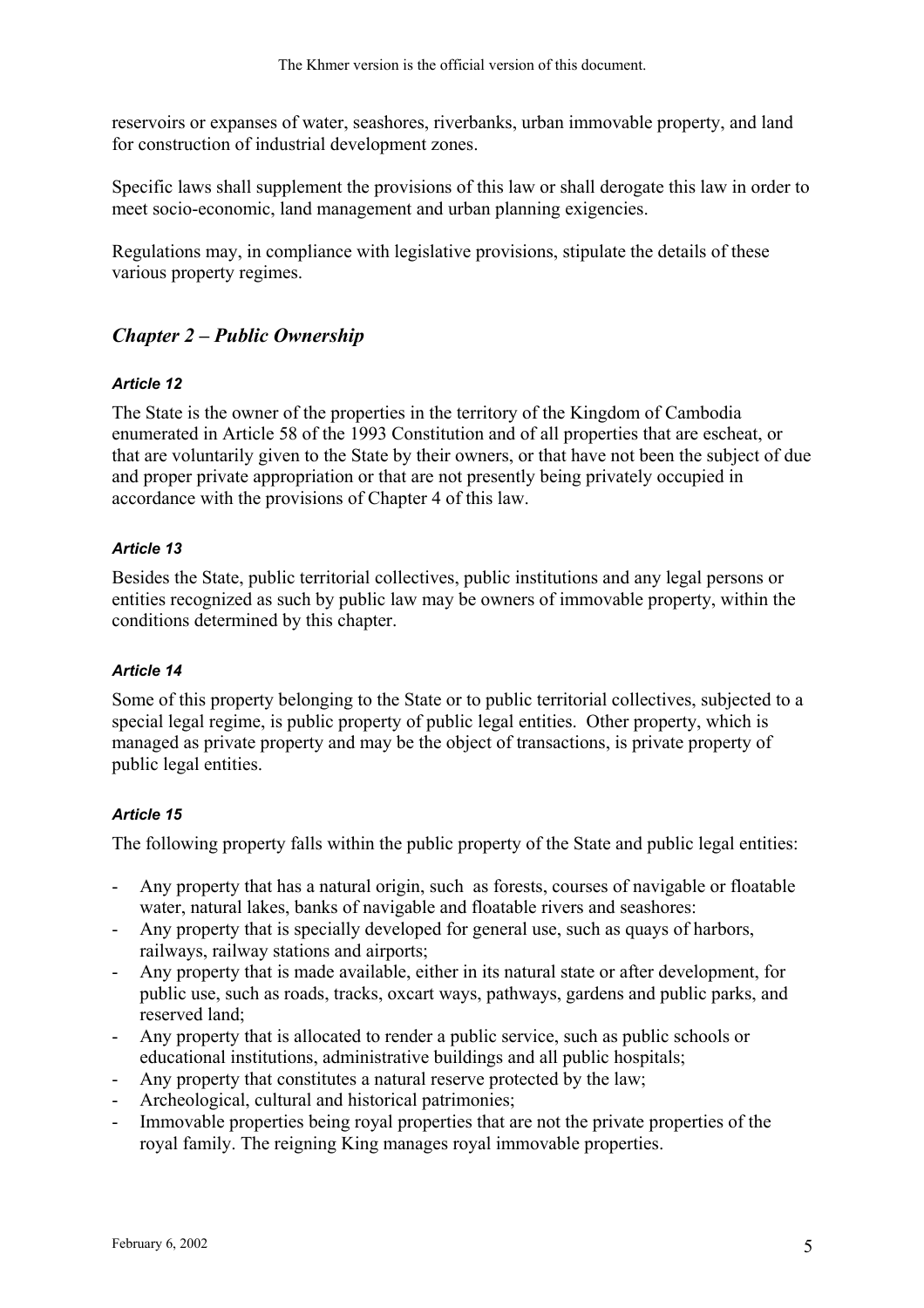reservoirs or expanses of water, seashores, riverbanks, urban immovable property, and land for construction of industrial development zones.

Specific laws shall supplement the provisions of this law or shall derogate this law in order to meet socio-economic, land management and urban planning exigencies.

Regulations may, in compliance with legislative provisions, stipulate the details of these various property regimes.

## *Chapter 2 – Public Ownership*

#### *Article 12*

The State is the owner of the properties in the territory of the Kingdom of Cambodia enumerated in Article 58 of the 1993 Constitution and of all properties that are escheat, or that are voluntarily given to the State by their owners, or that have not been the subject of due and proper private appropriation or that are not presently being privately occupied in accordance with the provisions of Chapter 4 of this law.

#### *Article 13*

Besides the State, public territorial collectives, public institutions and any legal persons or entities recognized as such by public law may be owners of immovable property, within the conditions determined by this chapter.

#### *Article 14*

Some of this property belonging to the State or to public territorial collectives, subjected to a special legal regime, is public property of public legal entities. Other property, which is managed as private property and may be the object of transactions, is private property of public legal entities.

#### *Article 15*

The following property falls within the public property of the State and public legal entities:

- Any property that has a natural origin, such as forests, courses of navigable or floatable water, natural lakes, banks of navigable and floatable rivers and seashores:
- Any property that is specially developed for general use, such as quays of harbors, railways, railway stations and airports;
- Any property that is made available, either in its natural state or after development, for public use, such as roads, tracks, oxcart ways, pathways, gardens and public parks, and reserved land;
- Any property that is allocated to render a public service, such as public schools or educational institutions, administrative buildings and all public hospitals;
- Any property that constitutes a natural reserve protected by the law;
- Archeological, cultural and historical patrimonies;
- Immovable properties being royal properties that are not the private properties of the royal family. The reigning King manages royal immovable properties.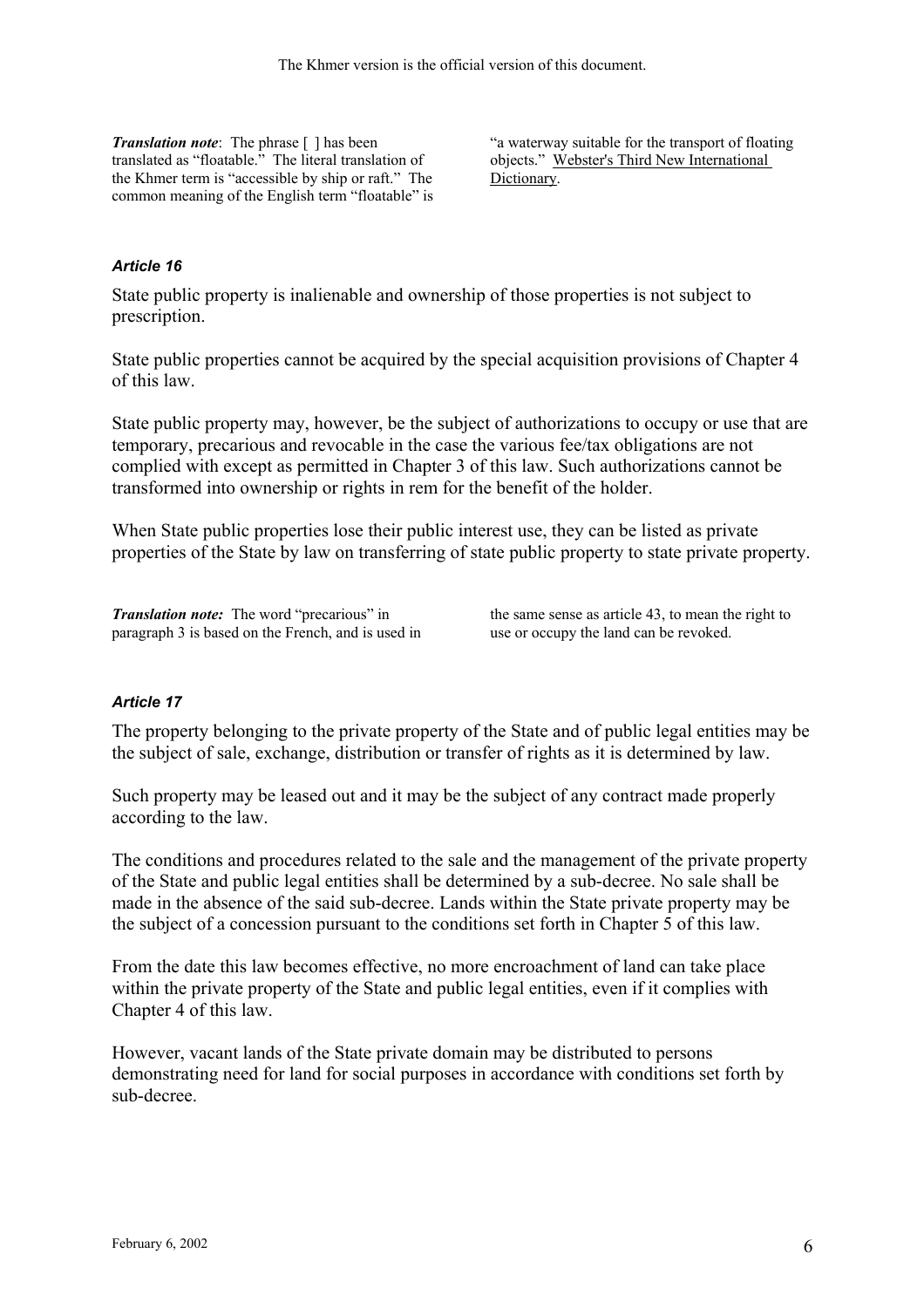*__Translation note__*: The phrase [ ] has been translated as "floatable." The literal translation of the Khmer term is "accessible by ship or raft." The common meaning of the English term "floatable" is "a waterway suitable for the transport of floating objects." Webster's Third New International Dictionary.

### *Article 16*

State public property is inalienable and ownership of those properties is not subject to prescription.

State public properties cannot be acquired by the special acquisition provisions of Chapter 4 of this law.

State public property may, however, be the subject of authorizations to occupy or use that are temporary, precarious and revocable in the case the various fee/tax obligations are not complied with except as permitted in Chapter 3 of this law. Such authorizations cannot be transformed into ownership or rights in rem for the benefit of the holder.

When State public properties lose their public interest use, they can be listed as private properties of the State by law on transferring of state public property to state private property.

*__Translation note:__* The word "precarious" in paragraph 3 is based on the French, and is used in the same sense as article 43, to mean the right to use or occupy the land can be revoked.

### *Article 17*

The property belonging to the private property of the State and of public legal entities may be the subject of sale, exchange, distribution or transfer of rights as it is determined by law.

Such property may be leased out and it may be the subject of any contract made properly according to the law.

The conditions and procedures related to the sale and the management of the private property of the State and public legal entities shall be determined by a sub-decree. No sale shall be made in the absence of the said sub-decree. Lands within the State private property may be the subject of a concession pursuant to the conditions set forth in Chapter 5 of this law.

From the date this law becomes effective, no more encroachment of land can take place within the private property of the State and public legal entities, even if it complies with Chapter 4 of this law.

However, vacant lands of the State private domain may be distributed to persons demonstrating need for land for social purposes in accordance with conditions set forth by sub-decree.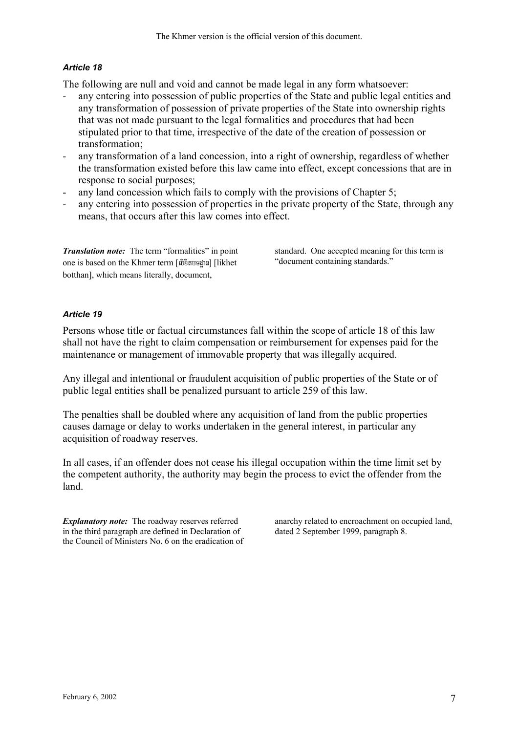### *Article 18*

The following are null and void and cannot be made legal in any form whatsoever:

- any entering into possession of public properties of the State and public legal entities and any transformation of possession of private properties of the State into ownership rights that was not made pursuant to the legal formalities and procedures that had been stipulated prior to that time, irrespective of the date of the creation of possession or transformation;
- any transformation of a land concession, into a right of ownership, regardless of whether the transformation existed before this law came into effect, except concessions that are in response to social purposes;
- any land concession which fails to comply with the provisions of Chapter 5;
- any entering into possession of properties in the private property of the State, through any means, that occurs after this law comes into effect.

***Translation note:*** The term "formalities" in point one is based on the Khmer term [លិខិតបទដ្ឋាន] [likhet botthan], which means literally, document, standard. One accepted meaning for this term is "document containing standards."

### *Article 19*

Persons whose title or factual circumstances fall within the scope of article 18 of this law shall not have the right to claim compensation or reimbursement for expenses paid for the maintenance or management of immovable property that was illegally acquired.

Any illegal and intentional or fraudulent acquisition of public properties of the State or of public legal entities shall be penalized pursuant to article 259 of this law.

The penalties shall be doubled where any acquisition of land from the public properties causes damage or delay to works undertaken in the general interest, in particular any acquisition of roadway reserves.

In all cases, if an offender does not cease his illegal occupation within the time limit set by the competent authority, the authority may begin the process to evict the offender from the land.

***Explanatory note:*** The roadway reserves referred in the third paragraph are defined in Declaration of the Council of Ministers No. 6 on the eradication of anarchy related to encroachment on occupied land, dated 2 September 1999, paragraph 8.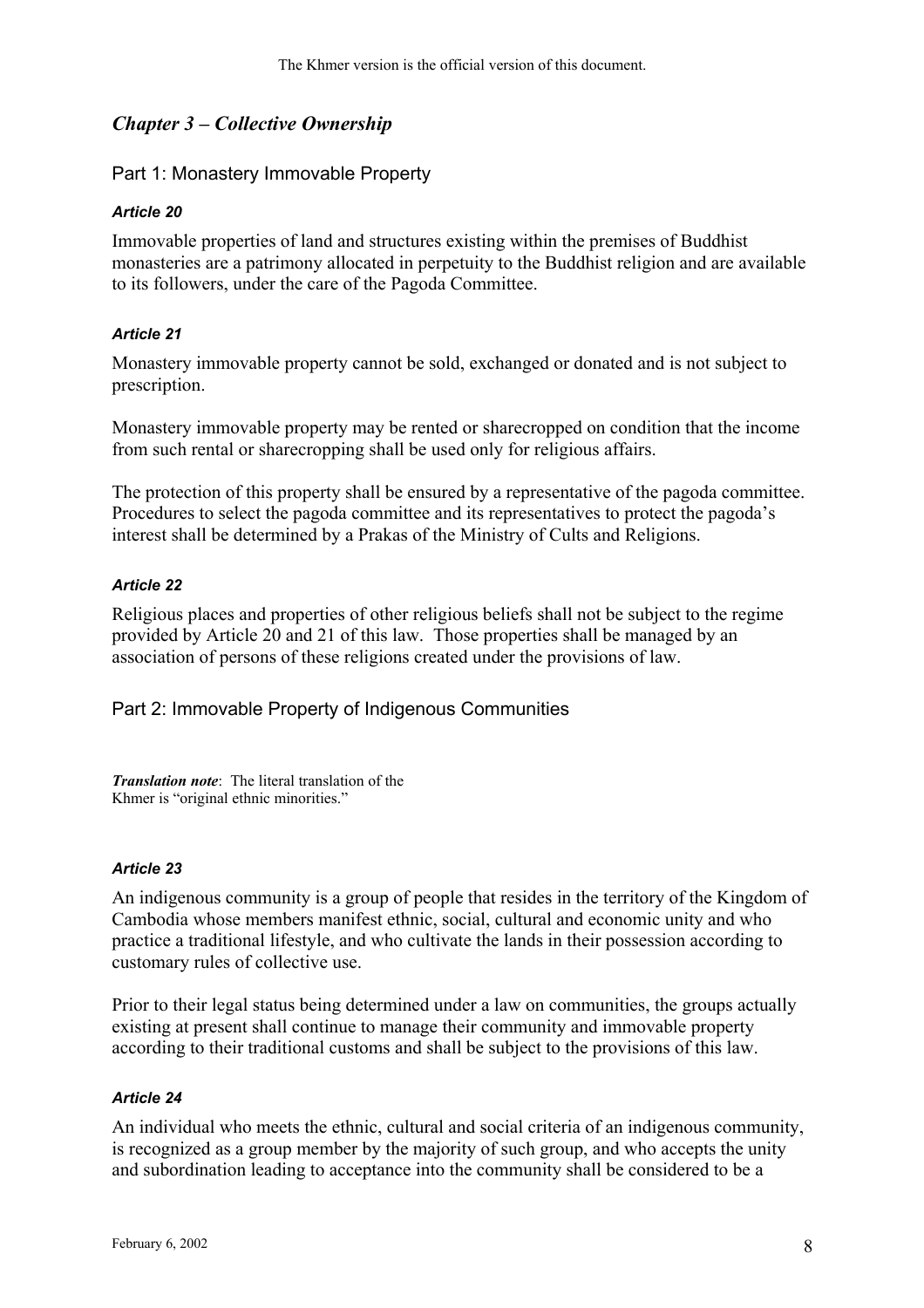## *Chapter 3 – Collective Ownership*

### Part 1: Monastery Immovable Property

#### *Article 20*

Immovable properties of land and structures existing within the premises of Buddhist monasteries are a patrimony allocated in perpetuity to the Buddhist religion and are available to its followers, under the care of the Pagoda Committee.

#### *Article 21*

Monastery immovable property cannot be sold, exchanged or donated and is not subject to prescription.

Monastery immovable property may be rented or sharecropped on condition that the income from such rental or sharecropping shall be used only for religious affairs.

The protection of this property shall be ensured by a representative of the pagoda committee. Procedures to select the pagoda committee and its representatives to protect the pagoda's interest shall be determined by a Prakas of the Ministry of Cults and Religions.

#### *Article 22*

Religious places and properties of other religious beliefs shall not be subject to the regime provided by Article 20 and 21 of this law. Those properties shall be managed by an association of persons of these religions created under the provisions of law.

### Part 2: Immovable Property of Indigenous Communities

***Translation note***: The literal translation of the Khmer is "original ethnic minorities."

#### *Article 23*

An indigenous community is a group of people that resides in the territory of the Kingdom of Cambodia whose members manifest ethnic, social, cultural and economic unity and who practice a traditional lifestyle, and who cultivate the lands in their possession according to customary rules of collective use.

Prior to their legal status being determined under a law on communities, the groups actually existing at present shall continue to manage their community and immovable property according to their traditional customs and shall be subject to the provisions of this law.

#### *Article 24*

An individual who meets the ethnic, cultural and social criteria of an indigenous community, is recognized as a group member by the majority of such group, and who accepts the unity and subordination leading to acceptance into the community shall be considered to be a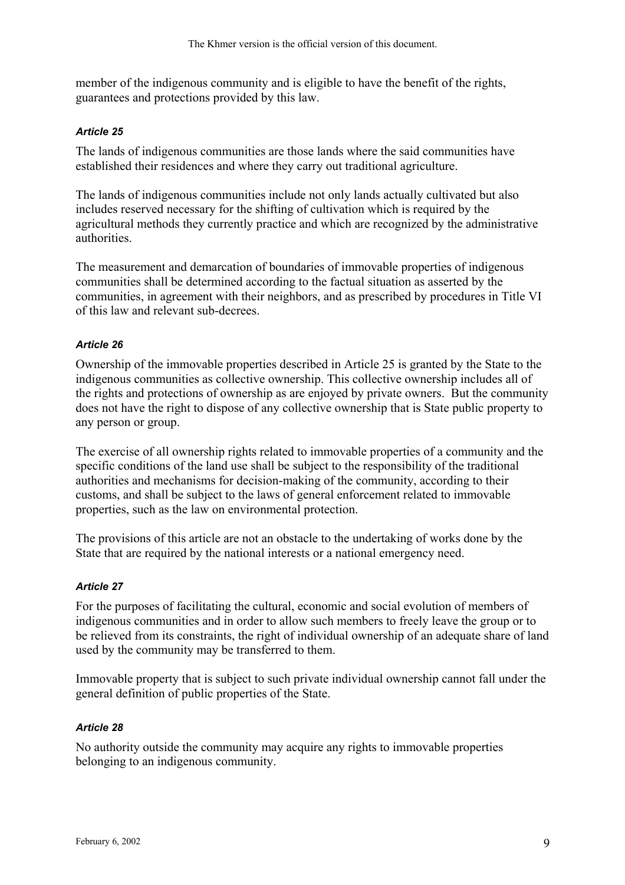member of the indigenous community and is eligible to have the benefit of the rights, guarantees and protections provided by this law.

#### *Article 25*

The lands of indigenous communities are those lands where the said communities have established their residences and where they carry out traditional agriculture.

The lands of indigenous communities include not only lands actually cultivated but also includes reserved necessary for the shifting of cultivation which is required by the agricultural methods they currently practice and which are recognized by the administrative authorities.

The measurement and demarcation of boundaries of immovable properties of indigenous communities shall be determined according to the factual situation as asserted by the communities, in agreement with their neighbors, and as prescribed by procedures in Title VI of this law and relevant sub-decrees.

#### *Article 26*

Ownership of the immovable properties described in Article 25 is granted by the State to the indigenous communities as collective ownership. This collective ownership includes all of the rights and protections of ownership as are enjoyed by private owners. But the community does not have the right to dispose of any collective ownership that is State public property to any person or group.

The exercise of all ownership rights related to immovable properties of a community and the specific conditions of the land use shall be subject to the responsibility of the traditional authorities and mechanisms for decision-making of the community, according to their customs, and shall be subject to the laws of general enforcement related to immovable properties, such as the law on environmental protection.

The provisions of this article are not an obstacle to the undertaking of works done by the State that are required by the national interests or a national emergency need.

#### *Article 27*

For the purposes of facilitating the cultural, economic and social evolution of members of indigenous communities and in order to allow such members to freely leave the group or to be relieved from its constraints, the right of individual ownership of an adequate share of land used by the community may be transferred to them.

Immovable property that is subject to such private individual ownership cannot fall under the general definition of public properties of the State.

#### *Article 28*

No authority outside the community may acquire any rights to immovable properties belonging to an indigenous community.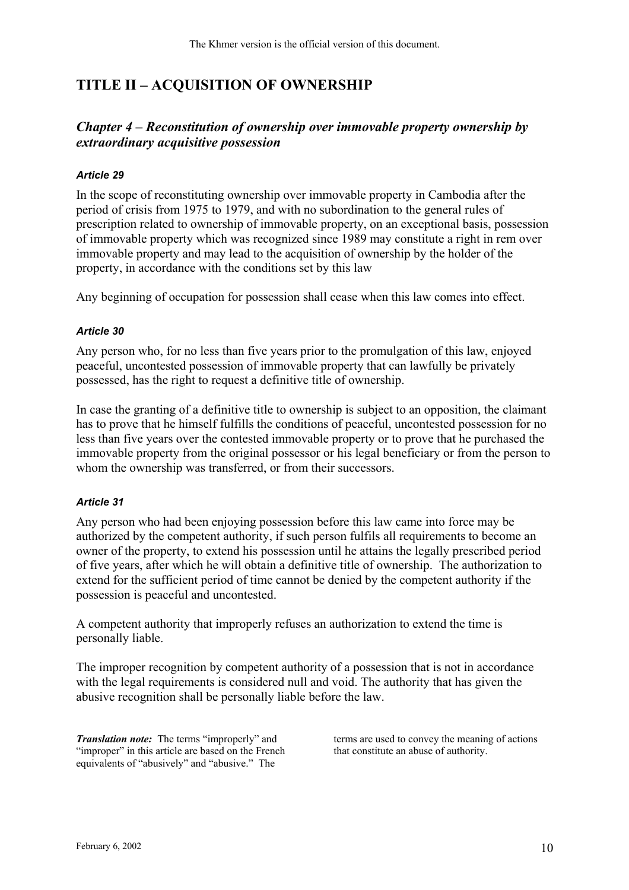# TITLE II – ACQUISITION OF OWNERSHIP

## *Chapter 4 – Reconstitution of ownership over immovable property ownership by extraordinary acquisitive possession*

### *Article 29*

In the scope of reconstituting ownership over immovable property in Cambodia after the period of crisis from 1975 to 1979, and with no subordination to the general rules of prescription related to ownership of immovable property, on an exceptional basis, possession of immovable property which was recognized since 1989 may constitute a right in rem over immovable property and may lead to the acquisition of ownership by the holder of the property, in accordance with the conditions set by this law

Any beginning of occupation for possession shall cease when this law comes into effect.

### *Article 30*

Any person who, for no less than five years prior to the promulgation of this law, enjoyed peaceful, uncontested possession of immovable property that can lawfully be privately possessed, has the right to request a definitive title of ownership.

In case the granting of a definitive title to ownership is subject to an opposition, the claimant has to prove that he himself fulfills the conditions of peaceful, uncontested possession for no less than five years over the contested immovable property or to prove that he purchased the immovable property from the original possessor or his legal beneficiary or from the person to whom the ownership was transferred, or from their successors.

### *Article 31*

Any person who had been enjoying possession before this law came into force may be authorized by the competent authority, if such person fulfils all requirements to become an owner of the property, to extend his possession until he attains the legally prescribed period of five years, after which he will obtain a definitive title of ownership. The authorization to extend for the sufficient period of time cannot be denied by the competent authority if the possession is peaceful and uncontested.

A competent authority that improperly refuses an authorization to extend the time is personally liable.

The improper recognition by competent authority of a possession that is not in accordance with the legal requirements is considered null and void. The authority that has given the abusive recognition shall be personally liable before the law.

***Translation note:*** The terms "improperly" and "improper" in this article are based on the French equivalents of "abusively" and "abusive." The terms are used to convey the meaning of actions that constitute an abuse of authority.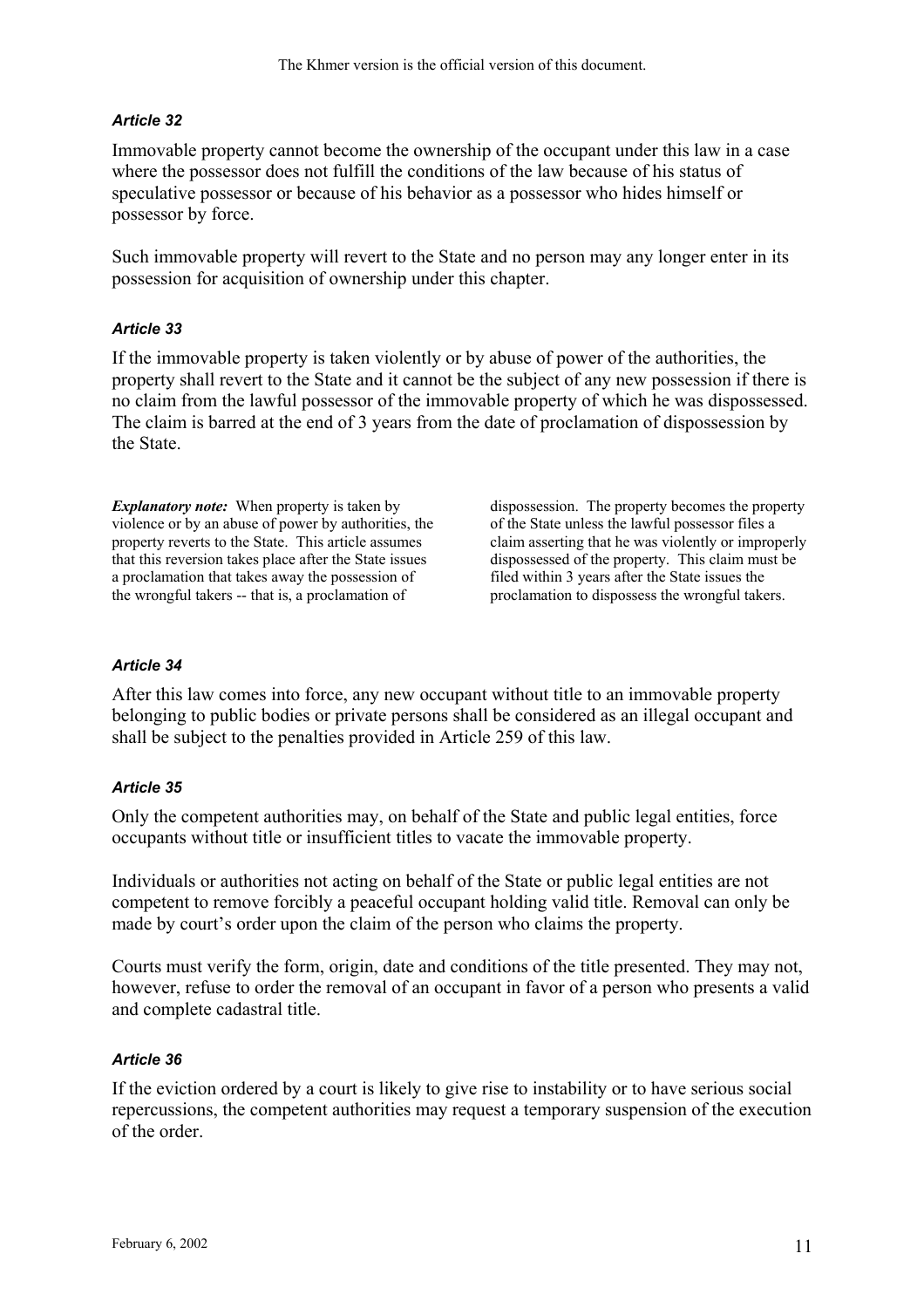### *Article 32*

Immovable property cannot become the ownership of the occupant under this law in a case where the possessor does not fulfill the conditions of the law because of his status of speculative possessor or because of his behavior as a possessor who hides himself or possessor by force.

Such immovable property will revert to the State and no person may any longer enter in its possession for acquisition of ownership under this chapter.

### *Article 33*

If the immovable property is taken violently or by abuse of power of the authorities, the property shall revert to the State and it cannot be the subject of any new possession if there is no claim from the lawful possessor of the immovable property of which he was dispossessed. The claim is barred at the end of 3 years from the date of proclamation of dispossession by the State.

***Explanatory note:*** When property is taken by violence or by an abuse of power by authorities, the property reverts to the State. This article assumes that this reversion takes place after the State issues a proclamation that takes away the possession of the wrongful takers -- that is, a proclamation of dispossession. The property becomes the property of the State unless the lawful possessor files a claim asserting that he was violently or improperly dispossessed of the property. This claim must be filed within 3 years after the State issues the proclamation to dispossess the wrongful takers.

### *Article 34*

After this law comes into force, any new occupant without title to an immovable property belonging to public bodies or private persons shall be considered as an illegal occupant and shall be subject to the penalties provided in Article 259 of this law.

### *Article 35*

Only the competent authorities may, on behalf of the State and public legal entities, force occupants without title or insufficient titles to vacate the immovable property.

Individuals or authorities not acting on behalf of the State or public legal entities are not competent to remove forcibly a peaceful occupant holding valid title. Removal can only be made by court's order upon the claim of the person who claims the property.

Courts must verify the form, origin, date and conditions of the title presented. They may not, however, refuse to order the removal of an occupant in favor of a person who presents a valid and complete cadastral title.

### *Article 36*

If the eviction ordered by a court is likely to give rise to instability or to have serious social repercussions, the competent authorities may request a temporary suspension of the execution of the order.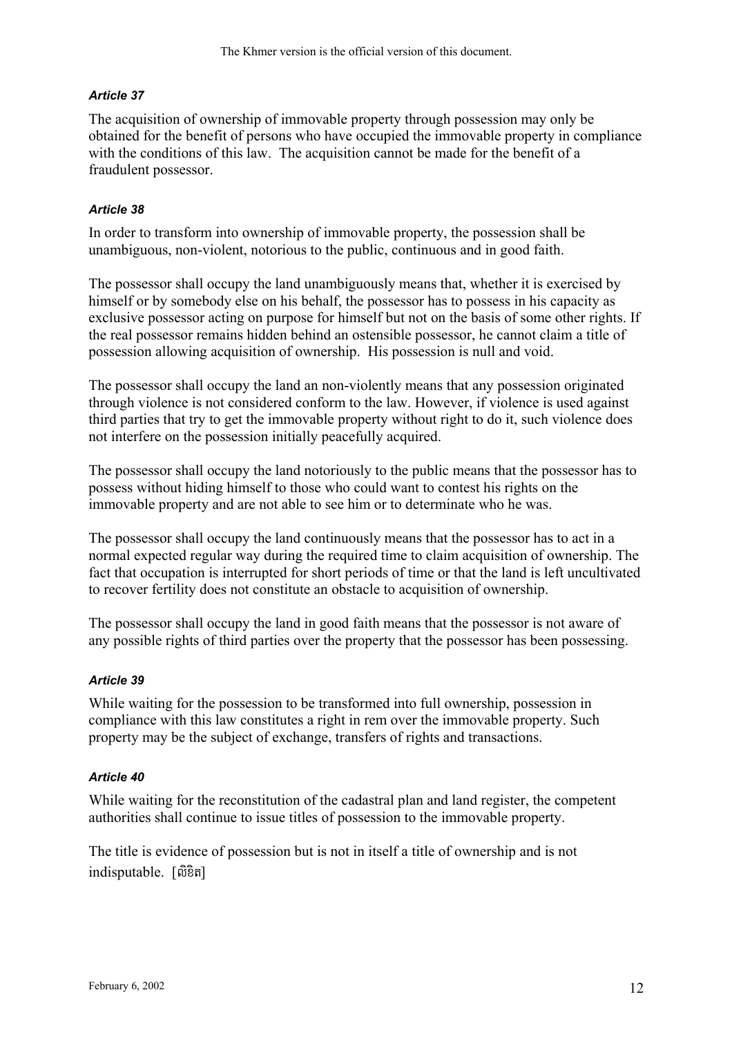### *Article 37*

The acquisition of ownership of immovable property through possession may only be obtained for the benefit of persons who have occupied the immovable property in compliance with the conditions of this law. The acquisition cannot be made for the benefit of a fraudulent possessor.

### *Article 38*

In order to transform into ownership of immovable property, the possession shall be unambiguous, non-violent, notorious to the public, continuous and in good faith.

The possessor shall occupy the land unambiguously means that, whether it is exercised by himself or by somebody else on his behalf, the possessor has to possess in his capacity as exclusive possessor acting on purpose for himself but not on the basis of some other rights. If the real possessor remains hidden behind an ostensible possessor, he cannot claim a title of possession allowing acquisition of ownership. His possession is null and void.

The possessor shall occupy the land an non-violently means that any possession originated through violence is not considered conform to the law. However, if violence is used against third parties that try to get the immovable property without right to do it, such violence does not interfere on the possession initially peacefully acquired.

The possessor shall occupy the land notoriously to the public means that the possessor has to possess without hiding himself to those who could want to contest his rights on the immovable property and are not able to see him or to determinate who he was.

The possessor shall occupy the land continuously means that the possessor has to act in a normal expected regular way during the required time to claim acquisition of ownership. The fact that occupation is interrupted for short periods of time or that the land is left uncultivated to recover fertility does not constitute an obstacle to acquisition of ownership.

The possessor shall occupy the land in good faith means that the possessor is not aware of any possible rights of third parties over the property that the possessor has been possessing.

### *Article 39*

While waiting for the possession to be transformed into full ownership, possession in compliance with this law constitutes a right in rem over the immovable property. Such property may be the subject of exchange, transfers of rights and transactions.

### *Article 40*

While waiting for the reconstitution of the cadastral plan and land register, the competent authorities shall continue to issue titles of possession to the immovable property.

The title is evidence of possession but is not in itself a title of ownership and is not indisputable. [លិខិត]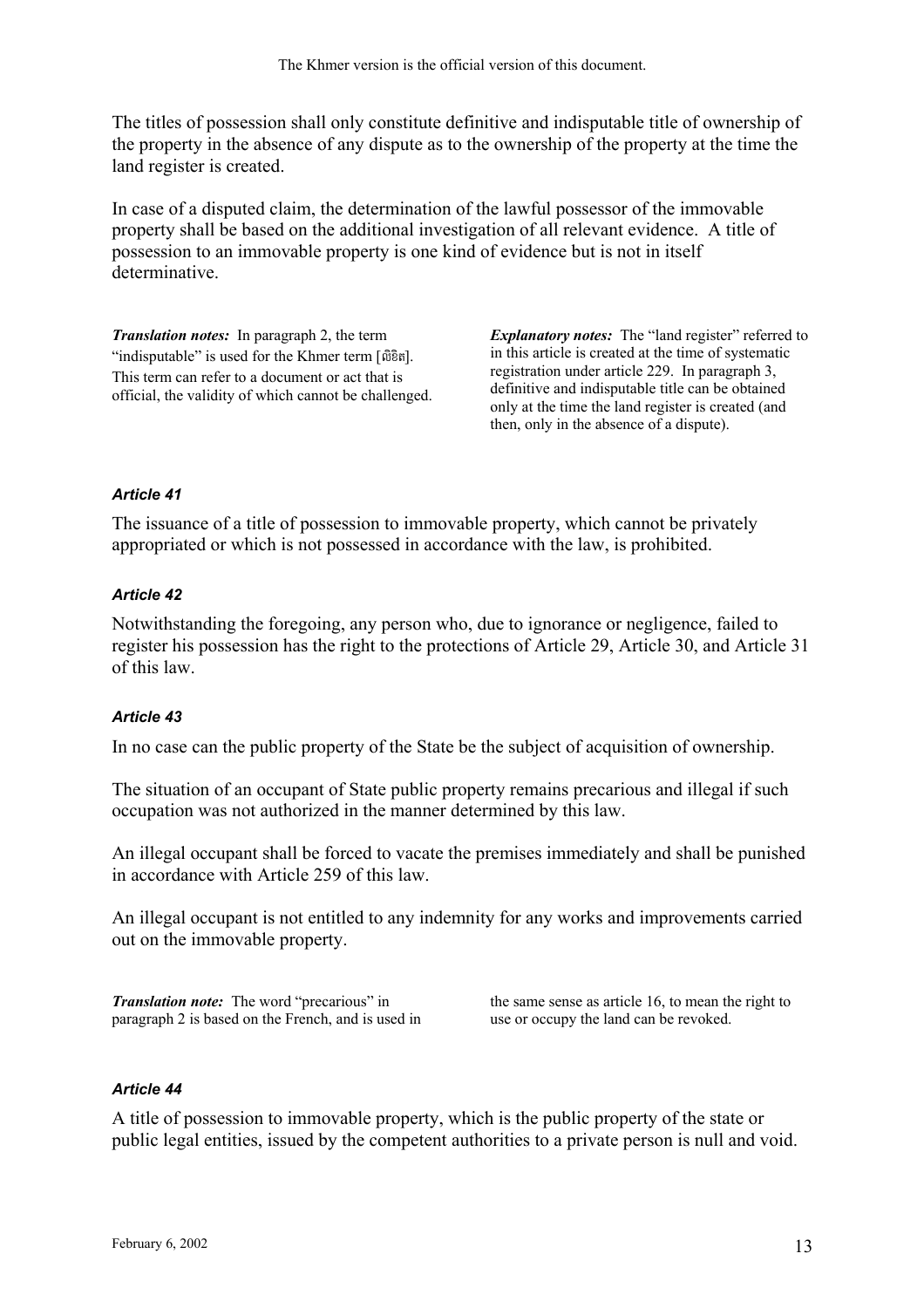The titles of possession shall only constitute definitive and indisputable title of ownership of the property in the absence of any dispute as to the ownership of the property at the time the land register is created.

In case of a disputed claim, the determination of the lawful possessor of the immovable property shall be based on the additional investigation of all relevant evidence. A title of possession to an immovable property is one kind of evidence but is not in itself determinative.

***Translation notes:*** In paragraph 2, the term "indisputable" is used for the Khmer term [លិខិត]. This term can refer to a document or act that is official, the validity of which cannot be challenged.

***Explanatory notes:*** The "land register" referred to in this article is created at the time of systematic registration under article 229. In paragraph 3, definitive and indisputable title can be obtained only at the time the land register is created (and then, only in the absence of a dispute).

#### *Article 41*

The issuance of a title of possession to immovable property, which cannot be privately appropriated or which is not possessed in accordance with the law, is prohibited.

#### *Article 42*

Notwithstanding the foregoing, any person who, due to ignorance or negligence, failed to register his possession has the right to the protections of Article 29, Article 30, and Article 31 of this law.

#### *Article 43*

In no case can the public property of the State be the subject of acquisition of ownership.

The situation of an occupant of State public property remains precarious and illegal if such occupation was not authorized in the manner determined by this law.

An illegal occupant shall be forced to vacate the premises immediately and shall be punished in accordance with Article 259 of this law.

An illegal occupant is not entitled to any indemnity for any works and improvements carried out on the immovable property.

***Translation note:*** The word "precarious" in paragraph 2 is based on the French, and is used in the same sense as article 16, to mean the right to use or occupy the land can be revoked.

#### *Article 44*

A title of possession to immovable property, which is the public property of the state or public legal entities, issued by the competent authorities to a private person is null and void.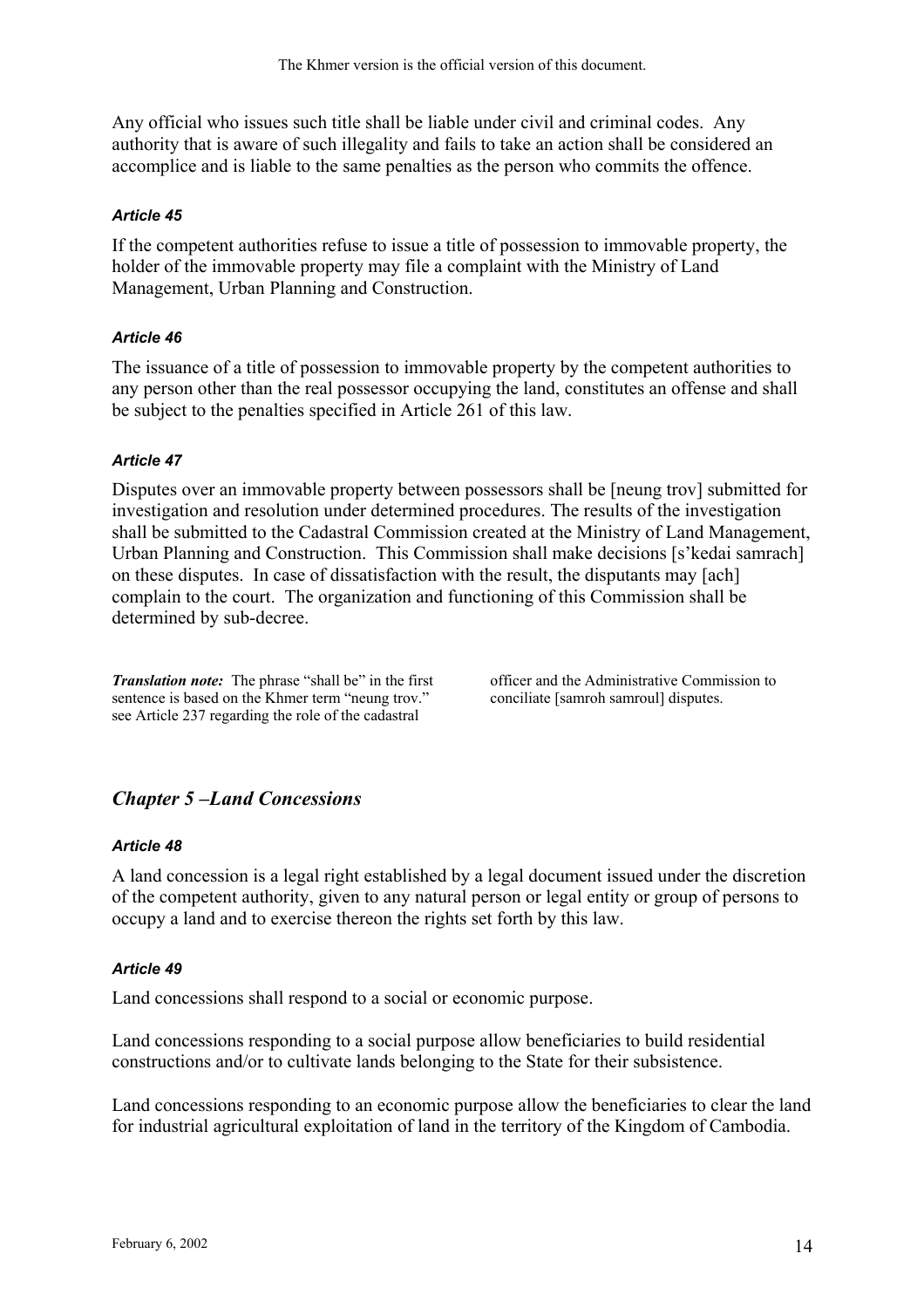Any official who issues such title shall be liable under civil and criminal codes. Any authority that is aware of such illegality and fails to take an action shall be considered an accomplice and is liable to the same penalties as the person who commits the offence.

#### *Article 45*

If the competent authorities refuse to issue a title of possession to immovable property, the holder of the immovable property may file a complaint with the Ministry of Land Management, Urban Planning and Construction.

#### *Article 46*

The issuance of a title of possession to immovable property by the competent authorities to any person other than the real possessor occupying the land, constitutes an offense and shall be subject to the penalties specified in Article 261 of this law.

#### *Article 47*

Disputes over an immovable property between possessors shall be [neung trov] submitted for investigation and resolution under determined procedures. The results of the investigation shall be submitted to the Cadastral Commission created at the Ministry of Land Management, Urban Planning and Construction. This Commission shall make decisions [s'kedai samrach] on these disputes. In case of dissatisfaction with the result, the disputants may [ach] complain to the court. The organization and functioning of this Commission shall be determined by sub-decree.

***Translation note:*** The phrase "shall be" in the first sentence is based on the Khmer term "neung trov." see Article 237 regarding the role of the cadastral officer and the Administrative Commission to conciliate [samroh samroul] disputes.

## *Chapter 5 –Land Concessions*

#### *Article 48*

A land concession is a legal right established by a legal document issued under the discretion of the competent authority, given to any natural person or legal entity or group of persons to occupy a land and to exercise thereon the rights set forth by this law.

#### *Article 49*

Land concessions shall respond to a social or economic purpose.

Land concessions responding to a social purpose allow beneficiaries to build residential constructions and/or to cultivate lands belonging to the State for their subsistence.

Land concessions responding to an economic purpose allow the beneficiaries to clear the land for industrial agricultural exploitation of land in the territory of the Kingdom of Cambodia.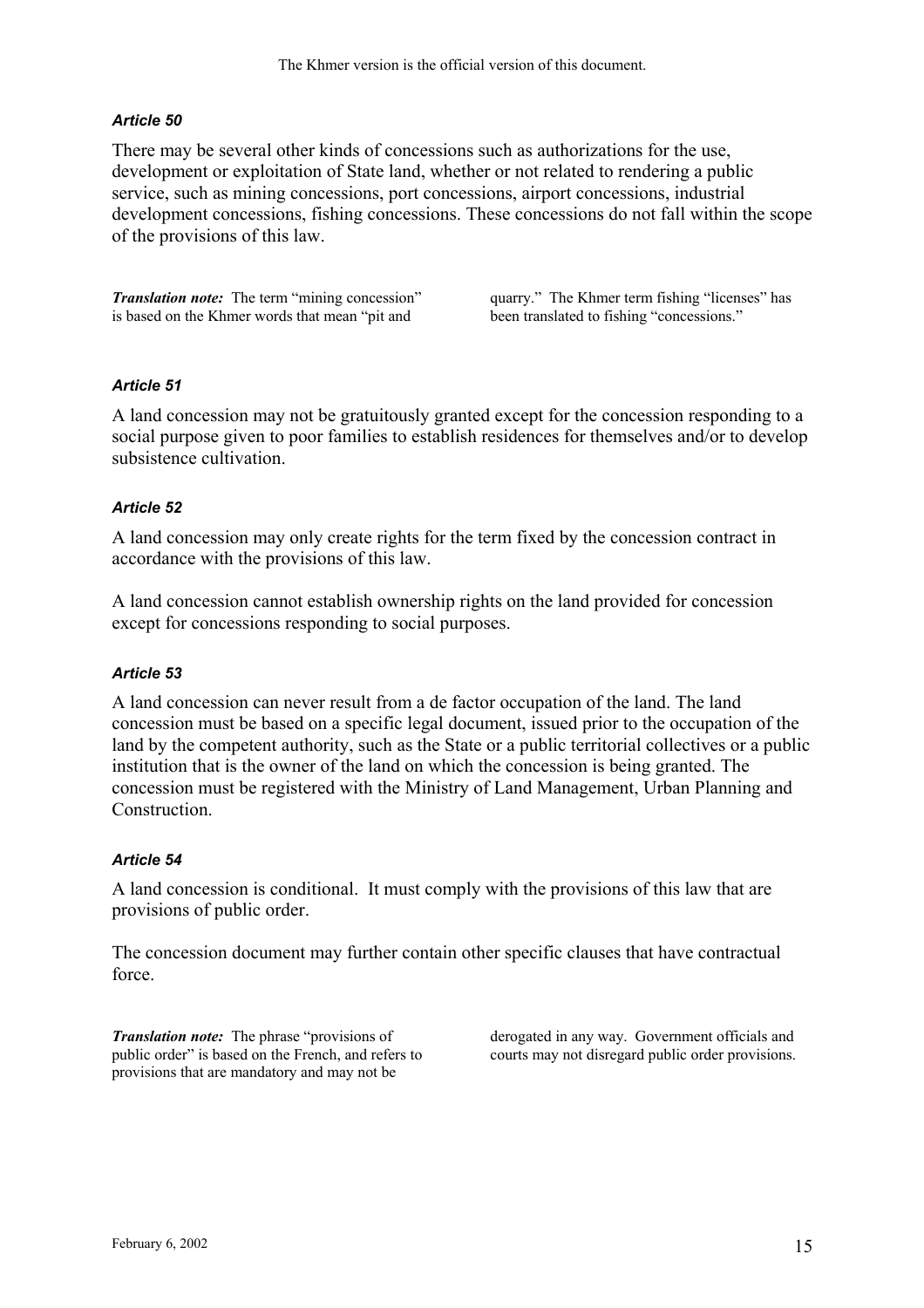### *Article 50*

There may be several other kinds of concessions such as authorizations for the use, development or exploitation of State land, whether or not related to rendering a public service, such as mining concessions, port concessions, airport concessions, industrial development concessions, fishing concessions. These concessions do not fall within the scope of the provisions of this law.

***Translation note:*** The term "mining concession" is based on the Khmer words that mean "pit and quarry." The Khmer term fishing "licenses" has been translated to fishing "concessions."

### *Article 51*

A land concession may not be gratuitously granted except for the concession responding to a social purpose given to poor families to establish residences for themselves and/or to develop subsistence cultivation.

### *Article 52*

A land concession may only create rights for the term fixed by the concession contract in accordance with the provisions of this law.

A land concession cannot establish ownership rights on the land provided for concession except for concessions responding to social purposes.

### *Article 53*

A land concession can never result from a de factor occupation of the land. The land concession must be based on a specific legal document, issued prior to the occupation of the land by the competent authority, such as the State or a public territorial collectives or a public institution that is the owner of the land on which the concession is being granted. The concession must be registered with the Ministry of Land Management, Urban Planning and Construction.

### *Article 54*

A land concession is conditional. It must comply with the provisions of this law that are provisions of public order.

The concession document may further contain other specific clauses that have contractual force.

***Translation note:*** The phrase "provisions of public order" is based on the French, and refers to provisions that are mandatory and may not be derogated in any way. Government officials and courts may not disregard public order provisions.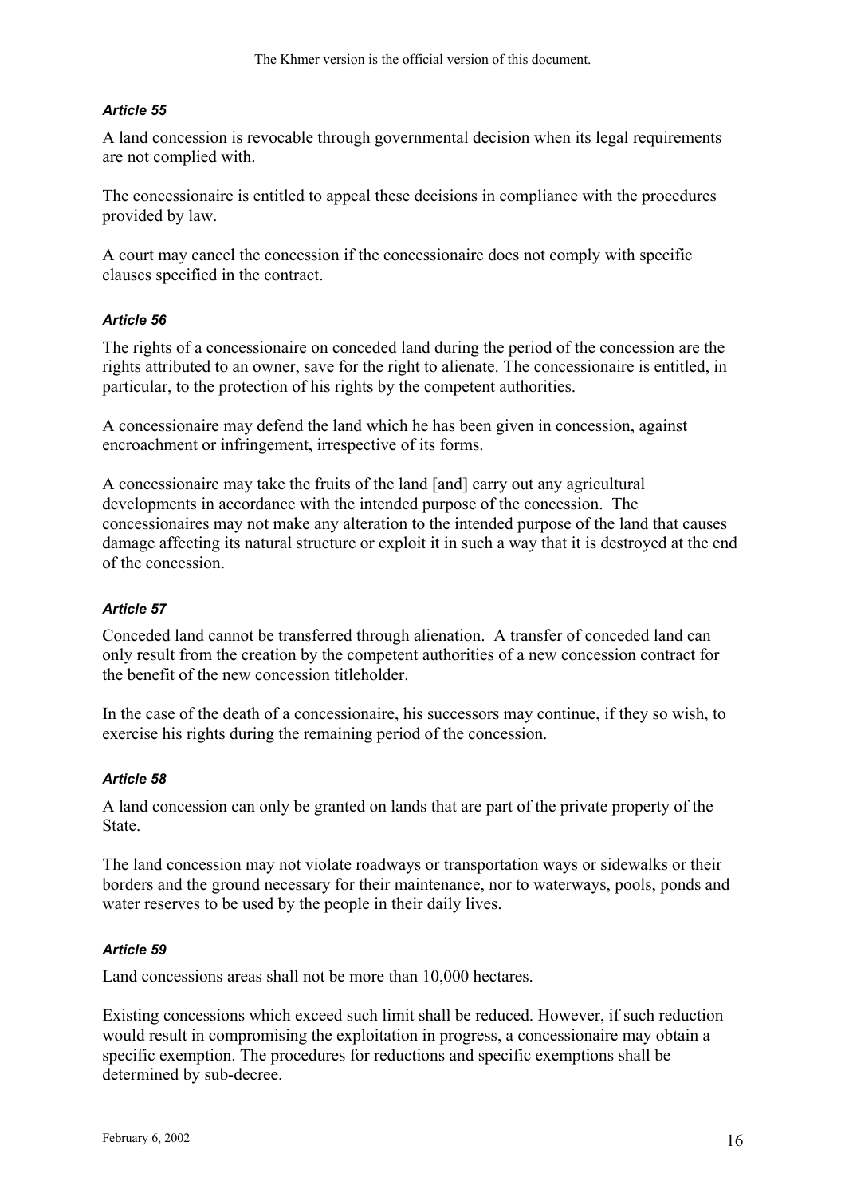*Article 55*

A land concession is revocable through governmental decision when its legal requirements are not complied with.

The concessionaire is entitled to appeal these decisions in compliance with the procedures provided by law.

A court may cancel the concession if the concessionaire does not comply with specific clauses specified in the contract.

*Article 56*

The rights of a concessionaire on conceded land during the period of the concession are the rights attributed to an owner, save for the right to alienate. The concessionaire is entitled, in particular, to the protection of his rights by the competent authorities.

A concessionaire may defend the land which he has been given in concession, against encroachment or infringement, irrespective of its forms.

A concessionaire may take the fruits of the land [and] carry out any agricultural developments in accordance with the intended purpose of the concession. The concessionaires may not make any alteration to the intended purpose of the land that causes damage affecting its natural structure or exploit it in such a way that it is destroyed at the end of the concession.

*Article 57*

Conceded land cannot be transferred through alienation. A transfer of conceded land can only result from the creation by the competent authorities of a new concession contract for the benefit of the new concession titleholder.

In the case of the death of a concessionaire, his successors may continue, if they so wish, to exercise his rights during the remaining period of the concession.

*Article 58*

A land concession can only be granted on lands that are part of the private property of the State.

The land concession may not violate roadways or transportation ways or sidewalks or their borders and the ground necessary for their maintenance, nor to waterways, pools, ponds and water reserves to be used by the people in their daily lives.

*Article 59*

Land concessions areas shall not be more than 10,000 hectares.

Existing concessions which exceed such limit shall be reduced. However, if such reduction would result in compromising the exploitation in progress, a concessionaire may obtain a specific exemption. The procedures for reductions and specific exemptions shall be determined by sub-decree.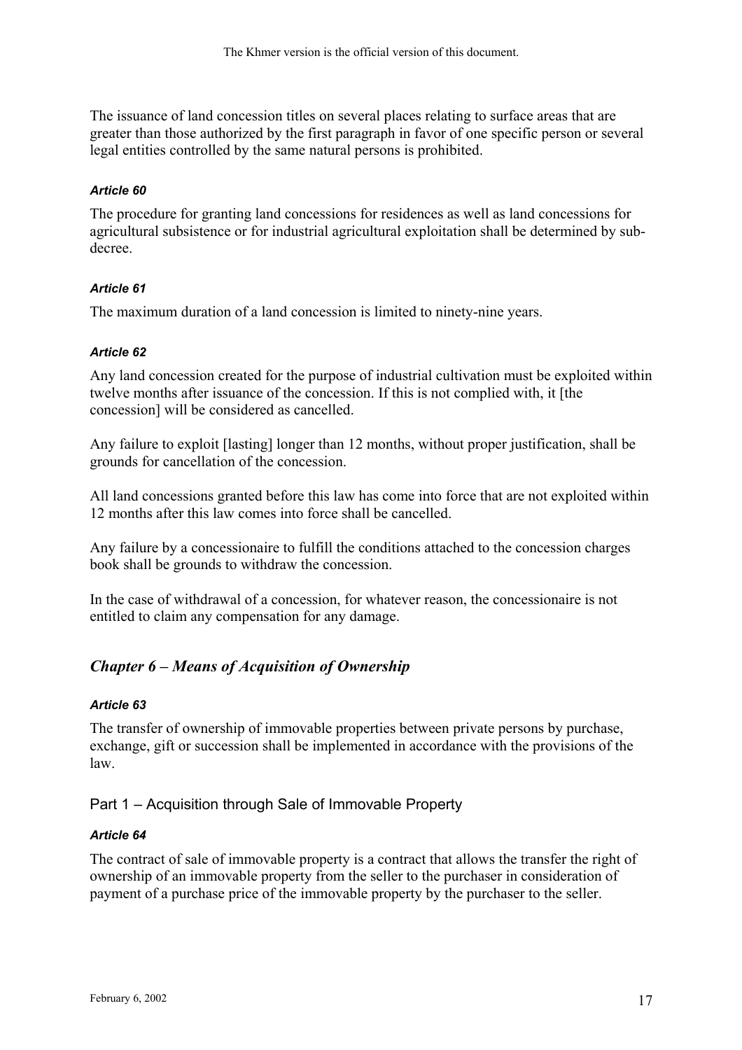The issuance of land concession titles on several places relating to surface areas that are greater than those authorized by the first paragraph in favor of one specific person or several legal entities controlled by the same natural persons is prohibited.

#### *Article 60*

The procedure for granting land concessions for residences as well as land concessions for agricultural subsistence or for industrial agricultural exploitation shall be determined by sub-decree.

#### *Article 61*

The maximum duration of a land concession is limited to ninety-nine years.

#### *Article 62*

Any land concession created for the purpose of industrial cultivation must be exploited within twelve months after issuance of the concession. If this is not complied with, it [the concession] will be considered as cancelled.

Any failure to exploit [lasting] longer than 12 months, without proper justification, shall be grounds for cancellation of the concession.

All land concessions granted before this law has come into force that are not exploited within 12 months after this law comes into force shall be cancelled.

Any failure by a concessionaire to fulfill the conditions attached to the concession charges book shall be grounds to withdraw the concession.

In the case of withdrawal of a concession, for whatever reason, the concessionaire is not entitled to claim any compensation for any damage.

## *Chapter 6 – Means of Acquisition of Ownership*

#### *Article 63*

The transfer of ownership of immovable properties between private persons by purchase, exchange, gift or succession shall be implemented in accordance with the provisions of the law.

### Part 1 – Acquisition through Sale of Immovable Property

#### *Article 64*

The contract of sale of immovable property is a contract that allows the transfer the right of ownership of an immovable property from the seller to the purchaser in consideration of payment of a purchase price of the immovable property by the purchaser to the seller.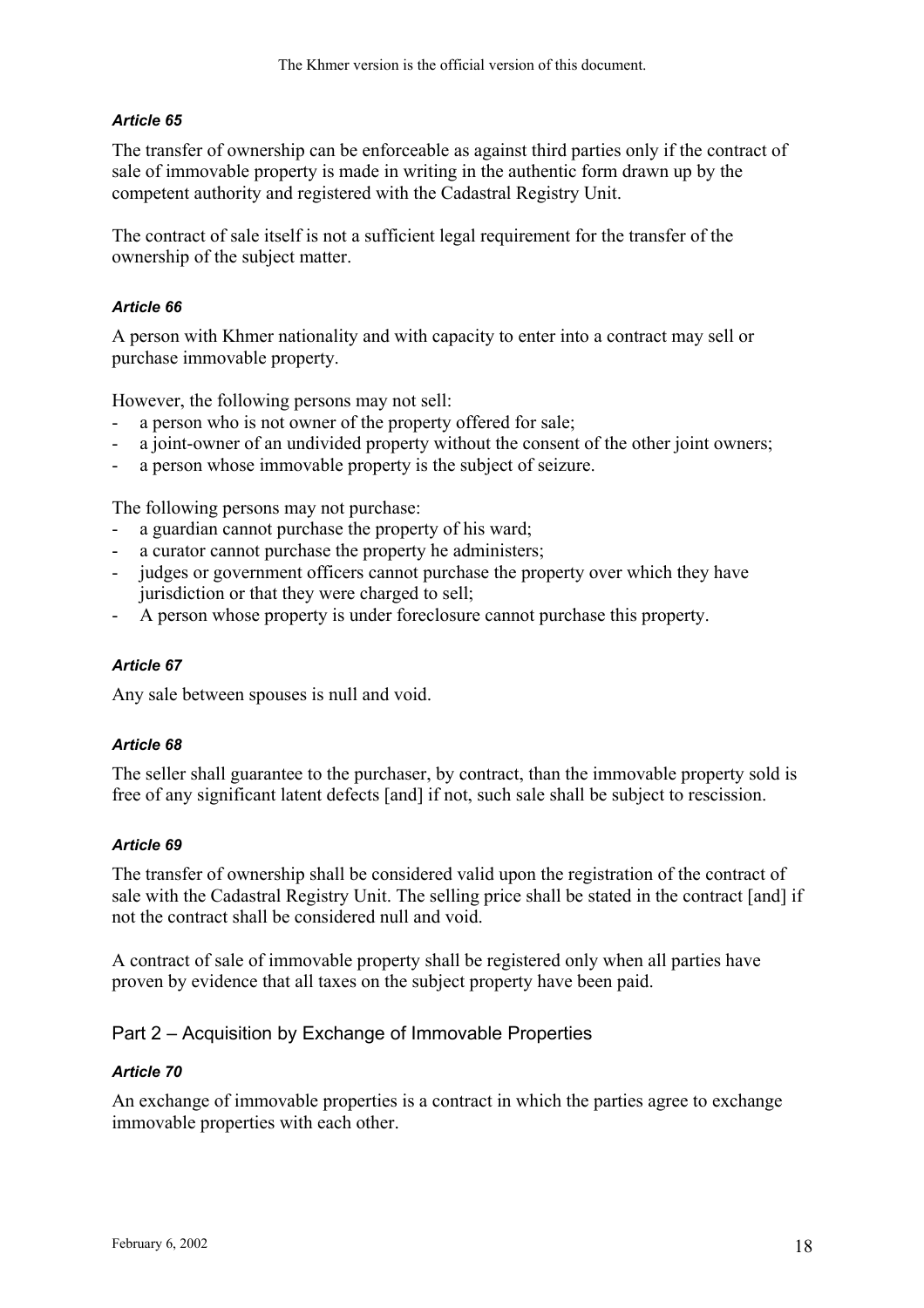#### *Article 65*

The transfer of ownership can be enforceable as against third parties only if the contract of sale of immovable property is made in writing in the authentic form drawn up by the competent authority and registered with the Cadastral Registry Unit.

The contract of sale itself is not a sufficient legal requirement for the transfer of the ownership of the subject matter.

#### *Article 66*

A person with Khmer nationality and with capacity to enter into a contract may sell or purchase immovable property.

However, the following persons may not sell:

- a person who is not owner of the property offered for sale;
- a joint-owner of an undivided property without the consent of the other joint owners;
- a person whose immovable property is the subject of seizure.

The following persons may not purchase:

- a guardian cannot purchase the property of his ward;
- a curator cannot purchase the property he administers;
- judges or government officers cannot purchase the property over which they have jurisdiction or that they were charged to sell;
- A person whose property is under foreclosure cannot purchase this property.

#### *Article 67*

Any sale between spouses is null and void.

#### *Article 68*

The seller shall guarantee to the purchaser, by contract, than the immovable property sold is free of any significant latent defects [and] if not, such sale shall be subject to rescission.

#### *Article 69*

The transfer of ownership shall be considered valid upon the registration of the contract of sale with the Cadastral Registry Unit. The selling price shall be stated in the contract [and] if not the contract shall be considered null and void.

A contract of sale of immovable property shall be registered only when all parties have proven by evidence that all taxes on the subject property have been paid.

### Part 2 – Acquisition by Exchange of Immovable Properties

#### *Article 70*

An exchange of immovable properties is a contract in which the parties agree to exchange immovable properties with each other.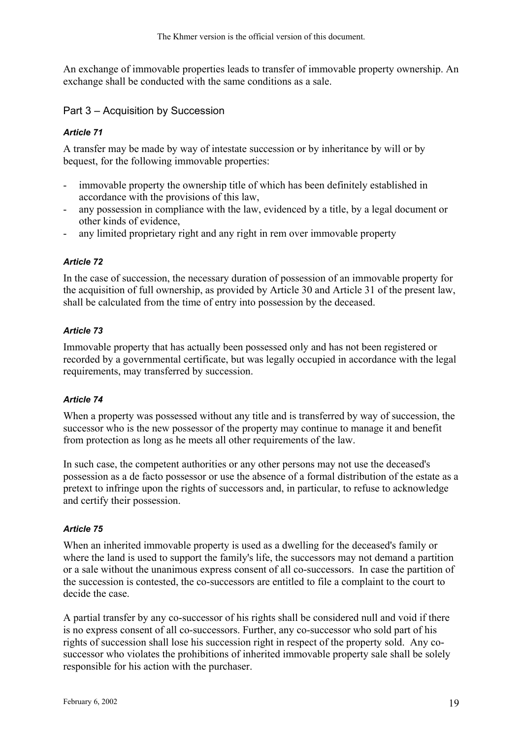An exchange of immovable properties leads to transfer of immovable property ownership. An exchange shall be conducted with the same conditions as a sale.

## Part 3 – Acquisition by Succession

### *Article 71*

A transfer may be made by way of intestate succession or by inheritance by will or by bequest, for the following immovable properties:

- immovable property the ownership title of which has been definitely established in accordance with the provisions of this law,
- any possession in compliance with the law, evidenced by a title, by a legal document or other kinds of evidence,
- any limited proprietary right and any right in rem over immovable property

### *Article 72*

In the case of succession, the necessary duration of possession of an immovable property for the acquisition of full ownership, as provided by Article 30 and Article 31 of the present law, shall be calculated from the time of entry into possession by the deceased.

### *Article 73*

Immovable property that has actually been possessed only and has not been registered or recorded by a governmental certificate, but was legally occupied in accordance with the legal requirements, may transferred by succession.

### *Article 74*

When a property was possessed without any title and is transferred by way of succession, the successor who is the new possessor of the property may continue to manage it and benefit from protection as long as he meets all other requirements of the law.

In such case, the competent authorities or any other persons may not use the deceased's possession as a de facto possessor or use the absence of a formal distribution of the estate as a pretext to infringe upon the rights of successors and, in particular, to refuse to acknowledge and certify their possession.

### *Article 75*

When an inherited immovable property is used as a dwelling for the deceased's family or where the land is used to support the family's life, the successors may not demand a partition or a sale without the unanimous express consent of all co-successors. In case the partition of the succession is contested, the co-successors are entitled to file a complaint to the court to decide the case.

A partial transfer by any co-successor of his rights shall be considered null and void if there is no express consent of all co-successors. Further, any co-successor who sold part of his rights of succession shall lose his succession right in respect of the property sold. Any co-successor who violates the prohibitions of inherited immovable property sale shall be solely responsible for his action with the purchaser.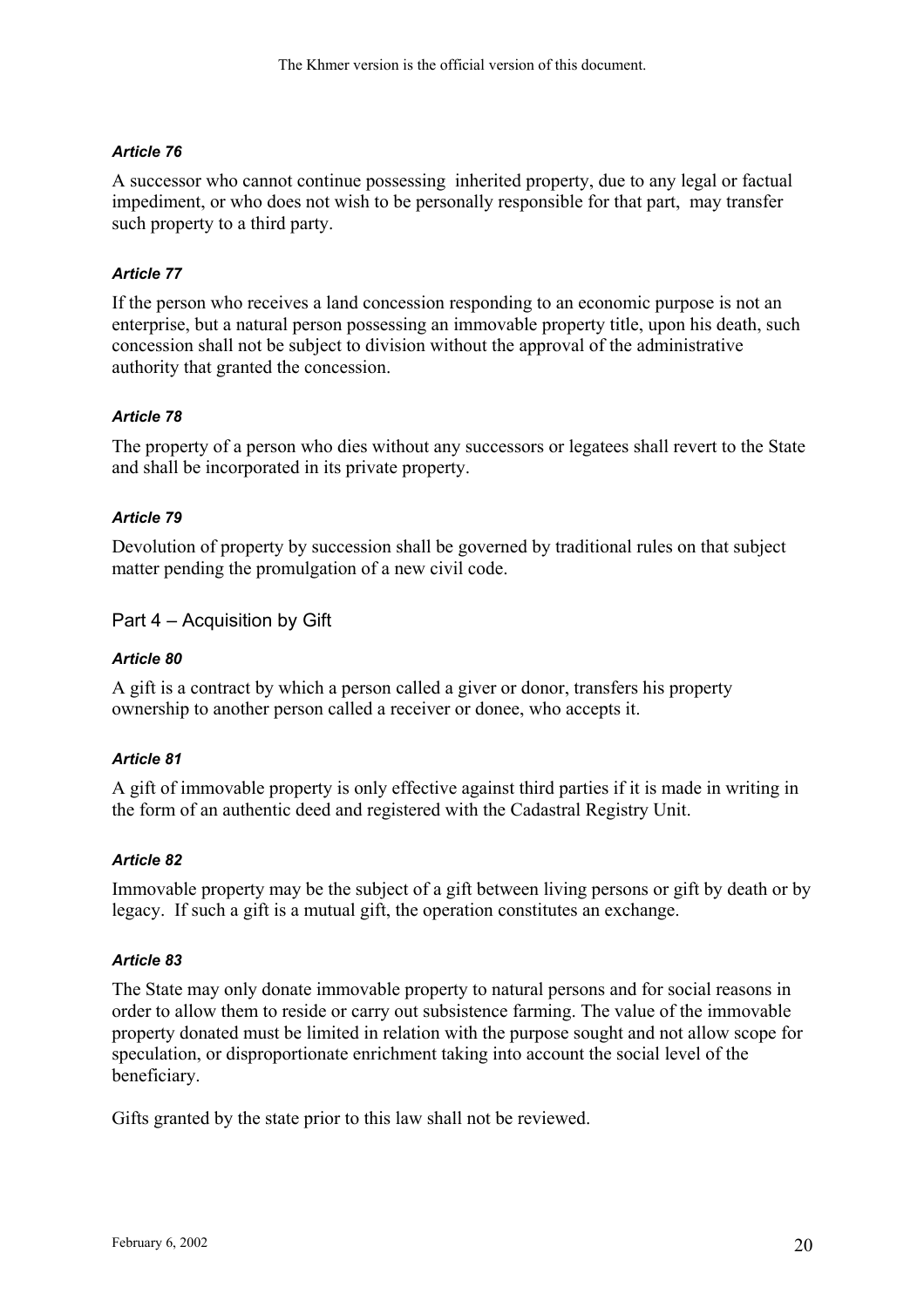### *Article 76*

A successor who cannot continue possessing inherited property, due to any legal or factual impediment, or who does not wish to be personally responsible for that part, may transfer such property to a third party.

### *Article 77*

If the person who receives a land concession responding to an economic purpose is not an enterprise, but a natural person possessing an immovable property title, upon his death, such concession shall not be subject to division without the approval of the administrative authority that granted the concession.

### *Article 78*

The property of a person who dies without any successors or legatees shall revert to the State and shall be incorporated in its private property.

### *Article 79*

Devolution of property by succession shall be governed by traditional rules on that subject matter pending the promulgation of a new civil code.

## Part 4 – Acquisition by Gift

### *Article 80*

A gift is a contract by which a person called a giver or donor, transfers his property ownership to another person called a receiver or donee, who accepts it.

### *Article 81*

A gift of immovable property is only effective against third parties if it is made in writing in the form of an authentic deed and registered with the Cadastral Registry Unit.

### *Article 82*

Immovable property may be the subject of a gift between living persons or gift by death or by legacy. If such a gift is a mutual gift, the operation constitutes an exchange.

### *Article 83*

The State may only donate immovable property to natural persons and for social reasons in order to allow them to reside or carry out subsistence farming. The value of the immovable property donated must be limited in relation with the purpose sought and not allow scope for speculation, or disproportionate enrichment taking into account the social level of the beneficiary.

Gifts granted by the state prior to this law shall not be reviewed.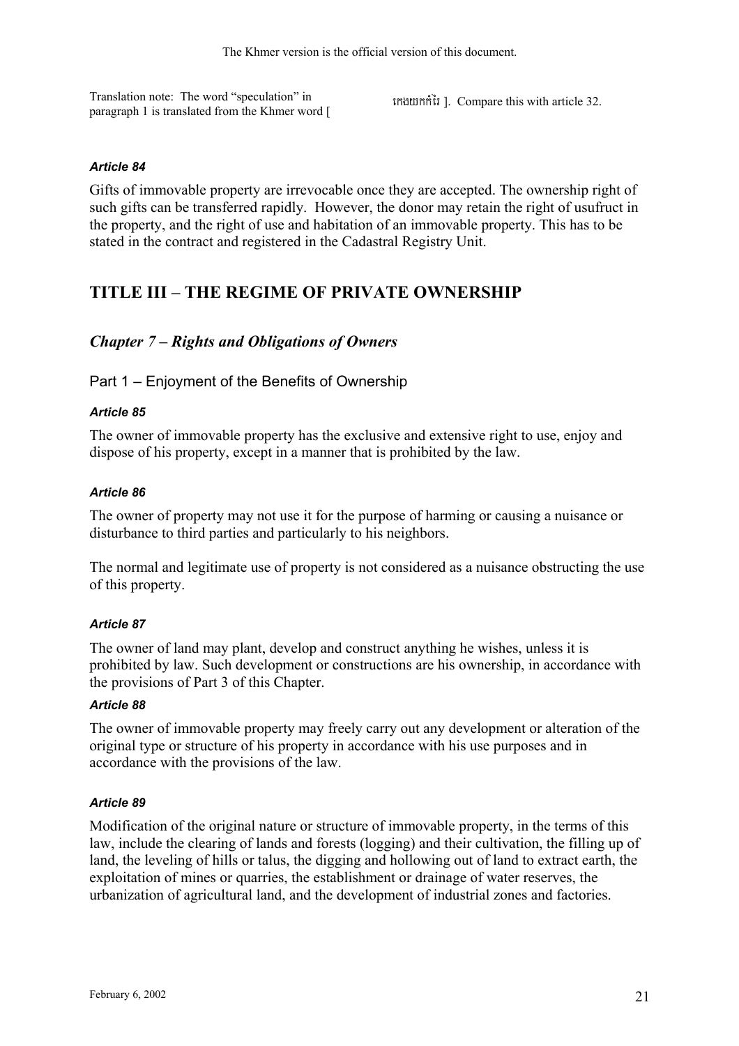Translation note: The word "speculation" in paragraph 1 is translated from the Khmer word [ កេងយកកំរៃ ]. Compare this with article 32.

***Article 84***

Gifts of immovable property are irrevocable once they are accepted. The ownership right of such gifts can be transferred rapidly. However, the donor may retain the right of usufruct in the property, and the right of use and habitation of an immovable property. This has to be stated in the contract and registered in the Cadastral Registry Unit.

# TITLE III – THE REGIME OF PRIVATE OWNERSHIP

## *Chapter 7 – Rights and Obligations of Owners*

### Part 1 – Enjoyment of the Benefits of Ownership

***Article 85***

The owner of immovable property has the exclusive and extensive right to use, enjoy and dispose of his property, except in a manner that is prohibited by the law.

***Article 86***

The owner of property may not use it for the purpose of harming or causing a nuisance or disturbance to third parties and particularly to his neighbors.

The normal and legitimate use of property is not considered as a nuisance obstructing the use of this property.

***Article 87***

The owner of land may plant, develop and construct anything he wishes, unless it is prohibited by law. Such development or constructions are his ownership, in accordance with the provisions of Part 3 of this Chapter.

***Article 88***

The owner of immovable property may freely carry out any development or alteration of the original type or structure of his property in accordance with his use purposes and in accordance with the provisions of the law.

***Article 89***

Modification of the original nature or structure of immovable property, in the terms of this law, include the clearing of lands and forests (logging) and their cultivation, the filling up of land, the leveling of hills or talus, the digging and hollowing out of land to extract earth, the exploitation of mines or quarries, the establishment or drainage of water reserves, the urbanization of agricultural land, and the development of industrial zones and factories.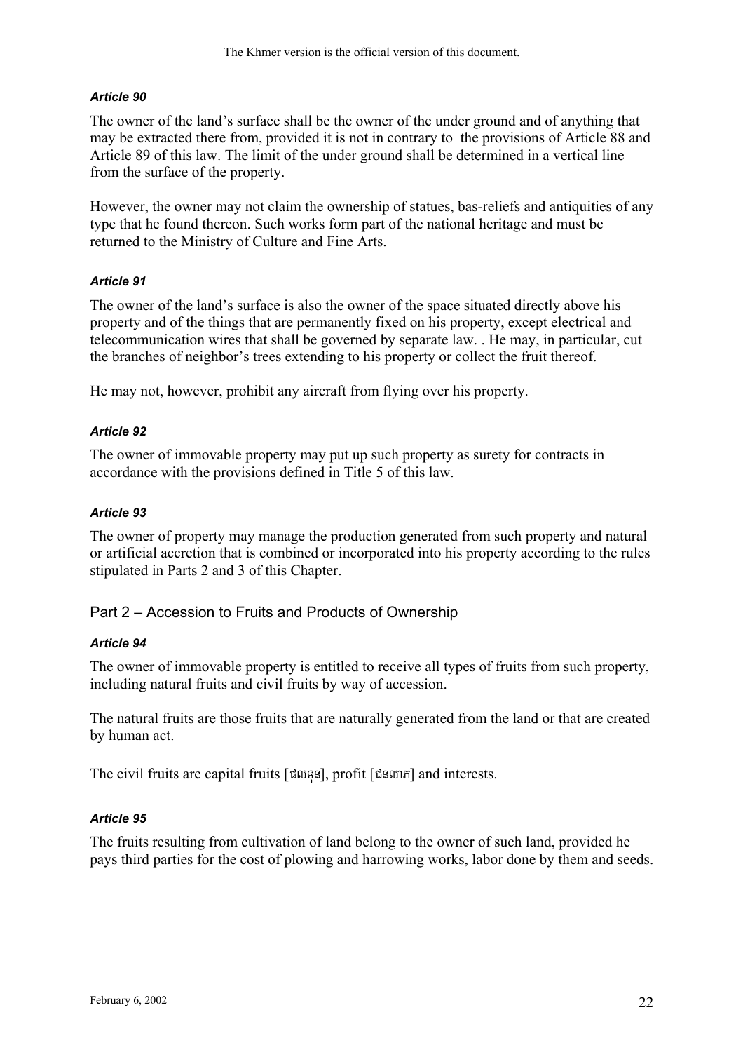#### *Article 90*

The owner of the land's surface shall be the owner of the under ground and of anything that may be extracted there from, provided it is not in contrary to the provisions of Article 88 and Article 89 of this law. The limit of the under ground shall be determined in a vertical line from the surface of the property.

However, the owner may not claim the ownership of statues, bas-reliefs and antiquities of any type that he found thereon. Such works form part of the national heritage and must be returned to the Ministry of Culture and Fine Arts.

#### *Article 91*

The owner of the land's surface is also the owner of the space situated directly above his property and of the things that are permanently fixed on his property, except electrical and telecommunication wires that shall be governed by separate law. . He may, in particular, cut the branches of neighbor's trees extending to his property or collect the fruit thereof.

He may not, however, prohibit any aircraft from flying over his property.

#### *Article 92*

The owner of immovable property may put up such property as surety for contracts in accordance with the provisions defined in Title 5 of this law.

#### *Article 93*

The owner of property may manage the production generated from such property and natural or artificial accretion that is combined or incorporated into his property according to the rules stipulated in Parts 2 and 3 of this Chapter.

### Part 2 – Accession to Fruits and Products of Ownership

#### *Article 94*

The owner of immovable property is entitled to receive all types of fruits from such property, including natural fruits and civil fruits by way of accession.

The natural fruits are those fruits that are naturally generated from the land or that are created by human act.

The civil fruits are capital fruits [ផលទុន], profit [ជនលាភ] and interests.

#### *Article 95*

The fruits resulting from cultivation of land belong to the owner of such land, provided he pays third parties for the cost of plowing and harrowing works, labor done by them and seeds.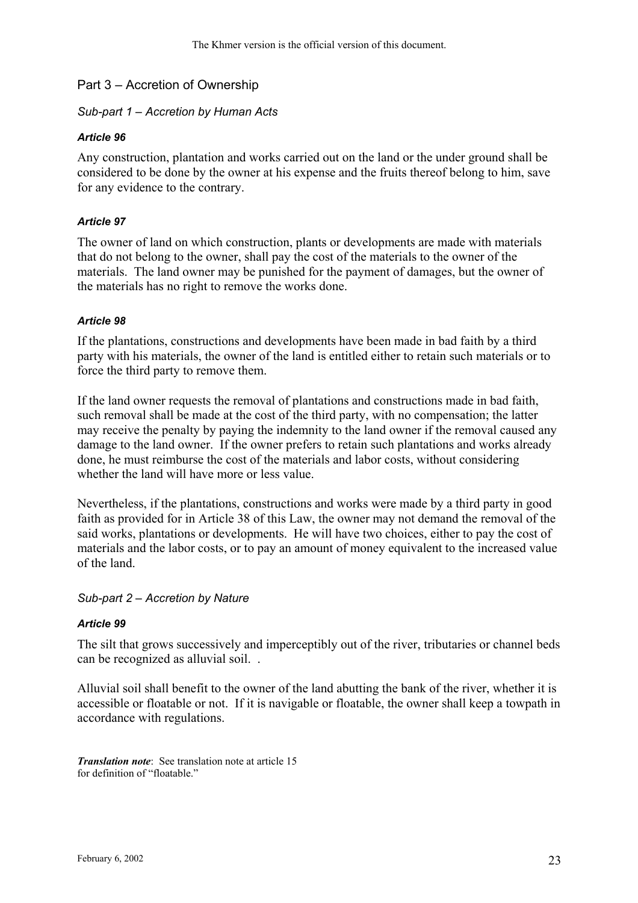## Part 3 – Accretion of Ownership

### *Sub-part 1 – Accretion by Human Acts*

#### *Article 96*

Any construction, plantation and works carried out on the land or the under ground shall be considered to be done by the owner at his expense and the fruits thereof belong to him, save for any evidence to the contrary.

#### *Article 97*

The owner of land on which construction, plants or developments are made with materials that do not belong to the owner, shall pay the cost of the materials to the owner of the materials. The land owner may be punished for the payment of damages, but the owner of the materials has no right to remove the works done.

#### *Article 98*

If the plantations, constructions and developments have been made in bad faith by a third party with his materials, the owner of the land is entitled either to retain such materials or to force the third party to remove them.

If the land owner requests the removal of plantations and constructions made in bad faith, such removal shall be made at the cost of the third party, with no compensation; the latter may receive the penalty by paying the indemnity to the land owner if the removal caused any damage to the land owner. If the owner prefers to retain such plantations and works already done, he must reimburse the cost of the materials and labor costs, without considering whether the land will have more or less value.

Nevertheless, if the plantations, constructions and works were made by a third party in good faith as provided for in Article 38 of this Law, the owner may not demand the removal of the said works, plantations or developments. He will have two choices, either to pay the cost of materials and the labor costs, or to pay an amount of money equivalent to the increased value of the land.

### *Sub-part 2 – Accretion by Nature*

#### *Article 99*

The silt that grows successively and imperceptibly out of the river, tributaries or channel beds can be recognized as alluvial soil. .

Alluvial soil shall benefit to the owner of the land abutting the bank of the river, whether it is accessible or floatable or not. If it is navigable or floatable, the owner shall keep a towpath in accordance with regulations.

***Translation note***: See translation note at article 15 for definition of "floatable."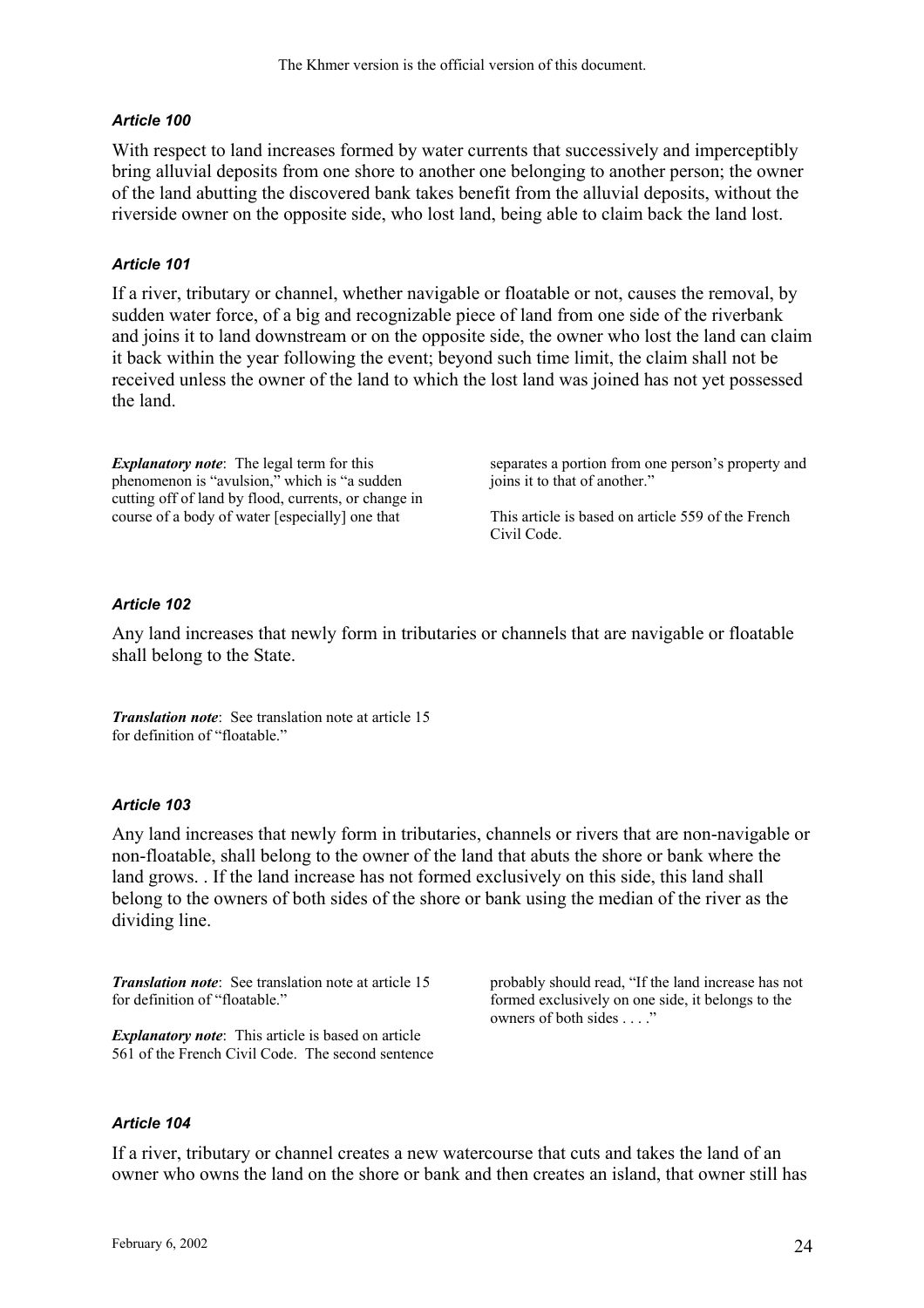### *Article 100*

With respect to land increases formed by water currents that successively and imperceptibly bring alluvial deposits from one shore to another one belonging to another person; the owner of the land abutting the discovered bank takes benefit from the alluvial deposits, without the riverside owner on the opposite side, who lost land, being able to claim back the land lost.

### *Article 101*

If a river, tributary or channel, whether navigable or floatable or not, causes the removal, by sudden water force, of a big and recognizable piece of land from one side of the riverbank and joins it to land downstream or on the opposite side, the owner who lost the land can claim it back within the year following the event; beyond such time limit, the claim shall not be received unless the owner of the land to which the lost land was joined has not yet possessed the land.

***Explanatory note***: The legal term for this phenomenon is "avulsion," which is "a sudden cutting off of land by flood, currents, or change in course of a body of water [especially] one that separates a portion from one person's property and joins it to that of another."

This article is based on article 559 of the French Civil Code.

### *Article 102*

Any land increases that newly form in tributaries or channels that are navigable or floatable shall belong to the State.

***Translation note***: See translation note at article 15 for definition of "floatable."

### *Article 103*

Any land increases that newly form in tributaries, channels or rivers that are non-navigable or non-floatable, shall belong to the owner of the land that abuts the shore or bank where the land grows. . If the land increase has not formed exclusively on this side, this land shall belong to the owners of both sides of the shore or bank using the median of the river as the dividing line.

***Translation note***: See translation note at article 15 for definition of "floatable."

***Explanatory note***: This article is based on article 561 of the French Civil Code. The second sentence probably should read, "If the land increase has not formed exclusively on one side, it belongs to the owners of both sides . . . ."

### *Article 104*

If a river, tributary or channel creates a new watercourse that cuts and takes the land of an owner who owns the land on the shore or bank and then creates an island, that owner still has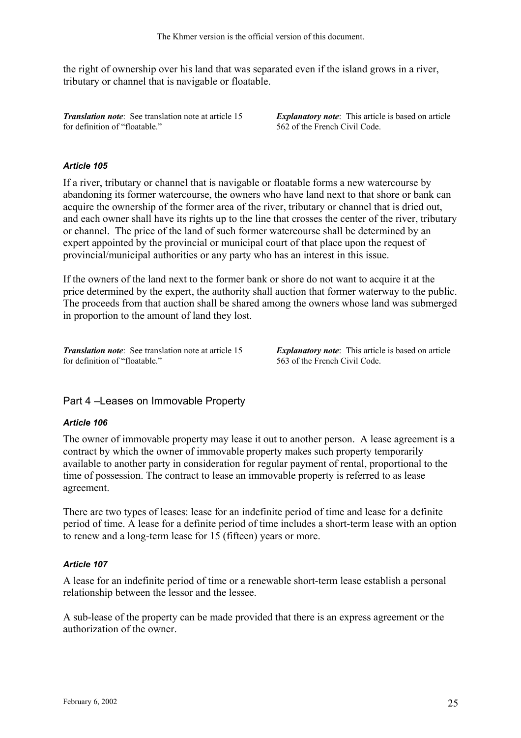the right of ownership over his land that was separated even if the island grows in a river, tributary or channel that is navigable or floatable.

***Translation note***: See translation note at article 15 for definition of "floatable."

***Explanatory note***: This article is based on article 562 of the French Civil Code.

#### *Article 105*

If a river, tributary or channel that is navigable or floatable forms a new watercourse by abandoning its former watercourse, the owners who have land next to that shore or bank can acquire the ownership of the former area of the river, tributary or channel that is dried out, and each owner shall have its rights up to the line that crosses the center of the river, tributary or channel. The price of the land of such former watercourse shall be determined by an expert appointed by the provincial or municipal court of that place upon the request of provincial/municipal authorities or any party who has an interest in this issue.

If the owners of the land next to the former bank or shore do not want to acquire it at the price determined by the expert, the authority shall auction that former waterway to the public. The proceeds from that auction shall be shared among the owners whose land was submerged in proportion to the amount of land they lost.

***Translation note***: See translation note at article 15 for definition of "floatable."

***Explanatory note***: This article is based on article 563 of the French Civil Code.

### Part 4 –Leases on Immovable Property

#### *Article 106*

The owner of immovable property may lease it out to another person. A lease agreement is a contract by which the owner of immovable property makes such property temporarily available to another party in consideration for regular payment of rental, proportional to the time of possession. The contract to lease an immovable property is referred to as lease agreement.

There are two types of leases: lease for an indefinite period of time and lease for a definite period of time. A lease for a definite period of time includes a short-term lease with an option to renew and a long-term lease for 15 (fifteen) years or more.

#### *Article 107*

A lease for an indefinite period of time or a renewable short-term lease establish a personal relationship between the lessor and the lessee.

A sub-lease of the property can be made provided that there is an express agreement or the authorization of the owner.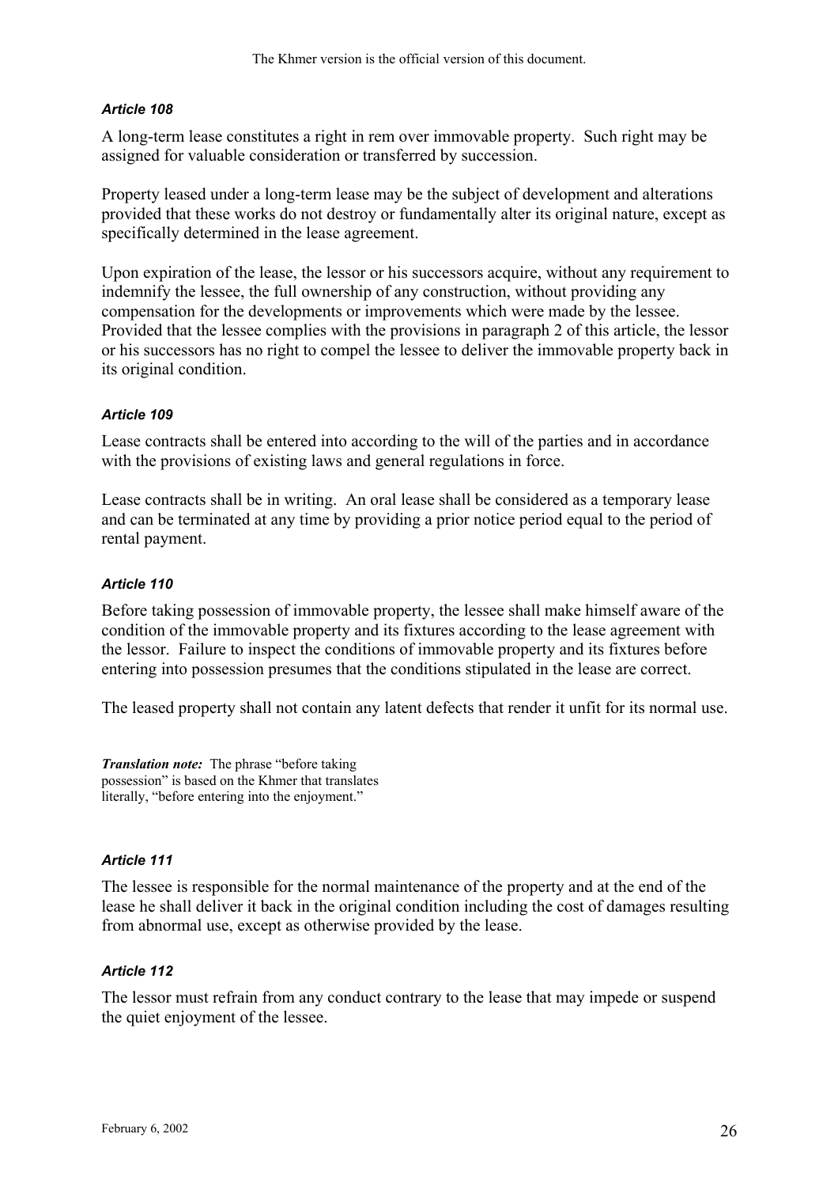### *Article 108*

A long-term lease constitutes a right in rem over immovable property. Such right may be assigned for valuable consideration or transferred by succession.

Property leased under a long-term lease may be the subject of development and alterations provided that these works do not destroy or fundamentally alter its original nature, except as specifically determined in the lease agreement.

Upon expiration of the lease, the lessor or his successors acquire, without any requirement to indemnify the lessee, the full ownership of any construction, without providing any compensation for the developments or improvements which were made by the lessee. Provided that the lessee complies with the provisions in paragraph 2 of this article, the lessor or his successors has no right to compel the lessee to deliver the immovable property back in its original condition.

### *Article 109*

Lease contracts shall be entered into according to the will of the parties and in accordance with the provisions of existing laws and general regulations in force.

Lease contracts shall be in writing. An oral lease shall be considered as a temporary lease and can be terminated at any time by providing a prior notice period equal to the period of rental payment.

### *Article 110*

Before taking possession of immovable property, the lessee shall make himself aware of the condition of the immovable property and its fixtures according to the lease agreement with the lessor. Failure to inspect the conditions of immovable property and its fixtures before entering into possession presumes that the conditions stipulated in the lease are correct.

The leased property shall not contain any latent defects that render it unfit for its normal use.

***Translation note:*** The phrase "before taking possession" is based on the Khmer that translates literally, "before entering into the enjoyment."

### *Article 111*

The lessee is responsible for the normal maintenance of the property and at the end of the lease he shall deliver it back in the original condition including the cost of damages resulting from abnormal use, except as otherwise provided by the lease.

### *Article 112*

The lessor must refrain from any conduct contrary to the lease that may impede or suspend the quiet enjoyment of the lessee.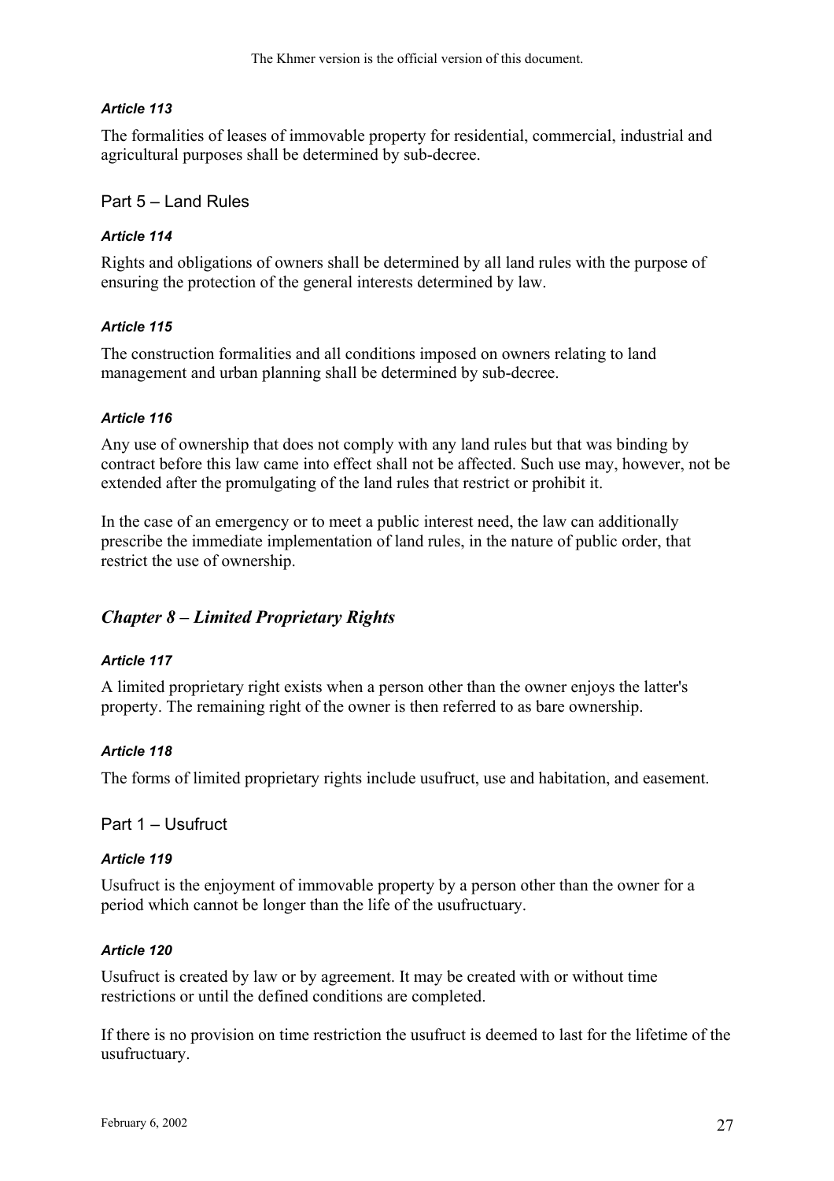### *Article 113*

The formalities of leases of immovable property for residential, commercial, industrial and agricultural purposes shall be determined by sub-decree.

## Part 5 – Land Rules

### *Article 114*

Rights and obligations of owners shall be determined by all land rules with the purpose of ensuring the protection of the general interests determined by law.

### *Article 115*

The construction formalities and all conditions imposed on owners relating to land management and urban planning shall be determined by sub-decree.

### *Article 116*

Any use of ownership that does not comply with any land rules but that was binding by contract before this law came into effect shall not be affected. Such use may, however, not be extended after the promulgating of the land rules that restrict or prohibit it.

In the case of an emergency or to meet a public interest need, the law can additionally prescribe the immediate implementation of land rules, in the nature of public order, that restrict the use of ownership.

# *Chapter 8 – Limited Proprietary Rights*

### *Article 117*

A limited proprietary right exists when a person other than the owner enjoys the latter's property. The remaining right of the owner is then referred to as bare ownership.

### *Article 118*

The forms of limited proprietary rights include usufruct, use and habitation, and easement.

## Part 1 – Usufruct

### *Article 119*

Usufruct is the enjoyment of immovable property by a person other than the owner for a period which cannot be longer than the life of the usufructuary.

### *Article 120*

Usufruct is created by law or by agreement. It may be created with or without time restrictions or until the defined conditions are completed.

If there is no provision on time restriction the usufruct is deemed to last for the lifetime of the usufructuary.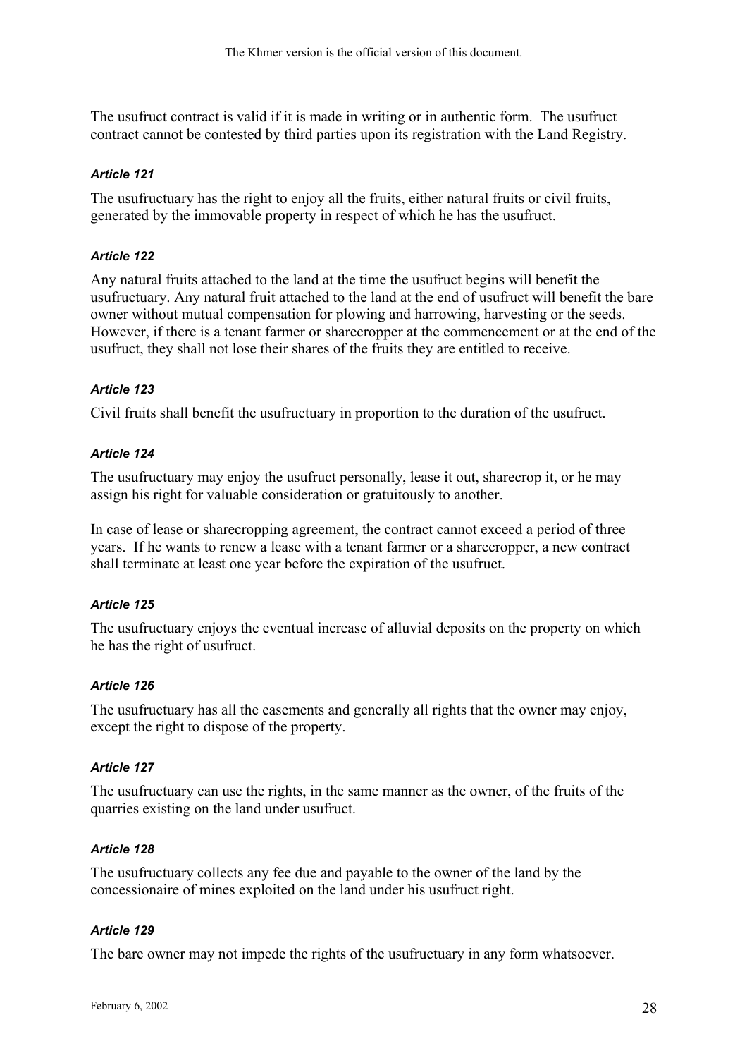The usufruct contract is valid if it is made in writing or in authentic form. The usufruct contract cannot be contested by third parties upon its registration with the Land Registry.

#### *Article 121*

The usufructuary has the right to enjoy all the fruits, either natural fruits or civil fruits, generated by the immovable property in respect of which he has the usufruct.

#### *Article 122*

Any natural fruits attached to the land at the time the usufruct begins will benefit the usufructuary. Any natural fruit attached to the land at the end of usufruct will benefit the bare owner without mutual compensation for plowing and harrowing, harvesting or the seeds. However, if there is a tenant farmer or sharecropper at the commencement or at the end of the usufruct, they shall not lose their shares of the fruits they are entitled to receive.

#### *Article 123*

Civil fruits shall benefit the usufructuary in proportion to the duration of the usufruct.

#### *Article 124*

The usufructuary may enjoy the usufruct personally, lease it out, sharecrop it, or he may assign his right for valuable consideration or gratuitously to another.

In case of lease or sharecropping agreement, the contract cannot exceed a period of three years. If he wants to renew a lease with a tenant farmer or a sharecropper, a new contract shall terminate at least one year before the expiration of the usufruct.

#### *Article 125*

The usufructuary enjoys the eventual increase of alluvial deposits on the property on which he has the right of usufruct.

#### *Article 126*

The usufructuary has all the easements and generally all rights that the owner may enjoy, except the right to dispose of the property.

#### *Article 127*

The usufructuary can use the rights, in the same manner as the owner, of the fruits of the quarries existing on the land under usufruct.

#### *Article 128*

The usufructuary collects any fee due and payable to the owner of the land by the concessionaire of mines exploited on the land under his usufruct right.

#### *Article 129*

The bare owner may not impede the rights of the usufructuary in any form whatsoever.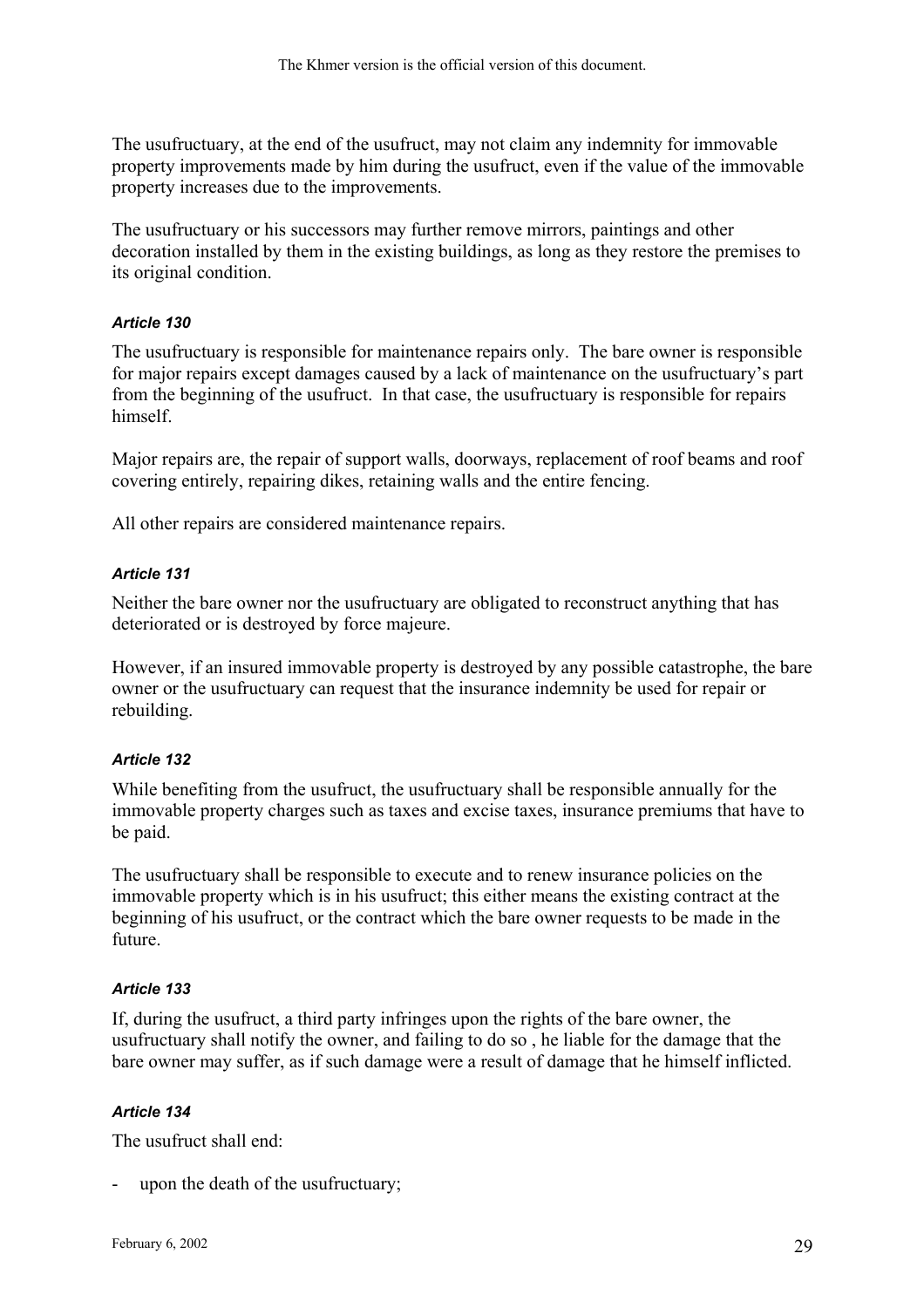The usufructuary, at the end of the usufruct, may not claim any indemnity for immovable property improvements made by him during the usufruct, even if the value of the immovable property increases due to the improvements.

The usufructuary or his successors may further remove mirrors, paintings and other decoration installed by them in the existing buildings, as long as they restore the premises to its original condition.

#### *Article 130*

The usufructuary is responsible for maintenance repairs only. The bare owner is responsible for major repairs except damages caused by a lack of maintenance on the usufructuary's part from the beginning of the usufruct. In that case, the usufructuary is responsible for repairs himself.

Major repairs are, the repair of support walls, doorways, replacement of roof beams and roof covering entirely, repairing dikes, retaining walls and the entire fencing.

All other repairs are considered maintenance repairs.

#### *Article 131*

Neither the bare owner nor the usufructuary are obligated to reconstruct anything that has deteriorated or is destroyed by force majeure.

However, if an insured immovable property is destroyed by any possible catastrophe, the bare owner or the usufructuary can request that the insurance indemnity be used for repair or rebuilding.

#### *Article 132*

While benefiting from the usufruct, the usufructuary shall be responsible annually for the immovable property charges such as taxes and excise taxes, insurance premiums that have to be paid.

The usufructuary shall be responsible to execute and to renew insurance policies on the immovable property which is in his usufruct; this either means the existing contract at the beginning of his usufruct, or the contract which the bare owner requests to be made in the future.

#### *Article 133*

If, during the usufruct, a third party infringes upon the rights of the bare owner, the usufructuary shall notify the owner, and failing to do so , he liable for the damage that the bare owner may suffer, as if such damage were a result of damage that he himself inflicted.

#### *Article 134*

The usufruct shall end:

- upon the death of the usufructuary;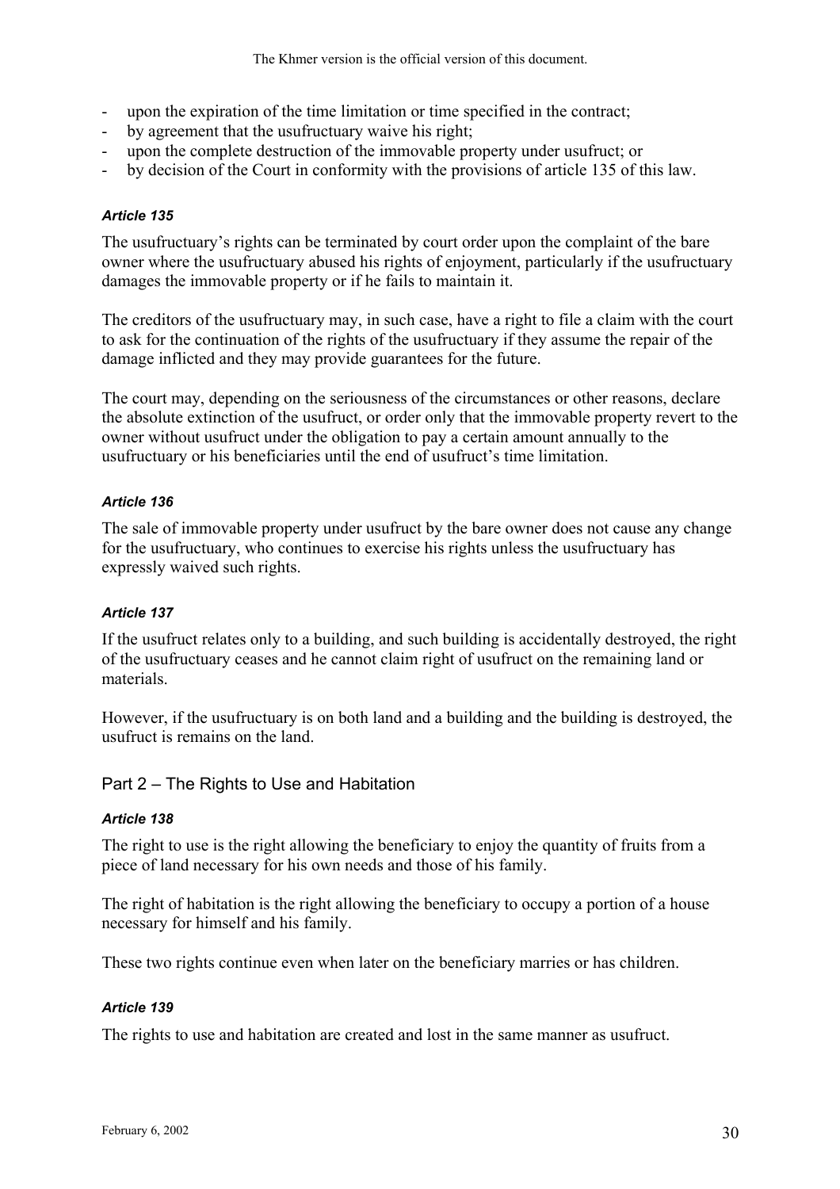- upon the expiration of the time limitation or time specified in the contract;
- by agreement that the usufructuary waive his right;
- upon the complete destruction of the immovable property under usufruct; or
- by decision of the Court in conformity with the provisions of article 135 of this law.

#### *Article 135*

The usufructuary's rights can be terminated by court order upon the complaint of the bare owner where the usufructuary abused his rights of enjoyment, particularly if the usufructuary damages the immovable property or if he fails to maintain it.

The creditors of the usufructuary may, in such case, have a right to file a claim with the court to ask for the continuation of the rights of the usufructuary if they assume the repair of the damage inflicted and they may provide guarantees for the future.

The court may, depending on the seriousness of the circumstances or other reasons, declare the absolute extinction of the usufruct, or order only that the immovable property revert to the owner without usufruct under the obligation to pay a certain amount annually to the usufructuary or his beneficiaries until the end of usufruct's time limitation.

#### *Article 136*

The sale of immovable property under usufruct by the bare owner does not cause any change for the usufructuary, who continues to exercise his rights unless the usufructuary has expressly waived such rights.

#### *Article 137*

If the usufruct relates only to a building, and such building is accidentally destroyed, the right of the usufructuary ceases and he cannot claim right of usufruct on the remaining land or materials.

However, if the usufructuary is on both land and a building and the building is destroyed, the usufruct is remains on the land.

### Part 2 – The Rights to Use and Habitation

#### *Article 138*

The right to use is the right allowing the beneficiary to enjoy the quantity of fruits from a piece of land necessary for his own needs and those of his family.

The right of habitation is the right allowing the beneficiary to occupy a portion of a house necessary for himself and his family.

These two rights continue even when later on the beneficiary marries or has children.

#### *Article 139*

The rights to use and habitation are created and lost in the same manner as usufruct.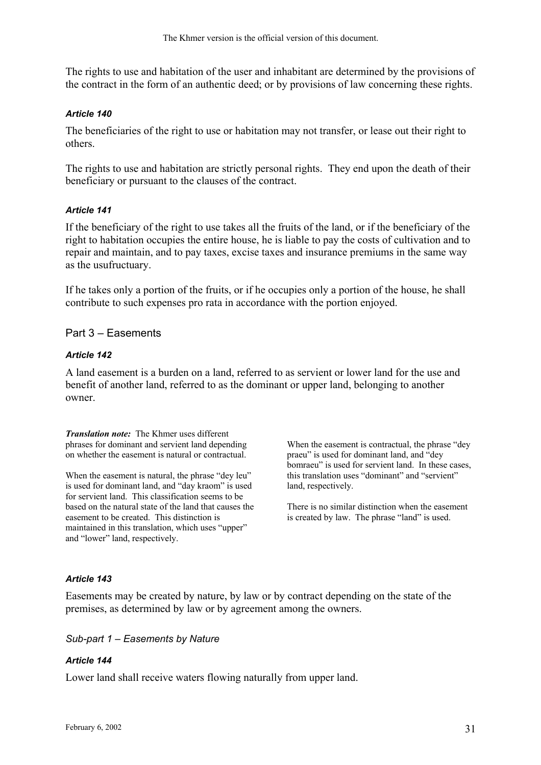The rights to use and habitation of the user and inhabitant are determined by the provisions of the contract in the form of an authentic deed; or by provisions of law concerning these rights.

#### *Article 140*

The beneficiaries of the right to use or habitation may not transfer, or lease out their right to others.

The rights to use and habitation are strictly personal rights. They end upon the death of their beneficiary or pursuant to the clauses of the contract.

#### *Article 141*

If the beneficiary of the right to use takes all the fruits of the land, or if the beneficiary of the right to habitation occupies the entire house, he is liable to pay the costs of cultivation and to repair and maintain, and to pay taxes, excise taxes and insurance premiums in the same way as the usufructuary.

If he takes only a portion of the fruits, or if he occupies only a portion of the house, he shall contribute to such expenses pro rata in accordance with the portion enjoyed.

## Part 3 – Easements

#### *Article 142*

A land easement is a burden on a land, referred to as servient or lower land for the use and benefit of another land, referred to as the dominant or upper land, belonging to another owner.

***Translation note:*** The Khmer uses different phrases for dominant and servient land depending on whether the easement is natural or contractual.

When the easement is natural, the phrase "dey leu" is used for dominant land, and "day kraom" is used for servient land. This classification seems to be based on the natural state of the land that causes the easement to be created. This distinction is maintained in this translation, which uses "upper" and "lower" land, respectively.

When the easement is contractual, the phrase "dey praeu" is used for dominant land, and "dey bomraeu" is used for servient land. In these cases, this translation uses "dominant" and "servient" land, respectively.

There is no similar distinction when the easement is created by law. The phrase "land" is used.

#### *Article 143*

Easements may be created by nature, by law or by contract depending on the state of the premises, as determined by law or by agreement among the owners.

### *Sub-part 1 – Easements by Nature*

#### *Article 144*

Lower land shall receive waters flowing naturally from upper land.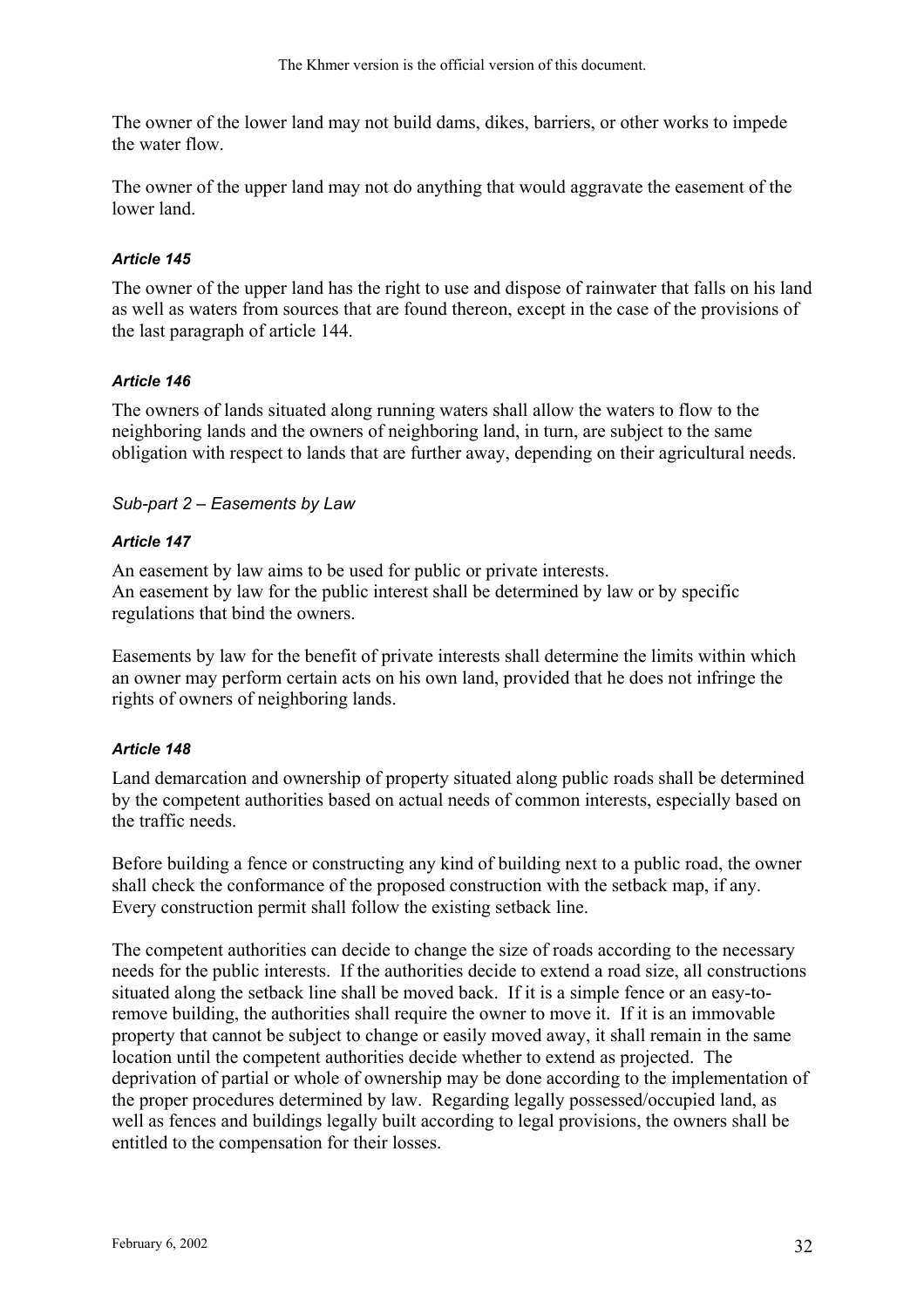The owner of the lower land may not build dams, dikes, barriers, or other works to impede the water flow.

The owner of the upper land may not do anything that would aggravate the easement of the lower land.

#### *Article 145*

The owner of the upper land has the right to use and dispose of rainwater that falls on his land as well as waters from sources that are found thereon, except in the case of the provisions of the last paragraph of article 144.

#### *Article 146*

The owners of lands situated along running waters shall allow the waters to flow to the neighboring lands and the owners of neighboring land, in turn, are subject to the same obligation with respect to lands that are further away, depending on their agricultural needs.

### *Sub-part 2 – Easements by Law*

#### *Article 147*

An easement by law aims to be used for public or private interests.
An easement by law for the public interest shall be determined by law or by specific regulations that bind the owners.

Easements by law for the benefit of private interests shall determine the limits within which an owner may perform certain acts on his own land, provided that he does not infringe the rights of owners of neighboring lands.

#### *Article 148*

Land demarcation and ownership of property situated along public roads shall be determined by the competent authorities based on actual needs of common interests, especially based on the traffic needs.

Before building a fence or constructing any kind of building next to a public road, the owner shall check the conformance of the proposed construction with the setback map, if any. Every construction permit shall follow the existing setback line.

The competent authorities can decide to change the size of roads according to the necessary needs for the public interests. If the authorities decide to extend a road size, all constructions situated along the setback line shall be moved back. If it is a simple fence or an easy-to-remove building, the authorities shall require the owner to move it. If it is an immovable property that cannot be subject to change or easily moved away, it shall remain in the same location until the competent authorities decide whether to extend as projected. The deprivation of partial or whole of ownership may be done according to the implementation of the proper procedures determined by law. Regarding legally possessed/occupied land, as well as fences and buildings legally built according to legal provisions, the owners shall be entitled to the compensation for their losses.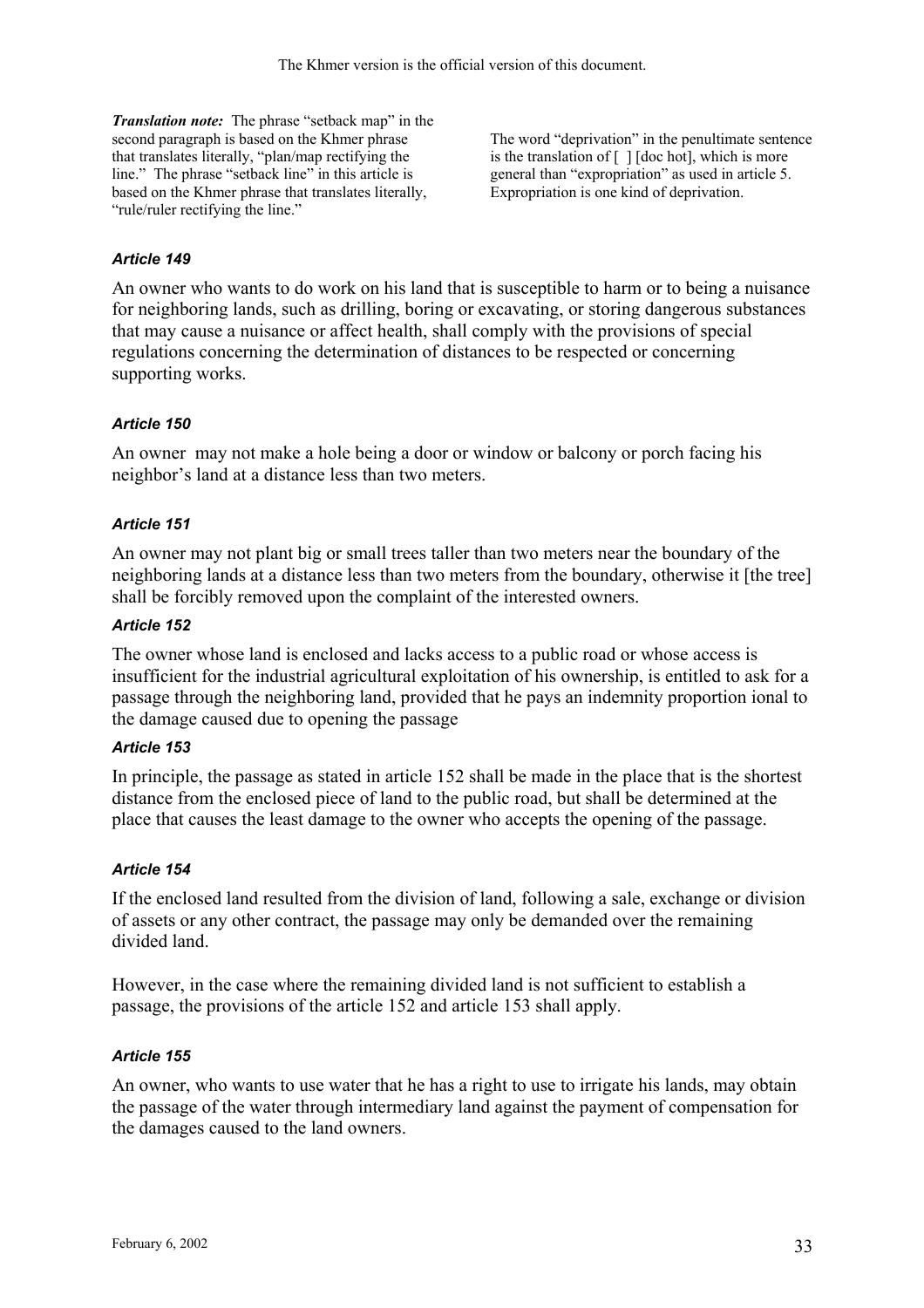*Translation note:* The phrase "setback map" in the second paragraph is based on the Khmer phrase that translates literally, "plan/map rectifying the line." The phrase "setback line" in this article is based on the Khmer phrase that translates literally, "rule/ruler rectifying the line."

The word "deprivation" in the penultimate sentence is the translation of [ ] [doc hot], which is more general than "expropriation" as used in article 5. Expropriation is one kind of deprivation.

### *Article 149*

An owner who wants to do work on his land that is susceptible to harm or to being a nuisance for neighboring lands, such as drilling, boring or excavating, or storing dangerous substances that may cause a nuisance or affect health, shall comply with the provisions of special regulations concerning the determination of distances to be respected or concerning supporting works.

### *Article 150*

An owner may not make a hole being a door or window or balcony or porch facing his neighbor's land at a distance less than two meters.

### *Article 151*

An owner may not plant big or small trees taller than two meters near the boundary of the neighboring lands at a distance less than two meters from the boundary, otherwise it [the tree] shall be forcibly removed upon the complaint of the interested owners.

### *Article 152*

The owner whose land is enclosed and lacks access to a public road or whose access is insufficient for the industrial agricultural exploitation of his ownership, is entitled to ask for a passage through the neighboring land, provided that he pays an indemnity proportion ional to the damage caused due to opening the passage

### *Article 153*

In principle, the passage as stated in article 152 shall be made in the place that is the shortest distance from the enclosed piece of land to the public road, but shall be determined at the place that causes the least damage to the owner who accepts the opening of the passage.

### *Article 154*

If the enclosed land resulted from the division of land, following a sale, exchange or division of assets or any other contract, the passage may only be demanded over the remaining divided land.

However, in the case where the remaining divided land is not sufficient to establish a passage, the provisions of the article 152 and article 153 shall apply.

### *Article 155*

An owner, who wants to use water that he has a right to use to irrigate his lands, may obtain the passage of the water through intermediary land against the payment of compensation for the damages caused to the land owners.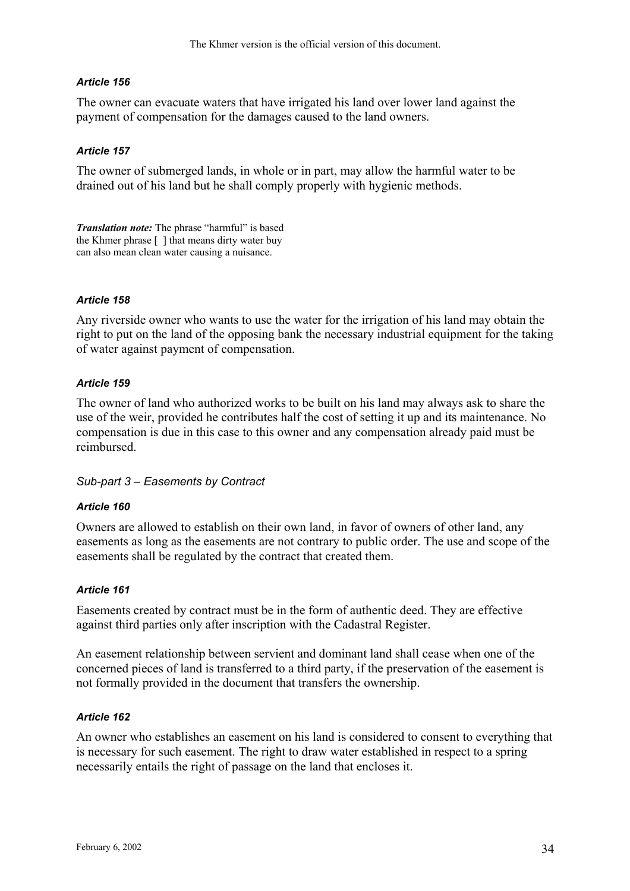***Article 156***

The owner can evacuate waters that have irrigated his land over lower land against the payment of compensation for the damages caused to the land owners.

***Article 157***

The owner of submerged lands, in whole or in part, may allow the harmful water to be drained out of his land but he shall comply properly with hygienic methods.

***Translation note:*** The phrase "harmful" is based the Khmer phrase [ ] that means dirty water buy can also mean clean water causing a nuisance.

***Article 158***

Any riverside owner who wants to use the water for the irrigation of his land may obtain the right to put on the land of the opposing bank the necessary industrial equipment for the taking of water against payment of compensation.

***Article 159***

The owner of land who authorized works to be built on his land may always ask to share the use of the weir, provided he contributes half the cost of setting it up and its maintenance. No compensation is due in this case to this owner and any compensation already paid must be reimbursed.

*Sub-part 3 – Easements by Contract*

***Article 160***

Owners are allowed to establish on their own land, in favor of owners of other land, any easements as long as the easements are not contrary to public order. The use and scope of the easements shall be regulated by the contract that created them.

***Article 161***

Easements created by contract must be in the form of authentic deed. They are effective against third parties only after inscription with the Cadastral Register.

An easement relationship between servient and dominant land shall cease when one of the concerned pieces of land is transferred to a third party, if the preservation of the easement is not formally provided in the document that transfers the ownership.

***Article 162***

An owner who establishes an easement on his land is considered to consent to everything that is necessary for such easement. The right to draw water established in respect to a spring necessarily entails the right of passage on the land that encloses it.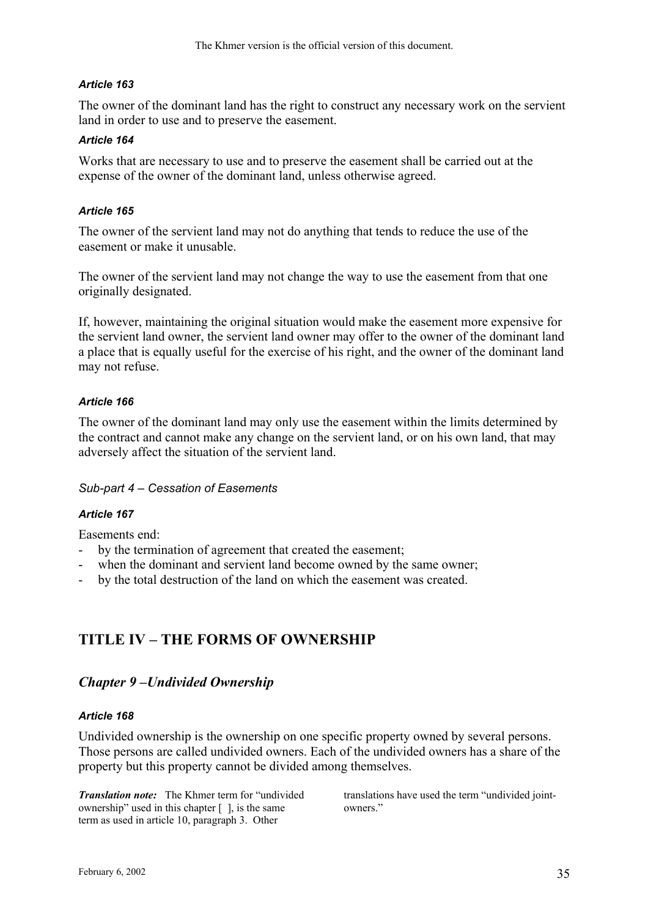#### *Article 163*

The owner of the dominant land has the right to construct any necessary work on the servient land in order to use and to preserve the easement.

#### *Article 164*

Works that are necessary to use and to preserve the easement shall be carried out at the expense of the owner of the dominant land, unless otherwise agreed.

#### *Article 165*

The owner of the servient land may not do anything that tends to reduce the use of the easement or make it unusable.

The owner of the servient land may not change the way to use the easement from that one originally designated.

If, however, maintaining the original situation would make the easement more expensive for the servient land owner, the servient land owner may offer to the owner of the dominant land a place that is equally useful for the exercise of his right, and the owner of the dominant land may not refuse.

#### *Article 166*

The owner of the dominant land may only use the easement within the limits determined by the contract and cannot make any change on the servient land, or on his own land, that may adversely affect the situation of the servient land.

### *Sub-part 4 – Cessation of Easements*

#### *Article 167*

Easements end:
- by the termination of agreement that created the easement;
- when the dominant and servient land become owned by the same owner;
- by the total destruction of the land on which the easement was created.

# TITLE IV – THE FORMS OF OWNERSHIP

## *Chapter 9 –Undivided Ownership*

#### *Article 168*

Undivided ownership is the ownership on one specific property owned by several persons. Those persons are called undivided owners. Each of the undivided owners has a share of the property but this property cannot be divided among themselves.

***Translation note:*** The Khmer term for "undivided ownership" used in this chapter [ ], is the same term as used in article 10, paragraph 3. Other translations have used the term "undivided joint-owners."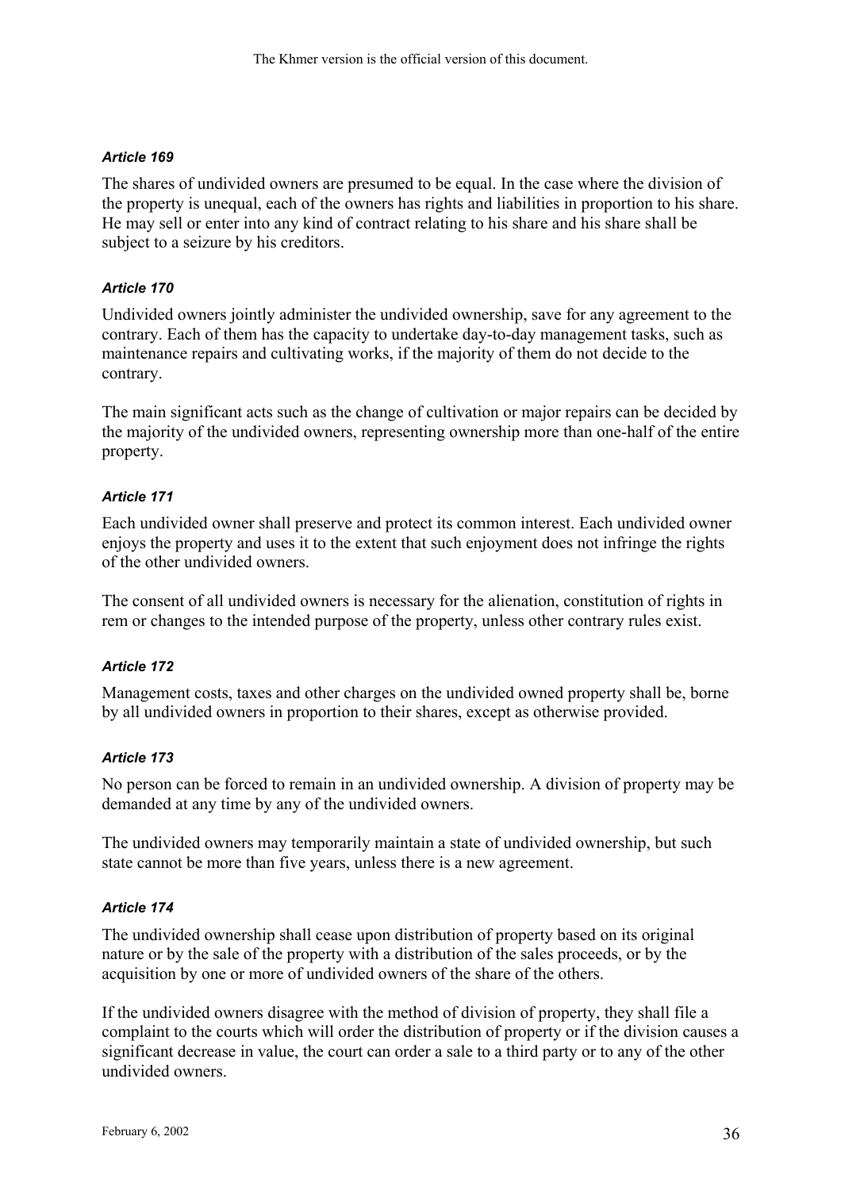### *Article 169*

The shares of undivided owners are presumed to be equal. In the case where the division of the property is unequal, each of the owners has rights and liabilities in proportion to his share. He may sell or enter into any kind of contract relating to his share and his share shall be subject to a seizure by his creditors.

### *Article 170*

Undivided owners jointly administer the undivided ownership, save for any agreement to the contrary. Each of them has the capacity to undertake day-to-day management tasks, such as maintenance repairs and cultivating works, if the majority of them do not decide to the contrary.

The main significant acts such as the change of cultivation or major repairs can be decided by the majority of the undivided owners, representing ownership more than one-half of the entire property.

### *Article 171*

Each undivided owner shall preserve and protect its common interest. Each undivided owner enjoys the property and uses it to the extent that such enjoyment does not infringe the rights of the other undivided owners.

The consent of all undivided owners is necessary for the alienation, constitution of rights in rem or changes to the intended purpose of the property, unless other contrary rules exist.

### *Article 172*

Management costs, taxes and other charges on the undivided owned property shall be, borne by all undivided owners in proportion to their shares, except as otherwise provided.

### *Article 173*

No person can be forced to remain in an undivided ownership. A division of property may be demanded at any time by any of the undivided owners.

The undivided owners may temporarily maintain a state of undivided ownership, but such state cannot be more than five years, unless there is a new agreement.

### *Article 174*

The undivided ownership shall cease upon distribution of property based on its original nature or by the sale of the property with a distribution of the sales proceeds, or by the acquisition by one or more of undivided owners of the share of the others.

If the undivided owners disagree with the method of division of property, they shall file a complaint to the courts which will order the distribution of property or if the division causes a significant decrease in value, the court can order a sale to a third party or to any of the other undivided owners.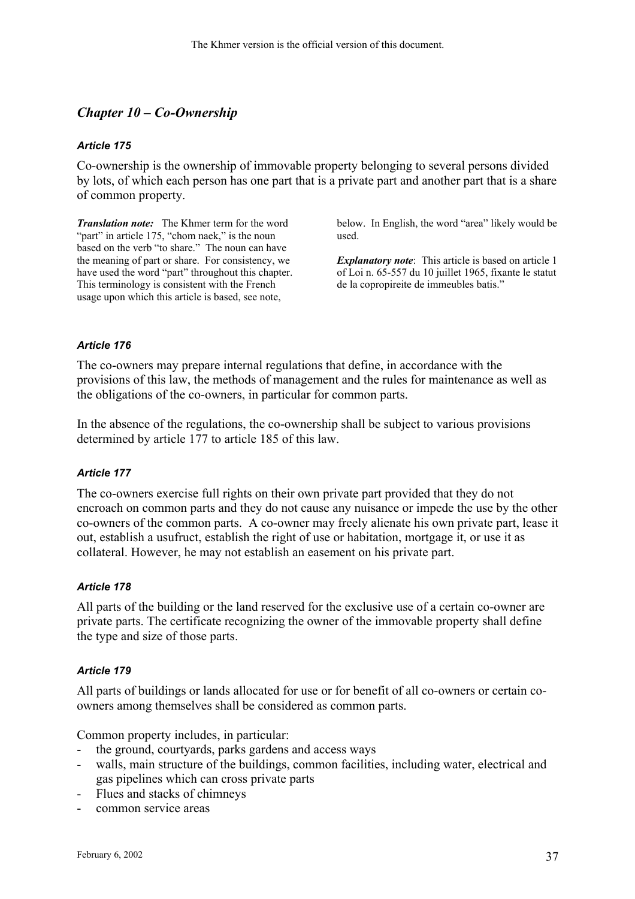## *Chapter 10 – Co-Ownership*

#### *Article 175*

Co-ownership is the ownership of immovable property belonging to several persons divided by lots, of which each person has one part that is a private part and another part that is a share of common property.

***Translation note:*** The Khmer term for the word "part" in article 175, "chom naek," is the noun based on the verb "to share." The noun can have the meaning of part or share. For consistency, we have used the word "part" throughout this chapter. This terminology is consistent with the French usage upon which this article is based, see note, below. In English, the word "area" likely would be used.

***Explanatory note***: This article is based on article 1 of Loi n. 65-557 du 10 juillet 1965, fixante le statut de la copropireite de immeubles batis."

#### *Article 176*

The co-owners may prepare internal regulations that define, in accordance with the provisions of this law, the methods of management and the rules for maintenance as well as the obligations of the co-owners, in particular for common parts.

In the absence of the regulations, the co-ownership shall be subject to various provisions determined by article 177 to article 185 of this law.

#### *Article 177*

The co-owners exercise full rights on their own private part provided that they do not encroach on common parts and they do not cause any nuisance or impede the use by the other co-owners of the common parts. A co-owner may freely alienate his own private part, lease it out, establish a usufruct, establish the right of use or habitation, mortgage it, or use it as collateral. However, he may not establish an easement on his private part.

#### *Article 178*

All parts of the building or the land reserved for the exclusive use of a certain co-owner are private parts. The certificate recognizing the owner of the immovable property shall define the type and size of those parts.

#### *Article 179*

All parts of buildings or lands allocated for use or for benefit of all co-owners or certain co-owners among themselves shall be considered as common parts.

Common property includes, in particular:

- the ground, courtyards, parks gardens and access ways
- walls, main structure of the buildings, common facilities, including water, electrical and gas pipelines which can cross private parts
- Flues and stacks of chimneys
- common service areas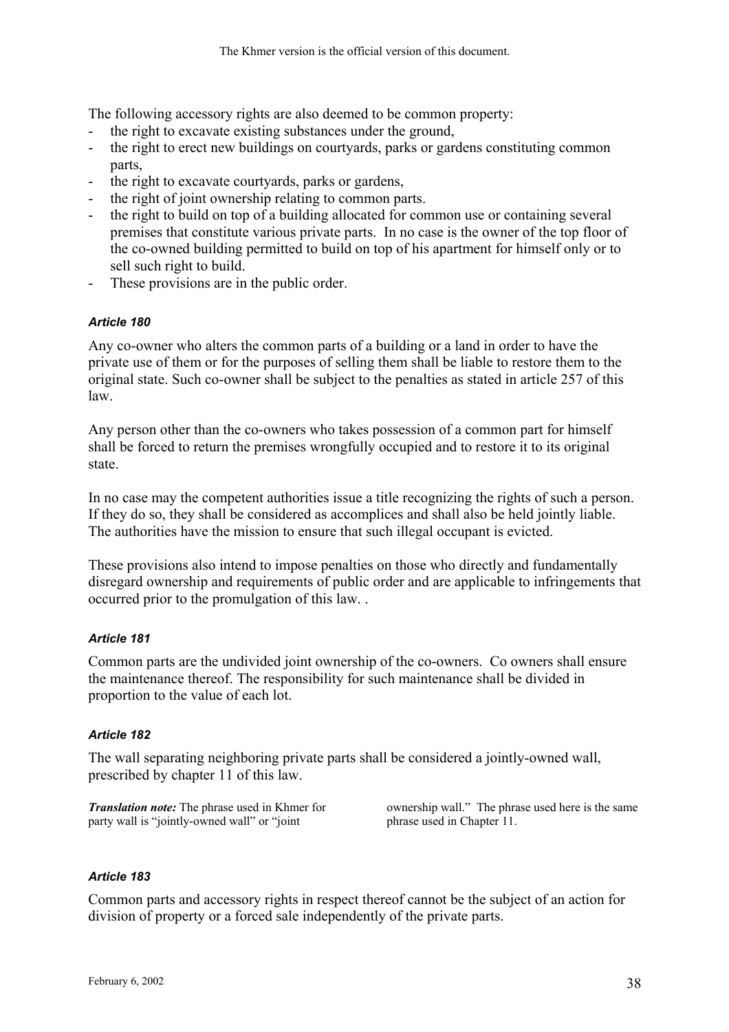The following accessory rights are also deemed to be common property:

- the right to excavate existing substances under the ground,
- the right to erect new buildings on courtyards, parks or gardens constituting common parts,
- the right to excavate courtyards, parks or gardens,
- the right of joint ownership relating to common parts.
- the right to build on top of a building allocated for common use or containing several premises that constitute various private parts. In no case is the owner of the top floor of the co-owned building permitted to build on top of his apartment for himself only or to sell such right to build.
- These provisions are in the public order.

#### *Article 180*

Any co-owner who alters the common parts of a building or a land in order to have the private use of them or for the purposes of selling them shall be liable to restore them to the original state. Such co-owner shall be subject to the penalties as stated in article 257 of this law.

Any person other than the co-owners who takes possession of a common part for himself shall be forced to return the premises wrongfully occupied and to restore it to its original state.

In no case may the competent authorities issue a title recognizing the rights of such a person. If they do so, they shall be considered as accomplices and shall also be held jointly liable. The authorities have the mission to ensure that such illegal occupant is evicted.

These provisions also intend to impose penalties on those who directly and fundamentally disregard ownership and requirements of public order and are applicable to infringements that occurred prior to the promulgation of this law. .

#### *Article 181*

Common parts are the undivided joint ownership of the co-owners. Co owners shall ensure the maintenance thereof. The responsibility for such maintenance shall be divided in proportion to the value of each lot.

#### *Article 182*

The wall separating neighboring private parts shall be considered a jointly-owned wall, prescribed by chapter 11 of this law.

***Translation note:*** The phrase used in Khmer for party wall is "jointly-owned wall" or "joint ownership wall." The phrase used here is the same phrase used in Chapter 11.

#### *Article 183*

Common parts and accessory rights in respect thereof cannot be the subject of an action for division of property or a forced sale independently of the private parts.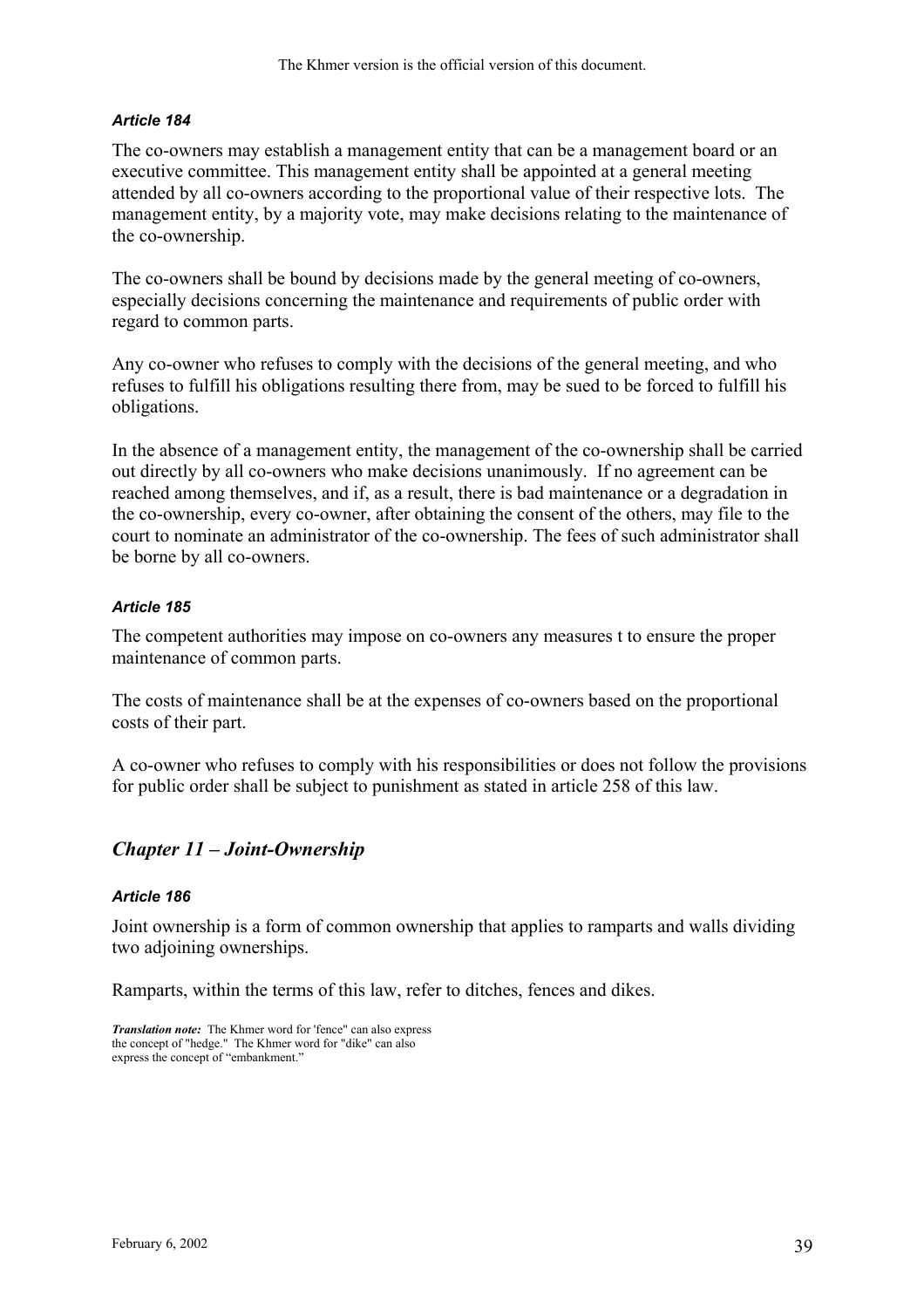#### *Article 184*

The co-owners may establish a management entity that can be a management board or an executive committee. This management entity shall be appointed at a general meeting attended by all co-owners according to the proportional value of their respective lots. The management entity, by a majority vote, may make decisions relating to the maintenance of the co-ownership.

The co-owners shall be bound by decisions made by the general meeting of co-owners, especially decisions concerning the maintenance and requirements of public order with regard to common parts.

Any co-owner who refuses to comply with the decisions of the general meeting, and who refuses to fulfill his obligations resulting there from, may be sued to be forced to fulfill his obligations.

In the absence of a management entity, the management of the co-ownership shall be carried out directly by all co-owners who make decisions unanimously. If no agreement can be reached among themselves, and if, as a result, there is bad maintenance or a degradation in the co-ownership, every co-owner, after obtaining the consent of the others, may file to the court to nominate an administrator of the co-ownership. The fees of such administrator shall be borne by all co-owners.

#### *Article 185*

The competent authorities may impose on co-owners any measures t to ensure the proper maintenance of common parts.

The costs of maintenance shall be at the expenses of co-owners based on the proportional costs of their part.

A co-owner who refuses to comply with his responsibilities or does not follow the provisions for public order shall be subject to punishment as stated in article 258 of this law.

## *Chapter 11 – Joint-Ownership*

#### *Article 186*

Joint ownership is a form of common ownership that applies to ramparts and walls dividing two adjoining ownerships.

Ramparts, within the terms of this law, refer to ditches, fences and dikes.

***Translation note:*** The Khmer word for 'fence" can also express the concept of "hedge." The Khmer word for "dike" can also express the concept of "embankment."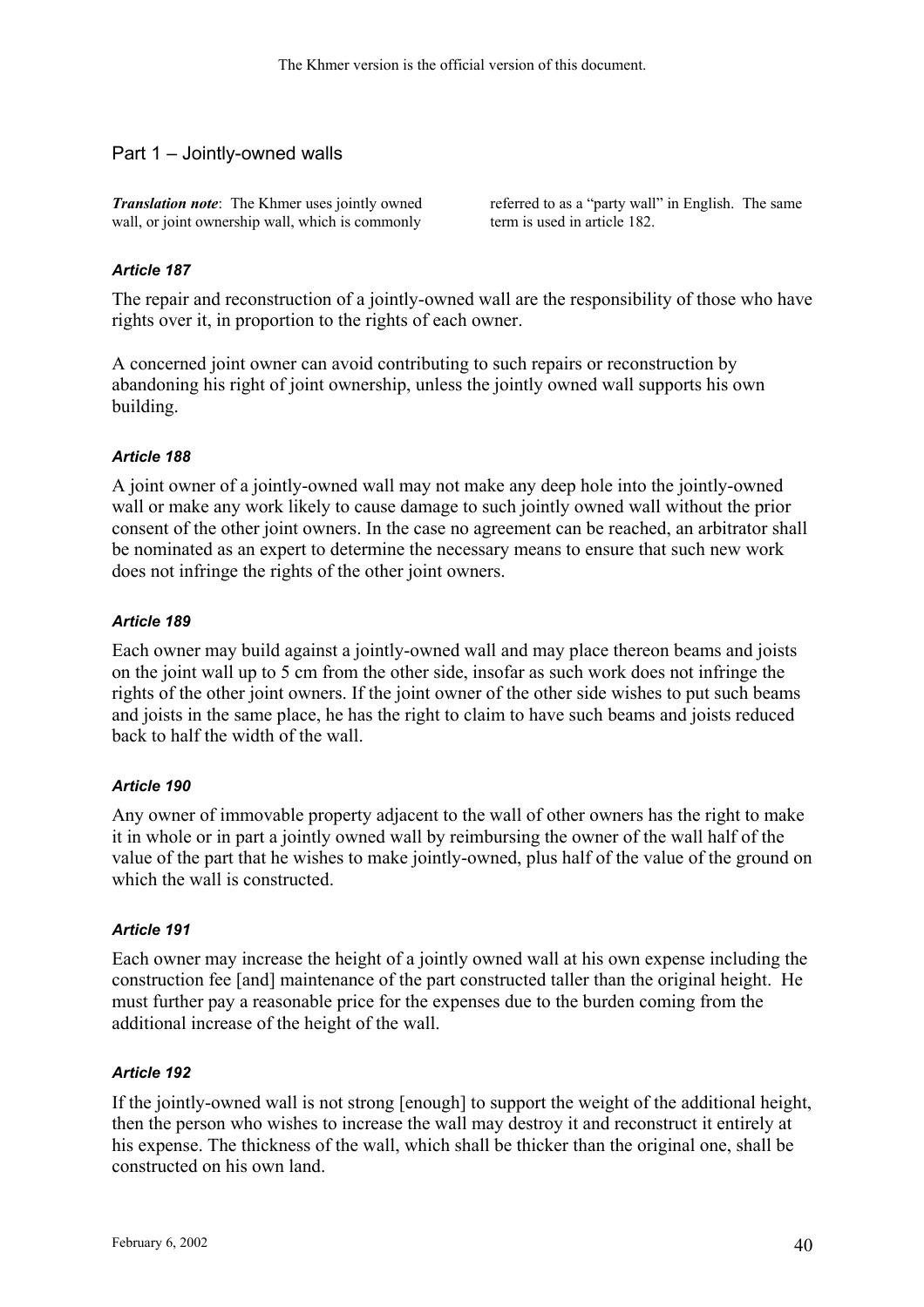## Part 1 – Jointly-owned walls

***Translation note***: The Khmer uses jointly owned wall, or joint ownership wall, which is commonly referred to as a "party wall" in English. The same term is used in article 182.

#### *Article 187*

The repair and reconstruction of a jointly-owned wall are the responsibility of those who have rights over it, in proportion to the rights of each owner.

A concerned joint owner can avoid contributing to such repairs or reconstruction by abandoning his right of joint ownership, unless the jointly owned wall supports his own building.

#### *Article 188*

A joint owner of a jointly-owned wall may not make any deep hole into the jointly-owned wall or make any work likely to cause damage to such jointly owned wall without the prior consent of the other joint owners. In the case no agreement can be reached, an arbitrator shall be nominated as an expert to determine the necessary means to ensure that such new work does not infringe the rights of the other joint owners.

#### *Article 189*

Each owner may build against a jointly-owned wall and may place thereon beams and joists on the joint wall up to 5 cm from the other side, insofar as such work does not infringe the rights of the other joint owners. If the joint owner of the other side wishes to put such beams and joists in the same place, he has the right to claim to have such beams and joists reduced back to half the width of the wall.

#### *Article 190*

Any owner of immovable property adjacent to the wall of other owners has the right to make it in whole or in part a jointly owned wall by reimbursing the owner of the wall half of the value of the part that he wishes to make jointly-owned, plus half of the value of the ground on which the wall is constructed.

#### *Article 191*

Each owner may increase the height of a jointly owned wall at his own expense including the construction fee [and] maintenance of the part constructed taller than the original height. He must further pay a reasonable price for the expenses due to the burden coming from the additional increase of the height of the wall.

#### *Article 192*

If the jointly-owned wall is not strong [enough] to support the weight of the additional height, then the person who wishes to increase the wall may destroy it and reconstruct it entirely at his expense. The thickness of the wall, which shall be thicker than the original one, shall be constructed on his own land.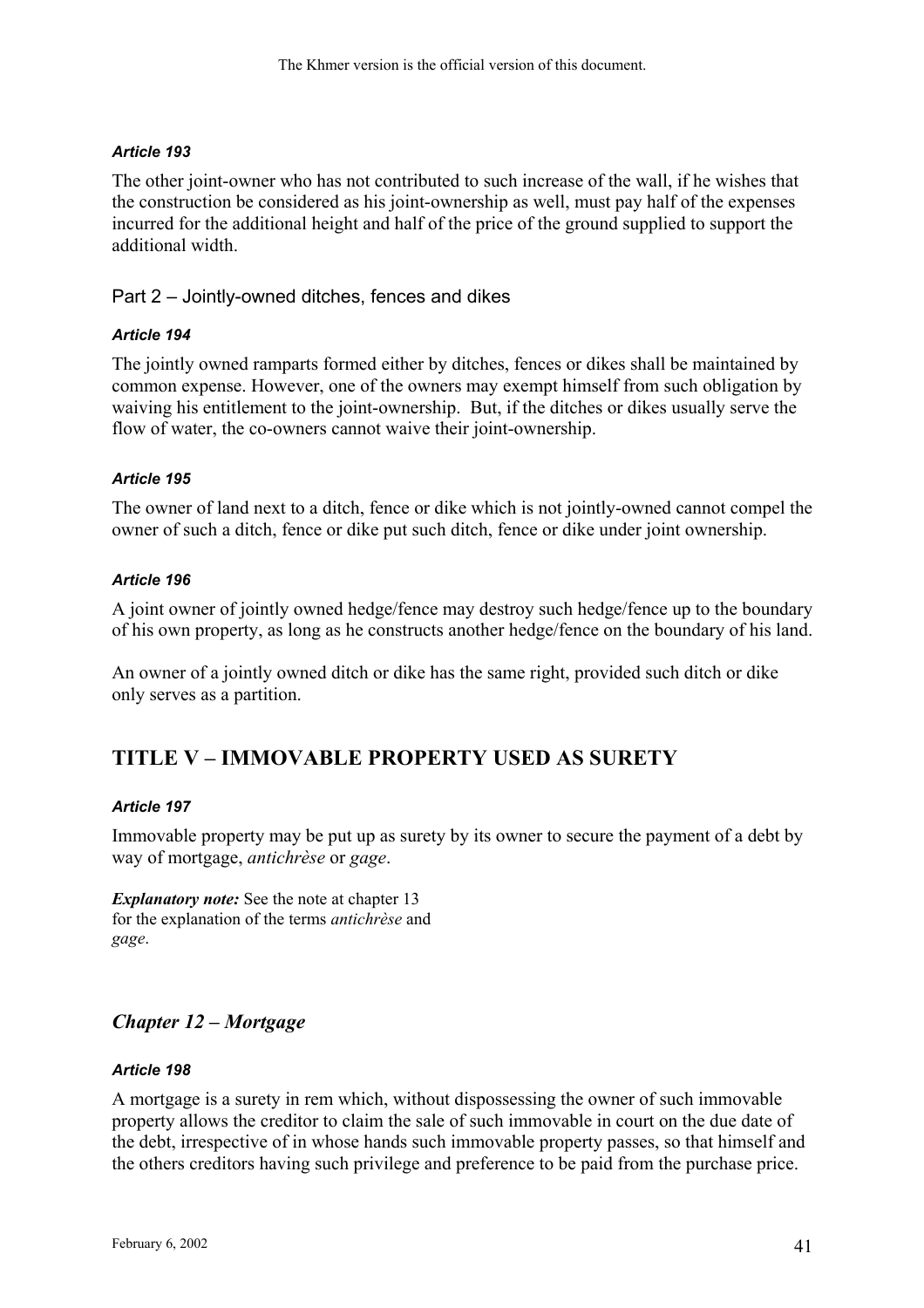#### *Article 193*

The other joint-owner who has not contributed to such increase of the wall, if he wishes that the construction be considered as his joint-ownership as well, must pay half of the expenses incurred for the additional height and half of the price of the ground supplied to support the additional width.

### Part 2 – Jointly-owned ditches, fences and dikes

#### *Article 194*

The jointly owned ramparts formed either by ditches, fences or dikes shall be maintained by common expense. However, one of the owners may exempt himself from such obligation by waiving his entitlement to the joint-ownership. But, if the ditches or dikes usually serve the flow of water, the co-owners cannot waive their joint-ownership.

#### *Article 195*

The owner of land next to a ditch, fence or dike which is not jointly-owned cannot compel the owner of such a ditch, fence or dike put such ditch, fence or dike under joint ownership.

#### *Article 196*

A joint owner of jointly owned hedge/fence may destroy such hedge/fence up to the boundary of his own property, as long as he constructs another hedge/fence on the boundary of his land.

An owner of a jointly owned ditch or dike has the same right, provided such ditch or dike only serves as a partition.

## TITLE V – IMMOVABLE PROPERTY USED AS SURETY

#### *Article 197*

Immovable property may be put up as surety by its owner to secure the payment of a debt by way of mortgage, *antichrèse* or *gage*.

***Explanatory note:*** See the note at chapter 13 for the explanation of the terms *antichrèse* and *gage*.

## *Chapter 12 – Mortgage*

#### *Article 198*

A mortgage is a surety in rem which, without dispossessing the owner of such immovable property allows the creditor to claim the sale of such immovable in court on the due date of the debt, irrespective of in whose hands such immovable property passes, so that himself and the others creditors having such privilege and preference to be paid from the purchase price.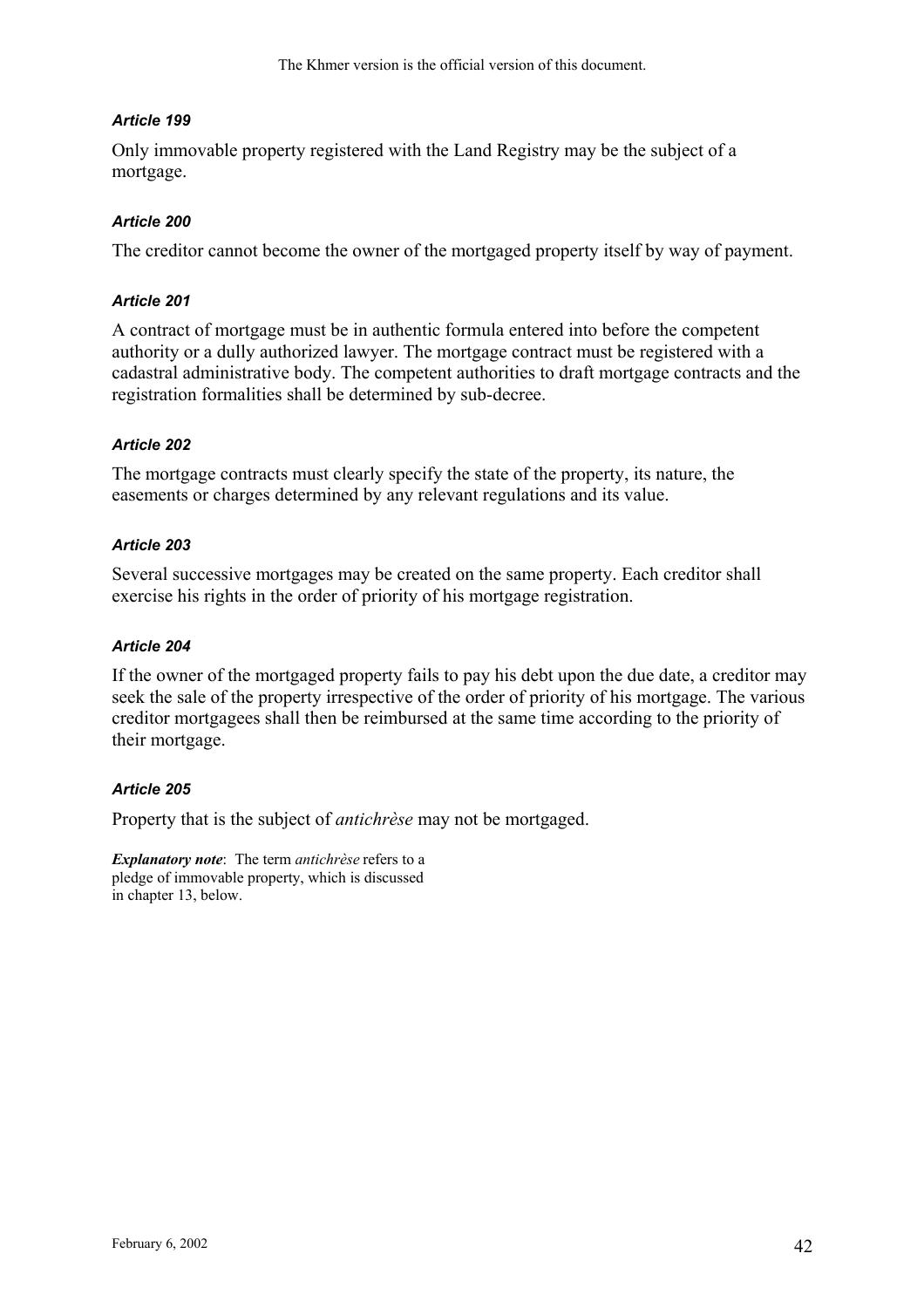### *Article 199*

Only immovable property registered with the Land Registry may be the subject of a mortgage.

### *Article 200*

The creditor cannot become the owner of the mortgaged property itself by way of payment.

### *Article 201*

A contract of mortgage must be in authentic formula entered into before the competent authority or a dully authorized lawyer. The mortgage contract must be registered with a cadastral administrative body. The competent authorities to draft mortgage contracts and the registration formalities shall be determined by sub-decree.

### *Article 202*

The mortgage contracts must clearly specify the state of the property, its nature, the easements or charges determined by any relevant regulations and its value.

### *Article 203*

Several successive mortgages may be created on the same property. Each creditor shall exercise his rights in the order of priority of his mortgage registration.

### *Article 204*

If the owner of the mortgaged property fails to pay his debt upon the due date, a creditor may seek the sale of the property irrespective of the order of priority of his mortgage. The various creditor mortgagees shall then be reimbursed at the same time according to the priority of their mortgage.

### *Article 205*

Property that is the subject of *antichrèse* may not be mortgaged.

***Explanatory note***: The term *antichrèse* refers to a pledge of immovable property, which is discussed in chapter 13, below.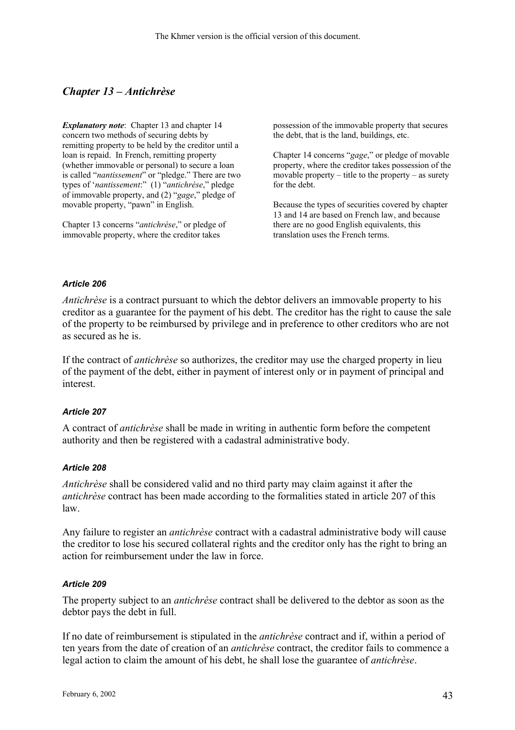## *Chapter 13 – Antichrèse*

***Explanatory note***: Chapter 13 and chapter 14 concern two methods of securing debts by remitting property to be held by the creditor until a loan is repaid. In French, remitting property (whether immovable or personal) to secure a loan is called "*nantissement*" or "pledge." There are two types of '*nantissement*:" (1) "*antichrèse*," pledge of immovable property, and (2) "*gage*," pledge of movable property, "pawn" in English.

Chapter 13 concerns "*antichrèse*," or pledge of immovable property, where the creditor takes possession of the immovable property that secures the debt, that is the land, buildings, etc.

Chapter 14 concerns "*gage*," or pledge of movable property, where the creditor takes possession of the movable property – title to the property – as surety for the debt.

Because the types of securities covered by chapter 13 and 14 are based on French law, and because there are no good English equivalents, this translation uses the French terms.

#### *Article 206*

*Antichrèse* is a contract pursuant to which the debtor delivers an immovable property to his creditor as a guarantee for the payment of his debt. The creditor has the right to cause the sale of the property to be reimbursed by privilege and in preference to other creditors who are not as secured as he is.

If the contract of *antichrèse* so authorizes, the creditor may use the charged property in lieu of the payment of the debt, either in payment of interest only or in payment of principal and interest.

#### *Article 207*

A contract of *antichrèse* shall be made in writing in authentic form before the competent authority and then be registered with a cadastral administrative body.

#### *Article 208*

*Antichrèse* shall be considered valid and no third party may claim against it after the *antichrèse* contract has been made according to the formalities stated in article 207 of this law.

Any failure to register an *antichrèse* contract with a cadastral administrative body will cause the creditor to lose his secured collateral rights and the creditor only has the right to bring an action for reimbursement under the law in force.

#### *Article 209*

The property subject to an *antichrèse* contract shall be delivered to the debtor as soon as the debtor pays the debt in full.

If no date of reimbursement is stipulated in the *antichrèse* contract and if, within a period of ten years from the date of creation of an *antichrèse* contract, the creditor fails to commence a legal action to claim the amount of his debt, he shall lose the guarantee of *antichrèse*.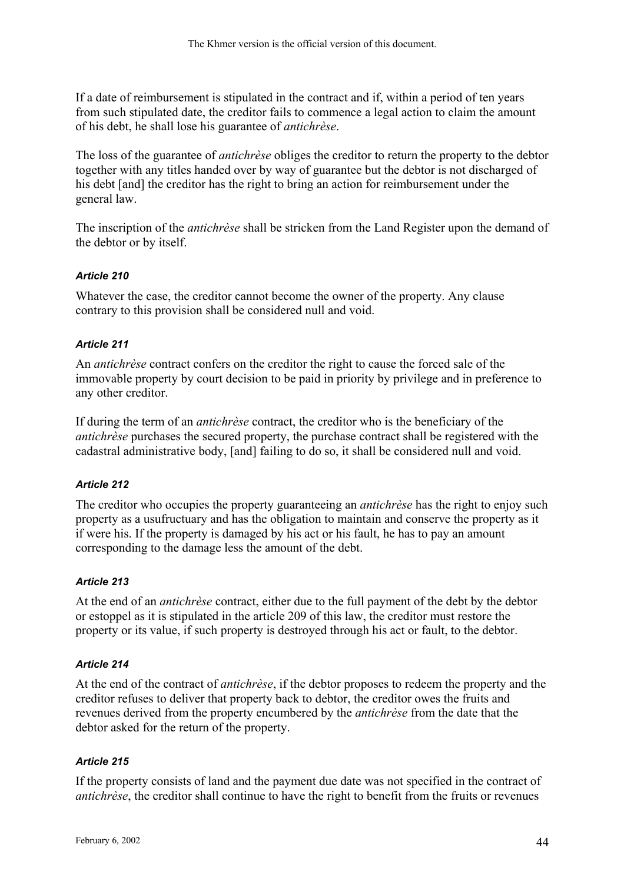If a date of reimbursement is stipulated in the contract and if, within a period of ten years from such stipulated date, the creditor fails to commence a legal action to claim the amount of his debt, he shall lose his guarantee of *antichrèse*.

The loss of the guarantee of *antichrèse* obliges the creditor to return the property to the debtor together with any titles handed over by way of guarantee but the debtor is not discharged of his debt [and] the creditor has the right to bring an action for reimbursement under the general law.

The inscription of the *antichrèse* shall be stricken from the Land Register upon the demand of the debtor or by itself.

#### *Article 210*

Whatever the case, the creditor cannot become the owner of the property. Any clause contrary to this provision shall be considered null and void.

#### *Article 211*

An *antichrèse* contract confers on the creditor the right to cause the forced sale of the immovable property by court decision to be paid in priority by privilege and in preference to any other creditor.

If during the term of an *antichrèse* contract, the creditor who is the beneficiary of the *antichrèse* purchases the secured property, the purchase contract shall be registered with the cadastral administrative body, [and] failing to do so, it shall be considered null and void.

#### *Article 212*

The creditor who occupies the property guaranteeing an *antichrèse* has the right to enjoy such property as a usufructuary and has the obligation to maintain and conserve the property as it if were his. If the property is damaged by his act or his fault, he has to pay an amount corresponding to the damage less the amount of the debt.

#### *Article 213*

At the end of an *antichrèse* contract, either due to the full payment of the debt by the debtor or estoppel as it is stipulated in the article 209 of this law, the creditor must restore the property or its value, if such property is destroyed through his act or fault, to the debtor.

#### *Article 214*

At the end of the contract of *antichrèse*, if the debtor proposes to redeem the property and the creditor refuses to deliver that property back to debtor, the creditor owes the fruits and revenues derived from the property encumbered by the *antichrèse* from the date that the debtor asked for the return of the property.

#### *Article 215*

If the property consists of land and the payment due date was not specified in the contract of *antichrèse*, the creditor shall continue to have the right to benefit from the fruits or revenues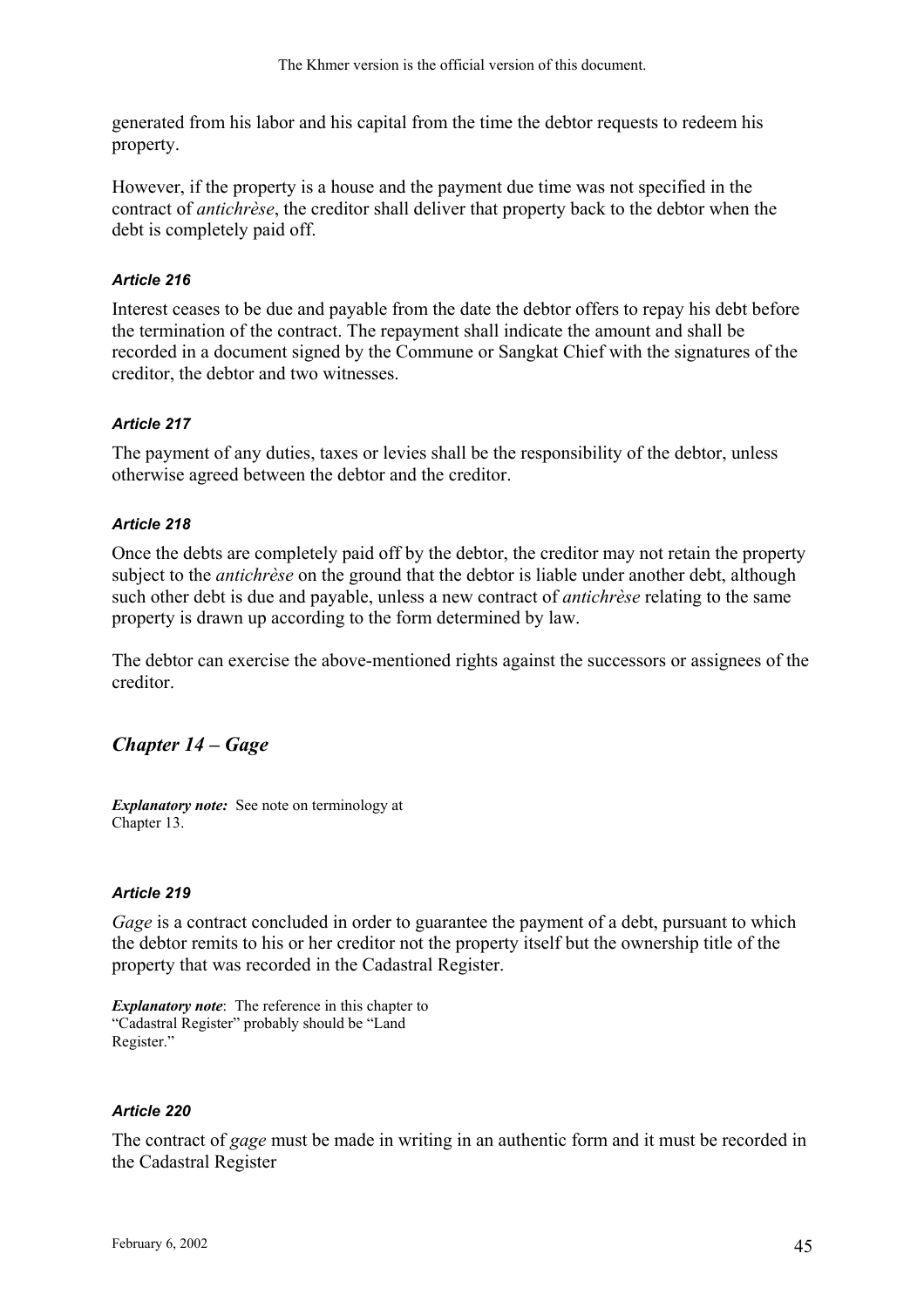generated from his labor and his capital from the time the debtor requests to redeem his property.

However, if the property is a house and the payment due time was not specified in the contract of *antichrèse*, the creditor shall deliver that property back to the debtor when the debt is completely paid off.

#### *Article 216*

Interest ceases to be due and payable from the date the debtor offers to repay his debt before the termination of the contract. The repayment shall indicate the amount and shall be recorded in a document signed by the Commune or Sangkat Chief with the signatures of the creditor, the debtor and two witnesses.

#### *Article 217*

The payment of any duties, taxes or levies shall be the responsibility of the debtor, unless otherwise agreed between the debtor and the creditor.

#### *Article 218*

Once the debts are completely paid off by the debtor, the creditor may not retain the property subject to the *antichrèse* on the ground that the debtor is liable under another debt, although such other debt is due and payable, unless a new contract of *antichrèse* relating to the same property is drawn up according to the form determined by law.

The debtor can exercise the above-mentioned rights against the successors or assignees of the creditor.

## *Chapter 14 – Gage*

***Explanatory note:*** See note on terminology at Chapter 13.

#### *Article 219*

*Gage* is a contract concluded in order to guarantee the payment of a debt, pursuant to which the debtor remits to his or her creditor not the property itself but the ownership title of the property that was recorded in the Cadastral Register.

***Explanatory note***: The reference in this chapter to "Cadastral Register" probably should be "Land Register."

#### *Article 220*

The contract of *gage* must be made in writing in an authentic form and it must be recorded in the Cadastral Register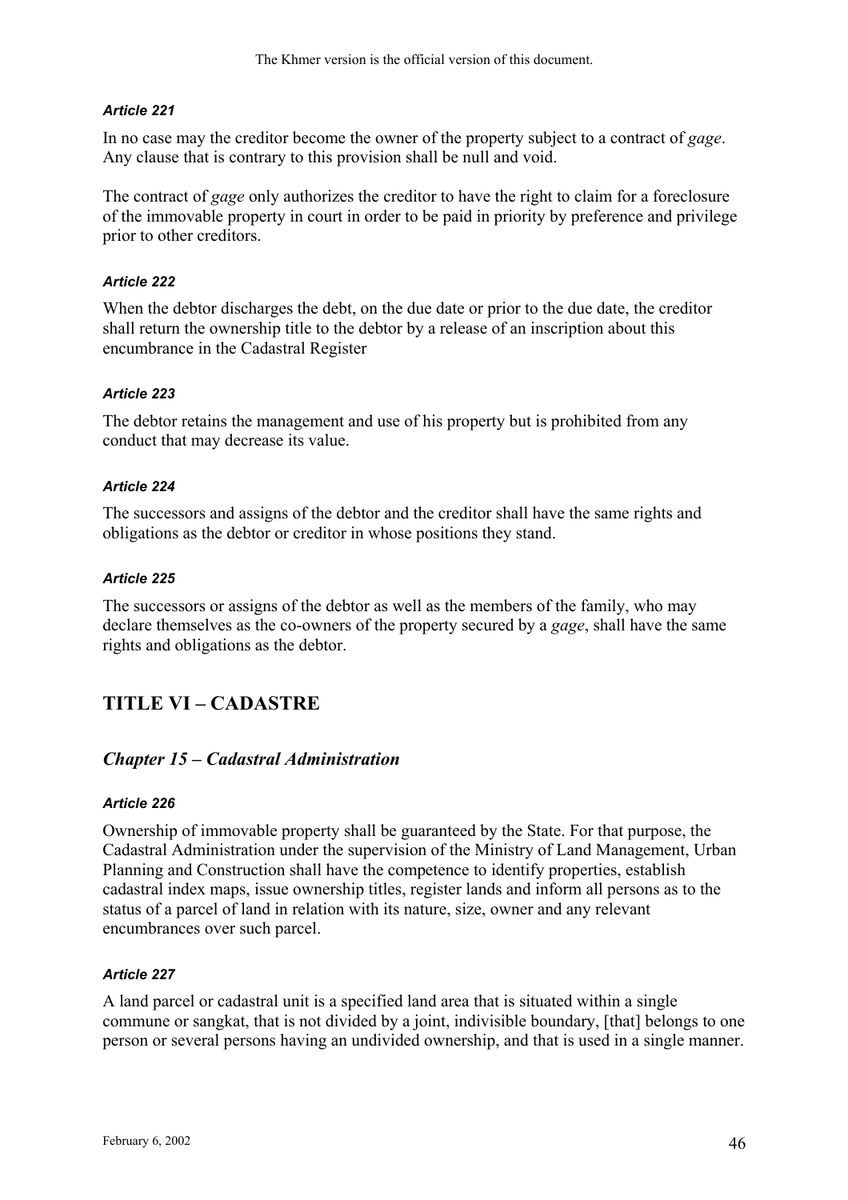#### *Article 221*

In no case may the creditor become the owner of the property subject to a contract of *gage*. Any clause that is contrary to this provision shall be null and void.

The contract of *gage* only authorizes the creditor to have the right to claim for a foreclosure of the immovable property in court in order to be paid in priority by preference and privilege prior to other creditors.

#### *Article 222*

When the debtor discharges the debt, on the due date or prior to the due date, the creditor shall return the ownership title to the debtor by a release of an inscription about this encumbrance in the Cadastral Register

#### *Article 223*

The debtor retains the management and use of his property but is prohibited from any conduct that may decrease its value.

#### *Article 224*

The successors and assigns of the debtor and the creditor shall have the same rights and obligations as the debtor or creditor in whose positions they stand.

#### *Article 225*

The successors or assigns of the debtor as well as the members of the family, who may declare themselves as the co-owners of the property secured by a *gage*, shall have the same rights and obligations as the debtor.

## TITLE VI – CADASTRE

### *Chapter 15 – Cadastral Administration*

#### *Article 226*

Ownership of immovable property shall be guaranteed by the State. For that purpose, the Cadastral Administration under the supervision of the Ministry of Land Management, Urban Planning and Construction shall have the competence to identify properties, establish cadastral index maps, issue ownership titles, register lands and inform all persons as to the status of a parcel of land in relation with its nature, size, owner and any relevant encumbrances over such parcel.

#### *Article 227*

A land parcel or cadastral unit is a specified land area that is situated within a single commune or sangkat, that is not divided by a joint, indivisible boundary, [that] belongs to one person or several persons having an undivided ownership, and that is used in a single manner.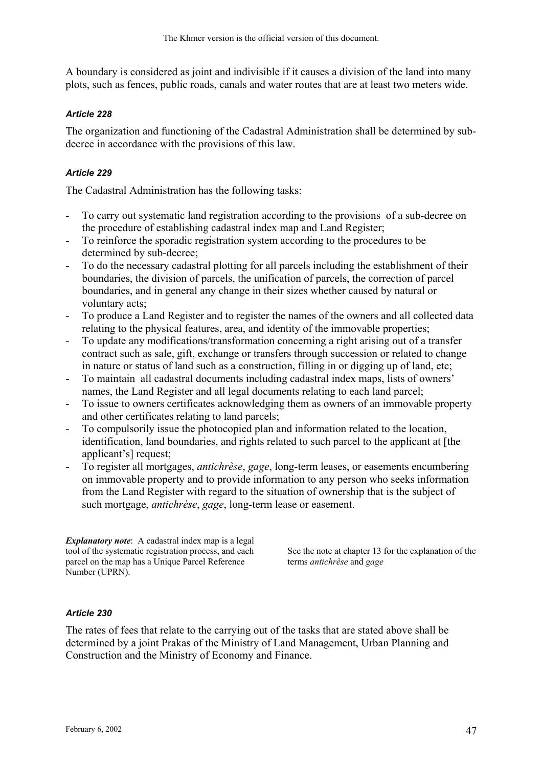A boundary is considered as joint and indivisible if it causes a division of the land into many plots, such as fences, public roads, canals and water routes that are at least two meters wide.

#### *Article 228*

The organization and functioning of the Cadastral Administration shall be determined by sub-decree in accordance with the provisions of this law.

#### *Article 229*

The Cadastral Administration has the following tasks:

- To carry out systematic land registration according to the provisions of a sub-decree on the procedure of establishing cadastral index map and Land Register;
- To reinforce the sporadic registration system according to the procedures to be determined by sub-decree;
- To do the necessary cadastral plotting for all parcels including the establishment of their boundaries, the division of parcels, the unification of parcels, the correction of parcel boundaries, and in general any change in their sizes whether caused by natural or voluntary acts;
- To produce a Land Register and to register the names of the owners and all collected data relating to the physical features, area, and identity of the immovable properties;
- To update any modifications/transformation concerning a right arising out of a transfer contract such as sale, gift, exchange or transfers through succession or related to change in nature or status of land such as a construction, filling in or digging up of land, etc;
- To maintain all cadastral documents including cadastral index maps, lists of owners' names, the Land Register and all legal documents relating to each land parcel;
- To issue to owners certificates acknowledging them as owners of an immovable property and other certificates relating to land parcels;
- To compulsorily issue the photocopied plan and information related to the location, identification, land boundaries, and rights related to such parcel to the applicant at [the applicant's] request;
- To register all mortgages, *antichrèse*, *gage*, long-term leases, or easements encumbering on immovable property and to provide information to any person who seeks information from the Land Register with regard to the situation of ownership that is the subject of such mortgage, *antichrèse*, *gage*, long-term lease or easement.

***Explanatory note***: A cadastral index map is a legal tool of the systematic registration process, and each parcel on the map has a Unique Parcel Reference Number (UPRN).

See the note at chapter 13 for the explanation of the terms *antichrèse* and *gage*

#### *Article 230*

The rates of fees that relate to the carrying out of the tasks that are stated above shall be determined by a joint Prakas of the Ministry of Land Management, Urban Planning and Construction and the Ministry of Economy and Finance.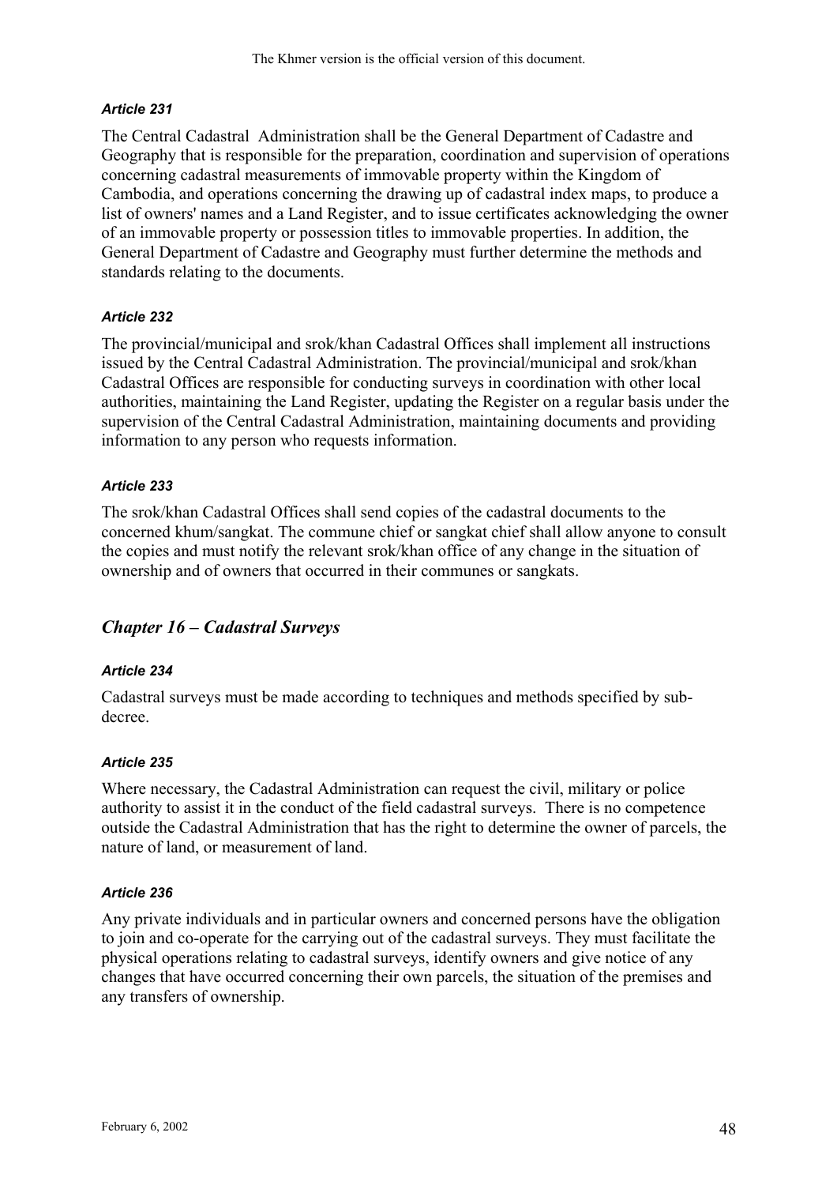#### *Article 231*

The Central Cadastral Administration shall be the General Department of Cadastre and Geography that is responsible for the preparation, coordination and supervision of operations concerning cadastral measurements of immovable property within the Kingdom of Cambodia, and operations concerning the drawing up of cadastral index maps, to produce a list of owners' names and a Land Register, and to issue certificates acknowledging the owner of an immovable property or possession titles to immovable properties. In addition, the General Department of Cadastre and Geography must further determine the methods and standards relating to the documents.

#### *Article 232*

The provincial/municipal and srok/khan Cadastral Offices shall implement all instructions issued by the Central Cadastral Administration. The provincial/municipal and srok/khan Cadastral Offices are responsible for conducting surveys in coordination with other local authorities, maintaining the Land Register, updating the Register on a regular basis under the supervision of the Central Cadastral Administration, maintaining documents and providing information to any person who requests information.

#### *Article 233*

The srok/khan Cadastral Offices shall send copies of the cadastral documents to the concerned khum/sangkat. The commune chief or sangkat chief shall allow anyone to consult the copies and must notify the relevant srok/khan office of any change in the situation of ownership and of owners that occurred in their communes or sangkats.

## *Chapter 16 – Cadastral Surveys*

#### *Article 234*

Cadastral surveys must be made according to techniques and methods specified by sub-decree.

#### *Article 235*

Where necessary, the Cadastral Administration can request the civil, military or police authority to assist it in the conduct of the field cadastral surveys. There is no competence outside the Cadastral Administration that has the right to determine the owner of parcels, the nature of land, or measurement of land.

#### *Article 236*

Any private individuals and in particular owners and concerned persons have the obligation to join and co-operate for the carrying out of the cadastral surveys. They must facilitate the physical operations relating to cadastral surveys, identify owners and give notice of any changes that have occurred concerning their own parcels, the situation of the premises and any transfers of ownership.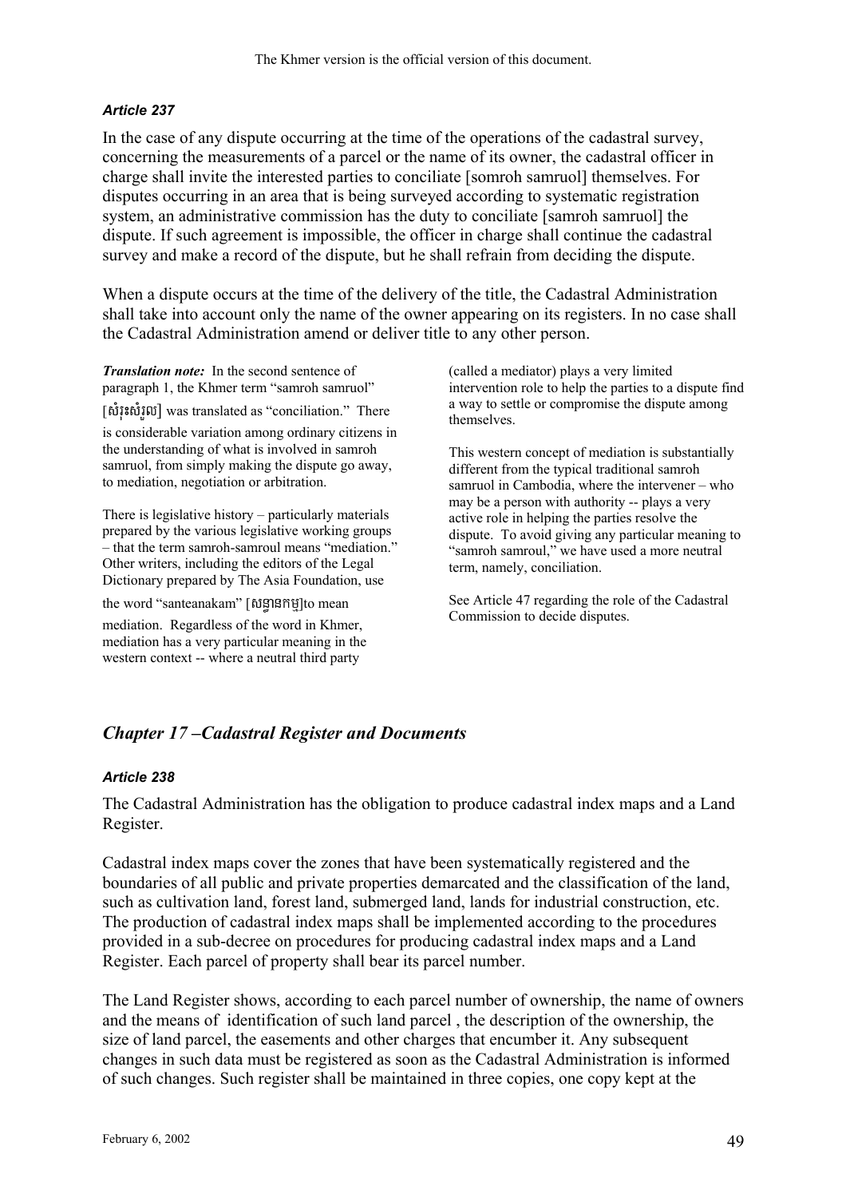#### *Article 237*

In the case of any dispute occurring at the time of the operations of the cadastral survey, concerning the measurements of a parcel or the name of its owner, the cadastral officer in charge shall invite the interested parties to conciliate [somroh samruol] themselves. For disputes occurring in an area that is being surveyed according to systematic registration system, an administrative commission has the duty to conciliate [samroh samruol] the dispute. If such agreement is impossible, the officer in charge shall continue the cadastral survey and make a record of the dispute, but he shall refrain from deciding the dispute.

When a dispute occurs at the time of the delivery of the title, the Cadastral Administration shall take into account only the name of the owner appearing on its registers. In no case shall the Cadastral Administration amend or deliver title to any other person.

***Translation note:*** In the second sentence of paragraph 1, the Khmer term "samroh samruol" [សំរុះសំរួល] was translated as "conciliation." There is considerable variation among ordinary citizens in the understanding of what is involved in samroh samruol, from simply making the dispute go away, to mediation, negotiation or arbitration.

There is legislative history – particularly materials prepared by the various legislative working groups – that the term samroh-samroul means "mediation." Other writers, including the editors of the Legal Dictionary prepared by The Asia Foundation, use the word "santeanakam" [សន្ធានកម្ម]to mean mediation. Regardless of the word in Khmer, mediation has a very particular meaning in the western context -- where a neutral third party (called a mediator) plays a very limited intervention role to help the parties to a dispute find a way to settle or compromise the dispute among themselves.

This western concept of mediation is substantially different from the typical traditional samroh samruol in Cambodia, where the intervener – who may be a person with authority -- plays a very active role in helping the parties resolve the dispute. To avoid giving any particular meaning to "samroh samroul," we have used a more neutral term, namely, conciliation.

See Article 47 regarding the role of the Cadastral Commission to decide disputes.

## *Chapter 17 –Cadastral Register and Documents*

#### *Article 238*

The Cadastral Administration has the obligation to produce cadastral index maps and a Land Register.

Cadastral index maps cover the zones that have been systematically registered and the boundaries of all public and private properties demarcated and the classification of the land, such as cultivation land, forest land, submerged land, lands for industrial construction, etc. The production of cadastral index maps shall be implemented according to the procedures provided in a sub-decree on procedures for producing cadastral index maps and a Land Register. Each parcel of property shall bear its parcel number.

The Land Register shows, according to each parcel number of ownership, the name of owners and the means of identification of such land parcel , the description of the ownership, the size of land parcel, the easements and other charges that encumber it. Any subsequent changes in such data must be registered as soon as the Cadastral Administration is informed of such changes. Such register shall be maintained in three copies, one copy kept at the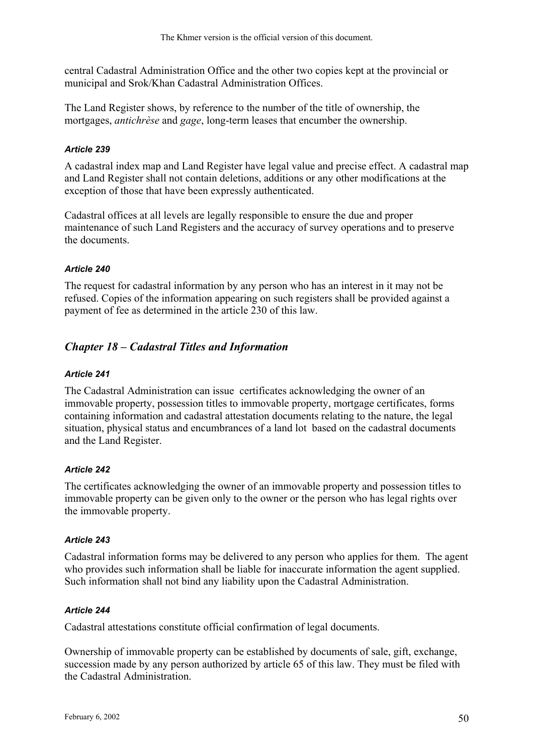central Cadastral Administration Office and the other two copies kept at the provincial or municipal and Srok/Khan Cadastral Administration Offices.

The Land Register shows, by reference to the number of the title of ownership, the mortgages, *antichrèse* and *gage*, long-term leases that encumber the ownership.

#### *Article 239*

A cadastral index map and Land Register have legal value and precise effect. A cadastral map and Land Register shall not contain deletions, additions or any other modifications at the exception of those that have been expressly authenticated.

Cadastral offices at all levels are legally responsible to ensure the due and proper maintenance of such Land Registers and the accuracy of survey operations and to preserve the documents.

#### *Article 240*

The request for cadastral information by any person who has an interest in it may not be refused. Copies of the information appearing on such registers shall be provided against a payment of fee as determined in the article 230 of this law.

## *Chapter 18 – Cadastral Titles and Information*

#### *Article 241*

The Cadastral Administration can issue certificates acknowledging the owner of an immovable property, possession titles to immovable property, mortgage certificates, forms containing information and cadastral attestation documents relating to the nature, the legal situation, physical status and encumbrances of a land lot based on the cadastral documents and the Land Register.

#### *Article 242*

The certificates acknowledging the owner of an immovable property and possession titles to immovable property can be given only to the owner or the person who has legal rights over the immovable property.

#### *Article 243*

Cadastral information forms may be delivered to any person who applies for them. The agent who provides such information shall be liable for inaccurate information the agent supplied. Such information shall not bind any liability upon the Cadastral Administration.

#### *Article 244*

Cadastral attestations constitute official confirmation of legal documents.

Ownership of immovable property can be established by documents of sale, gift, exchange, succession made by any person authorized by article 65 of this law. They must be filed with the Cadastral Administration.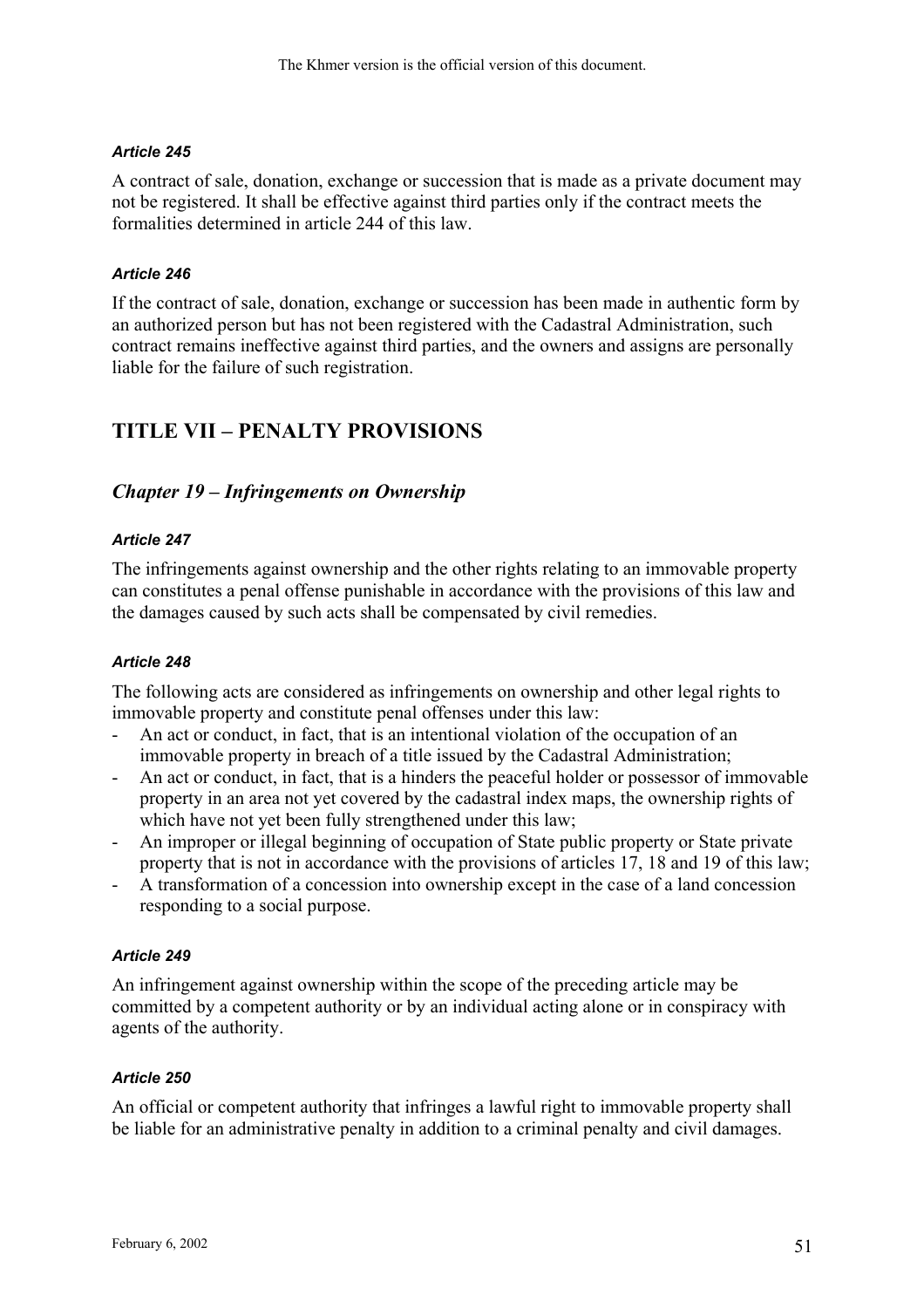#### *Article 245*

A contract of sale, donation, exchange or succession that is made as a private document may not be registered. It shall be effective against third parties only if the contract meets the formalities determined in article 244 of this law.

#### *Article 246*

If the contract of sale, donation, exchange or succession has been made in authentic form by an authorized person but has not been registered with the Cadastral Administration, such contract remains ineffective against third parties, and the owners and assigns are personally liable for the failure of such registration.

# TITLE VII – PENALTY PROVISIONS

## *Chapter 19 – Infringements on Ownership*

#### *Article 247*

The infringements against ownership and the other rights relating to an immovable property can constitutes a penal offense punishable in accordance with the provisions of this law and the damages caused by such acts shall be compensated by civil remedies.

#### *Article 248*

The following acts are considered as infringements on ownership and other legal rights to immovable property and constitute penal offenses under this law:

- An act or conduct, in fact, that is an intentional violation of the occupation of an immovable property in breach of a title issued by the Cadastral Administration;
- An act or conduct, in fact, that is a hinders the peaceful holder or possessor of immovable property in an area not yet covered by the cadastral index maps, the ownership rights of which have not yet been fully strengthened under this law;
- An improper or illegal beginning of occupation of State public property or State private property that is not in accordance with the provisions of articles 17, 18 and 19 of this law;
- A transformation of a concession into ownership except in the case of a land concession responding to a social purpose.

#### *Article 249*

An infringement against ownership within the scope of the preceding article may be committed by a competent authority or by an individual acting alone or in conspiracy with agents of the authority.

#### *Article 250*

An official or competent authority that infringes a lawful right to immovable property shall be liable for an administrative penalty in addition to a criminal penalty and civil damages.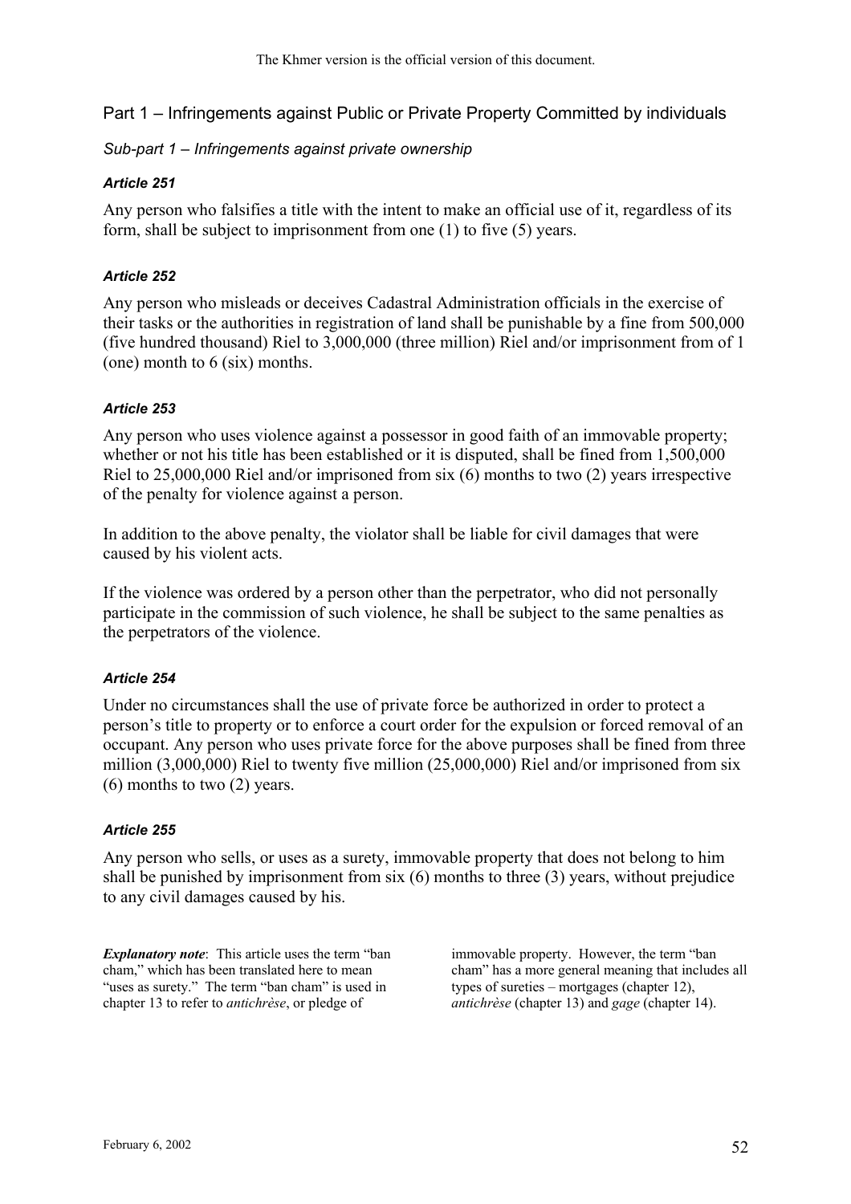The Khmer version is the official version of this document.

## Part 1 – Infringements against Public or Private Property Committed by individuals

### *Sub-part 1 – Infringements against private ownership*

#### ***Article 251***

Any person who falsifies a title with the intent to make an official use of it, regardless of its form, shall be subject to imprisonment from one (1) to five (5) years.

#### ***Article 252***

Any person who misleads or deceives Cadastral Administration officials in the exercise of their tasks or the authorities in registration of land shall be punishable by a fine from 500,000 (five hundred thousand) Riel to 3,000,000 (three million) Riel and/or imprisonment from of 1 (one) month to 6 (six) months.

#### ***Article 253***

Any person who uses violence against a possessor in good faith of an immovable property; whether or not his title has been established or it is disputed, shall be fined from 1,500,000 Riel to 25,000,000 Riel and/or imprisoned from six (6) months to two (2) years irrespective of the penalty for violence against a person.

In addition to the above penalty, the violator shall be liable for civil damages that were caused by his violent acts.

If the violence was ordered by a person other than the perpetrator, who did not personally participate in the commission of such violence, he shall be subject to the same penalties as the perpetrators of the violence.

#### ***Article 254***

Under no circumstances shall the use of private force be authorized in order to protect a person's title to property or to enforce a court order for the expulsion or forced removal of an occupant. Any person who uses private force for the above purposes shall be fined from three million (3,000,000) Riel to twenty five million (25,000,000) Riel and/or imprisoned from six (6) months to two (2) years.

#### ***Article 255***

Any person who sells, or uses as a surety, immovable property that does not belong to him shall be punished by imprisonment from six (6) months to three (3) years, without prejudice to any civil damages caused by his.

***Explanatory note***: This article uses the term "ban cham," which has been translated here to mean "uses as surety." The term "ban cham" is used in chapter 13 to refer to *antichrèse*, or pledge of immovable property. However, the term "ban cham" has a more general meaning that includes all types of sureties – mortgages (chapter 12), *antichrèse* (chapter 13) and *gage* (chapter 14).

February 6, 2002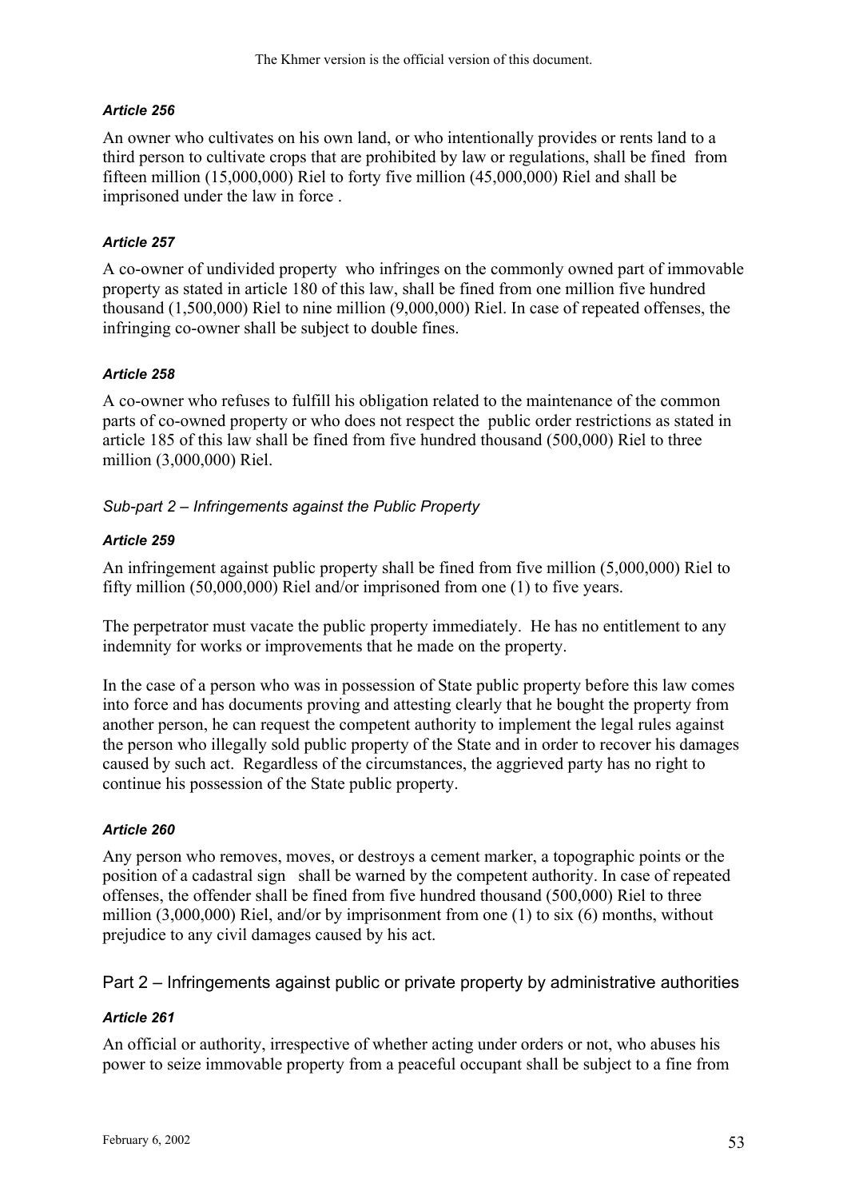#### *Article 256*

An owner who cultivates on his own land, or who intentionally provides or rents land to a third person to cultivate crops that are prohibited by law or regulations, shall be fined from fifteen million (15,000,000) Riel to forty five million (45,000,000) Riel and shall be imprisoned under the law in force .

#### *Article 257*

A co-owner of undivided property who infringes on the commonly owned part of immovable property as stated in article 180 of this law, shall be fined from one million five hundred thousand (1,500,000) Riel to nine million (9,000,000) Riel. In case of repeated offenses, the infringing co-owner shall be subject to double fines.

#### *Article 258*

A co-owner who refuses to fulfill his obligation related to the maintenance of the common parts of co-owned property or who does not respect the public order restrictions as stated in article 185 of this law shall be fined from five hundred thousand (500,000) Riel to three million (3,000,000) Riel.

### *Sub-part 2 – Infringements against the Public Property*

#### *Article 259*

An infringement against public property shall be fined from five million (5,000,000) Riel to fifty million (50,000,000) Riel and/or imprisoned from one (1) to five years.

The perpetrator must vacate the public property immediately. He has no entitlement to any indemnity for works or improvements that he made on the property.

In the case of a person who was in possession of State public property before this law comes into force and has documents proving and attesting clearly that he bought the property from another person, he can request the competent authority to implement the legal rules against the person who illegally sold public property of the State and in order to recover his damages caused by such act. Regardless of the circumstances, the aggrieved party has no right to continue his possession of the State public property.

#### *Article 260*

Any person who removes, moves, or destroys a cement marker, a topographic points or the position of a cadastral sign shall be warned by the competent authority. In case of repeated offenses, the offender shall be fined from five hundred thousand (500,000) Riel to three million (3,000,000) Riel, and/or by imprisonment from one (1) to six (6) months, without prejudice to any civil damages caused by his act.

## Part 2 – Infringements against public or private property by administrative authorities

#### *Article 261*

An official or authority, irrespective of whether acting under orders or not, who abuses his power to seize immovable property from a peaceful occupant shall be subject to a fine from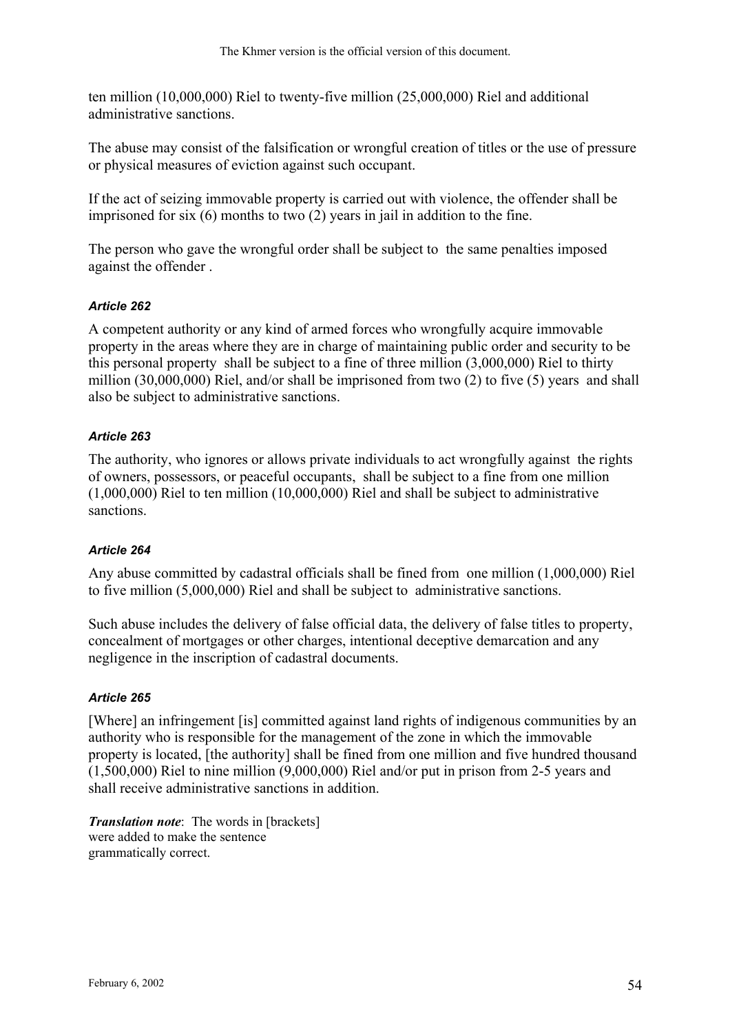ten million (10,000,000) Riel to twenty-five million (25,000,000) Riel and additional administrative sanctions.

The abuse may consist of the falsification or wrongful creation of titles or the use of pressure or physical measures of eviction against such occupant.

If the act of seizing immovable property is carried out with violence, the offender shall be imprisoned for six (6) months to two (2) years in jail in addition to the fine.

The person who gave the wrongful order shall be subject to the same penalties imposed against the offender .

#### *Article 262*

A competent authority or any kind of armed forces who wrongfully acquire immovable property in the areas where they are in charge of maintaining public order and security to be this personal property shall be subject to a fine of three million (3,000,000) Riel to thirty million (30,000,000) Riel, and/or shall be imprisoned from two (2) to five (5) years and shall also be subject to administrative sanctions.

#### *Article 263*

The authority, who ignores or allows private individuals to act wrongfully against the rights of owners, possessors, or peaceful occupants, shall be subject to a fine from one million (1,000,000) Riel to ten million (10,000,000) Riel and shall be subject to administrative sanctions.

#### *Article 264*

Any abuse committed by cadastral officials shall be fined from one million (1,000,000) Riel to five million (5,000,000) Riel and shall be subject to administrative sanctions.

Such abuse includes the delivery of false official data, the delivery of false titles to property, concealment of mortgages or other charges, intentional deceptive demarcation and any negligence in the inscription of cadastral documents.

#### *Article 265*

[Where] an infringement [is] committed against land rights of indigenous communities by an authority who is responsible for the management of the zone in which the immovable property is located, [the authority] shall be fined from one million and five hundred thousand (1,500,000) Riel to nine million (9,000,000) Riel and/or put in prison from 2-5 years and shall receive administrative sanctions in addition.

***Translation note***: The words in [brackets] were added to make the sentence grammatically correct.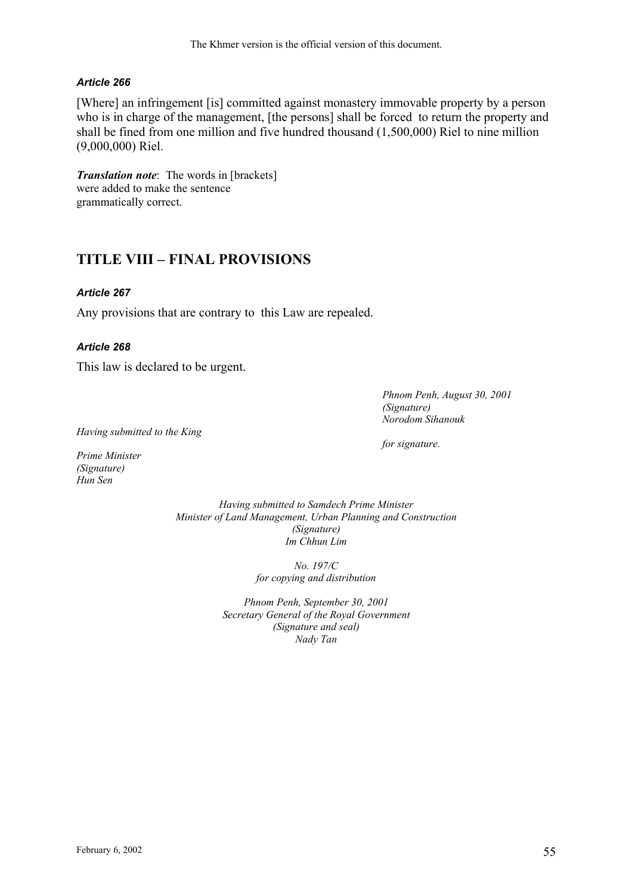#### *Article 266*

[Where] an infringement [is] committed against monastery immovable property by a person who is in charge of the management, [the persons] shall be forced to return the property and shall be fined from one million and five hundred thousand (1,500,000) Riel to nine million (9,000,000) Riel.

***Translation note***: The words in [brackets] were added to make the sentence grammatically correct.

## TITLE VIII – FINAL PROVISIONS

#### *Article 267*

Any provisions that are contrary to this Law are repealed.

#### *Article 268*

This law is declared to be urgent.

*Phnom Penh, August 30, 2001*
*(Signature)*
*Norodom Sihanouk*

*Having submitted to the King for signature.*

*Prime Minister*
*(Signature)*
*Hun Sen*

*Having submitted to Samdech Prime Minister*
*Minister of Land Management, Urban Planning and Construction*
*(Signature)*
*Im Chhun Lim*

*No. 197/C*
*for copying and distribution*

*Phnom Penh, September 30, 2001*
*Secretary General of the Royal Government*
*(Signature and seal)*
*Nady Tan*